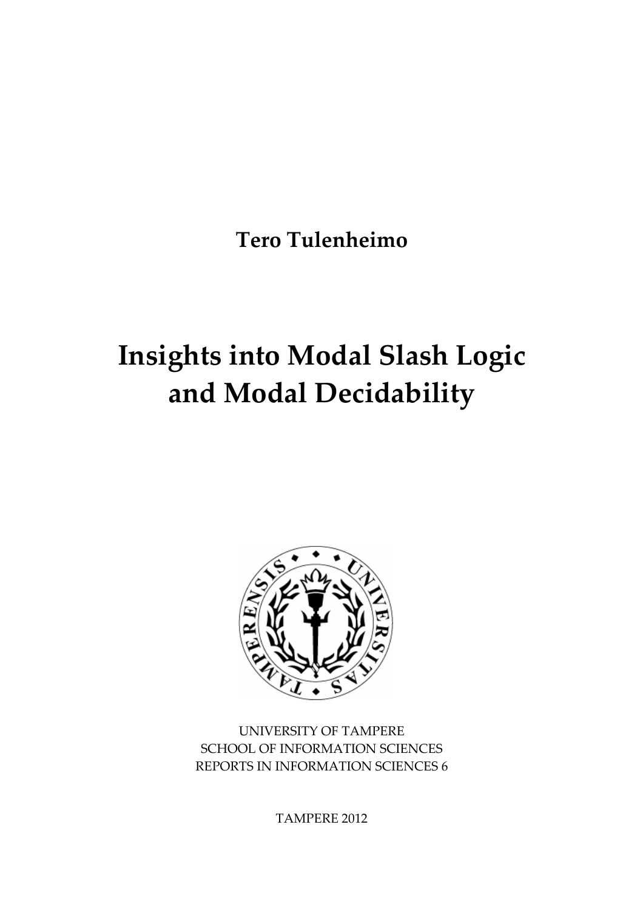**Tero Tulenheimo**

# Insights into Modal Slash Logic and Modal Decidability

UNIVERSITY OF TAMPERE
SCHOOL OF INFORMATION SCIENCES
REPORTS IN INFORMATION SCIENCES 6

TAMPERE 2012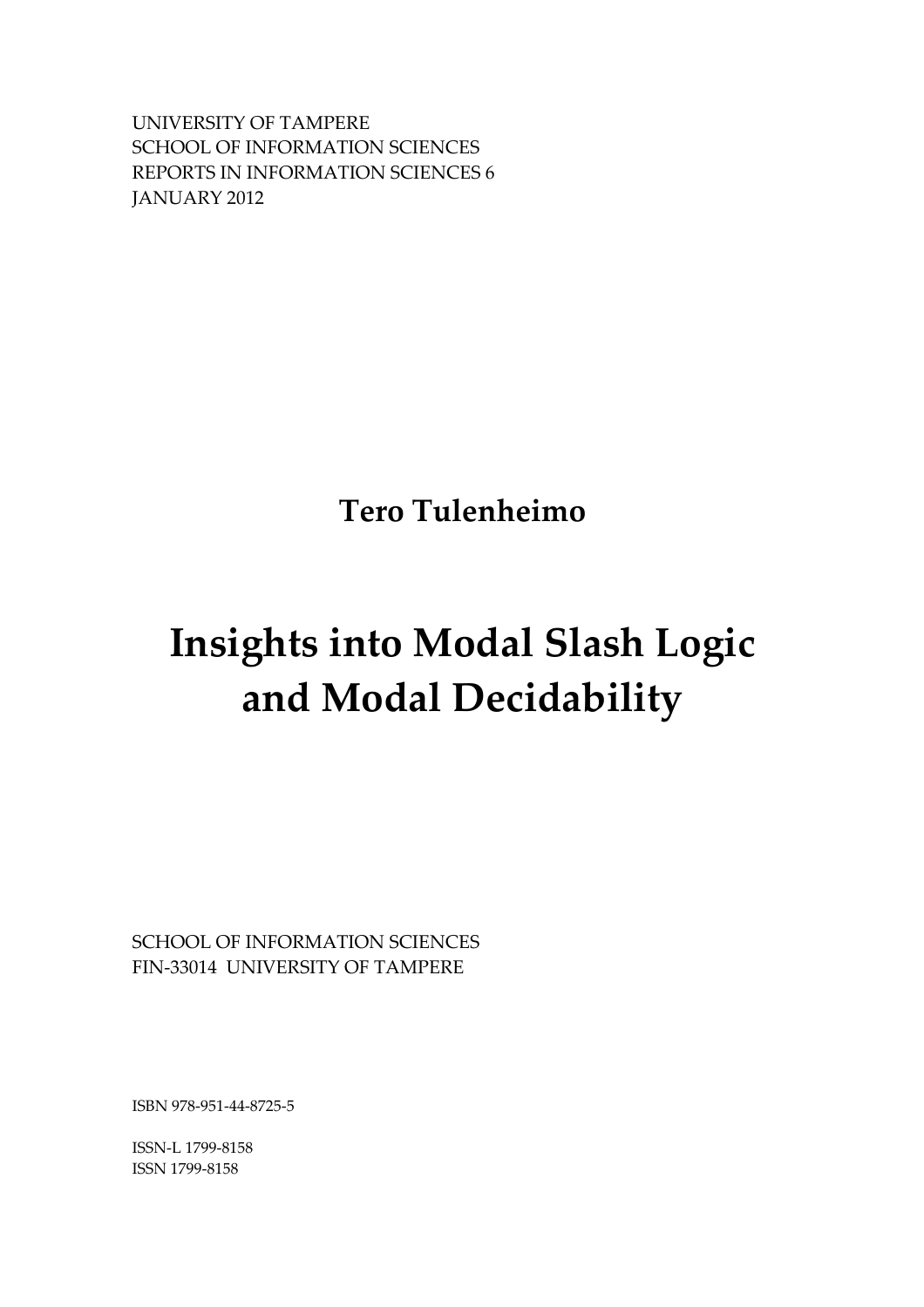UNIVERSITY OF TAMPERE
SCHOOL OF INFORMATION SCIENCES
REPORTS IN INFORMATION SCIENCES 6
JANUARY 2012

**Tero Tulenheimo**

# Insights into Modal Slash Logic and Modal Decidability

SCHOOL OF INFORMATION SCIENCES
FIN-33014 UNIVERSITY OF TAMPERE

ISBN 978-951-44-8725-5

ISSN-L 1799-8158
ISSN 1799-8158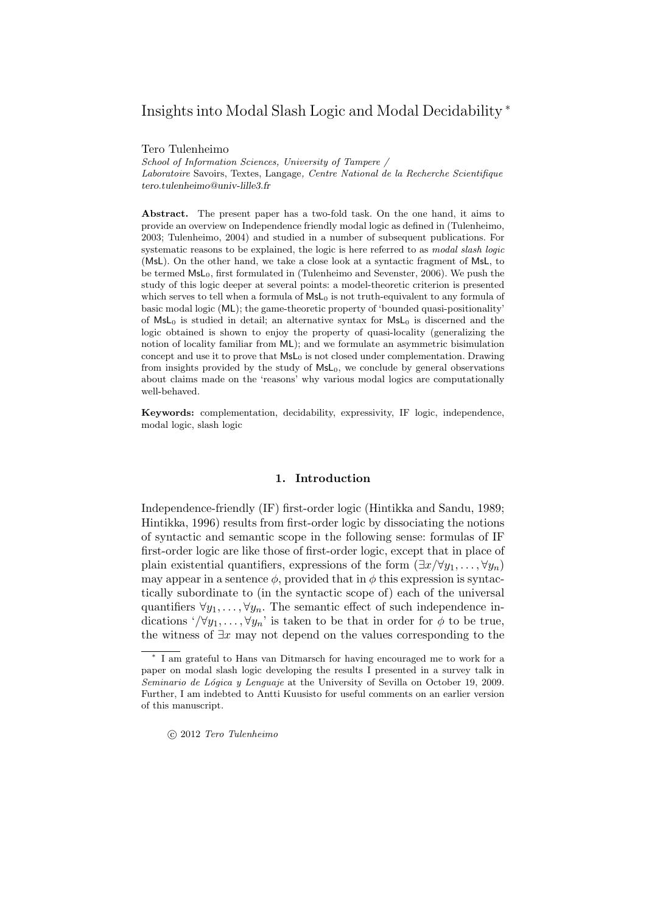# Insights into Modal Slash Logic and Modal Decidability [*]

Tero Tulenheimo

*School of Information Sciences, University of Tampere /*
*Laboratoire* Savoirs, Textes, Langage*, Centre National de la Recherche Scientifique*
*tero.tulenheimo@univ-lille3.fr*

**Abstract.** The present paper has a two-fold task. On the one hand, it aims to provide an overview on Independence friendly modal logic as defined in (Tulenheimo, 2003; Tulenheimo, 2004) and studied in a number of subsequent publications. For systematic reasons to be explained, the logic is here referred to as *modal slash logic* (MsL). On the other hand, we take a close look at a syntactic fragment of MsL, to be termed $\mathsf{MsL}_0$, first formulated in (Tulenheimo and Sevenster, 2006). We push the study of this logic deeper at several points: a model-theoretic criterion is presented which serves to tell when a formula of $\mathsf{MsL}_0$ is not truth-equivalent to any formula of basic modal logic (ML); the game-theoretic property of 'bounded quasi-positionality' of $\mathsf{MsL}_0$ is studied in detail; an alternative syntax for $\mathsf{MsL}_0$ is discerned and the logic obtained is shown to enjoy the property of quasi-locality (generalizing the notion of locality familiar from ML); and we formulate an asymmetric bisimulation concept and use it to prove that $\mathsf{MsL}_0$ is not closed under complementation. Drawing from insights provided by the study of $\mathsf{MsL}_0$, we conclude by general observations about claims made on the 'reasons' why various modal logics are computationally well-behaved.

**Keywords:** complementation, decidability, expressivity, IF logic, independence, modal logic, slash logic

## 1. Introduction

Independence-friendly (IF) first-order logic (Hintikka and Sandu, 1989; Hintikka, 1996) results from first-order logic by dissociating the notions of syntactic and semantic scope in the following sense: formulas of IF first-order logic are like those of first-order logic, except that in place of plain existential quantifiers, expressions of the form $(\exists x/\forall y_1, \ldots, \forall y_n)$ may appear in a sentence $\phi$, provided that in $\phi$ this expression is syntactically subordinate to (in the syntactic scope of) each of the universal quantifiers $\forall y_1, \ldots, \forall y_n$. The semantic effect of such independence indications '$/\forall y_1, \ldots, \forall y_n$' is taken to be that in order for $\phi$ to be true, the witness of $\exists x$ may not depend on the values corresponding to the

---

[*] I am grateful to Hans van Ditmarsch for having encouraged me to work for a paper on modal slash logic developing the results I presented in a survey talk in *Seminario de Lógica y Lenguaje* at the University of Sevilla on October 19, 2009. Further, I am indebted to Antti Kuusisto for useful comments on an earlier version of this manuscript.

© 2012 *Tero Tulenheimo*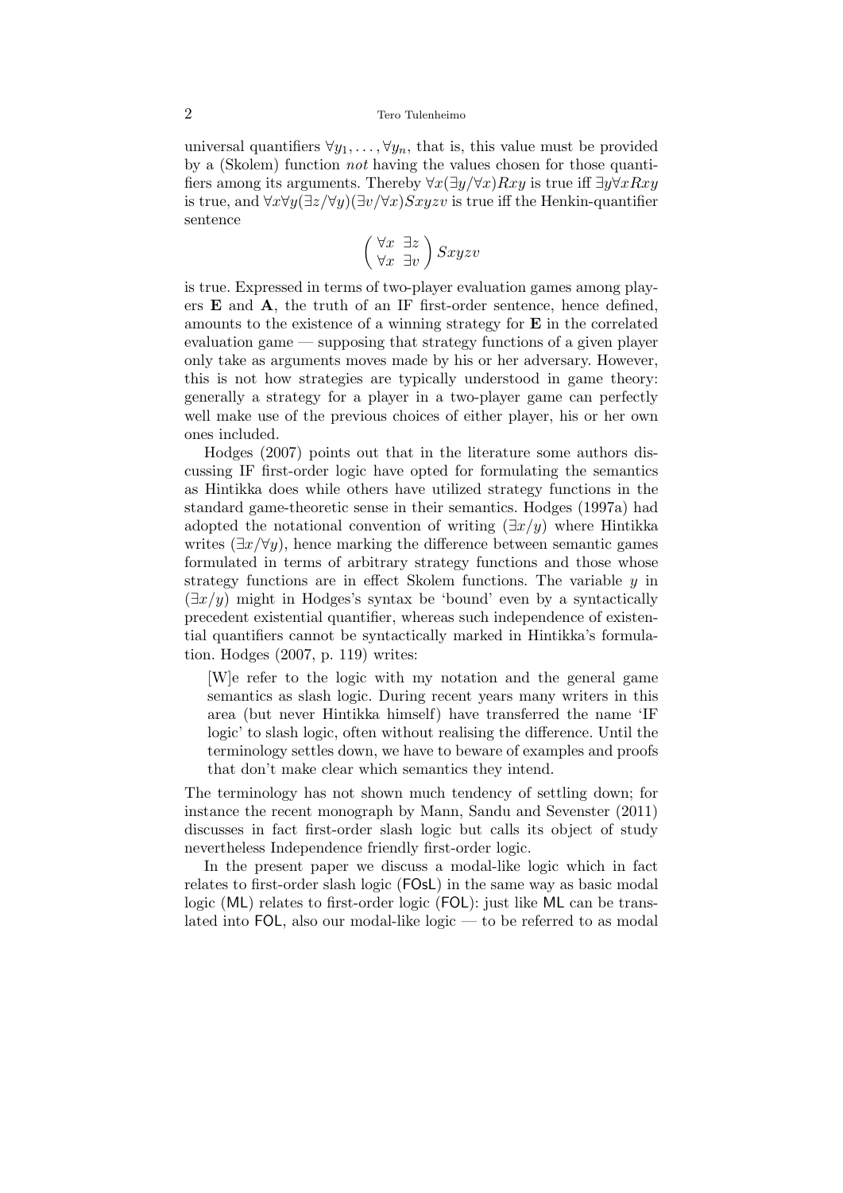universal quantifiers $\forall y_1, \ldots, \forall y_n$, that is, this value must be provided by a (Skolem) function *not* having the values chosen for those quantifiers among its arguments. Thereby $\forall x(\exists y/\forall x)Rxy$ is true iff $\exists y \forall x Rxy$ is true, and $\forall x \forall y(\exists z/\forall y)(\exists v/\forall x)Sxyzv$ is true iff the Henkin-quantifier sentence

$$\begin{pmatrix} \forall x & \exists z \\ \forall x & \exists v \end{pmatrix} Sxyzv$$

is true. Expressed in terms of two-player evaluation games among players **E** and **A**, the truth of an IF first-order sentence, hence defined, amounts to the existence of a winning strategy for **E** in the correlated evaluation game — supposing that strategy functions of a given player only take as arguments moves made by his or her adversary. However, this is not how strategies are typically understood in game theory: generally a strategy for a player in a two-player game can perfectly well make use of the previous choices of either player, his or her own ones included.

Hodges (2007) points out that in the literature some authors discussing IF first-order logic have opted for formulating the semantics as Hintikka does while others have utilized strategy functions in the standard game-theoretic sense in their semantics. Hodges (1997a) had adopted the notational convention of writing $(\exists x/y)$ where Hintikka writes $(\exists x/\forall y)$, hence marking the difference between semantic games formulated in terms of arbitrary strategy functions and those whose strategy functions are in effect Skolem functions. The variable $y$ in $(\exists x/y)$ might in Hodges's syntax be 'bound' even by a syntactically precedent existential quantifier, whereas such independence of existential quantifiers cannot be syntactically marked in Hintikka's formulation. Hodges (2007, p. 119) writes:

> [W]e refer to the logic with my notation and the general game semantics as slash logic. During recent years many writers in this area (but never Hintikka himself) have transferred the name 'IF logic' to slash logic, often without realising the difference. Until the terminology settles down, we have to beware of examples and proofs that don't make clear which semantics they intend.

The terminology has not shown much tendency of settling down; for instance the recent monograph by Mann, Sandu and Sevenster (2011) discusses in fact first-order slash logic but calls its object of study nevertheless Independence friendly first-order logic.

In the present paper we discuss a modal-like logic which in fact relates to first-order slash logic (FOsL) in the same way as basic modal logic (ML) relates to first-order logic (FOL): just like ML can be translated into FOL, also our modal-like logic — to be referred to as modal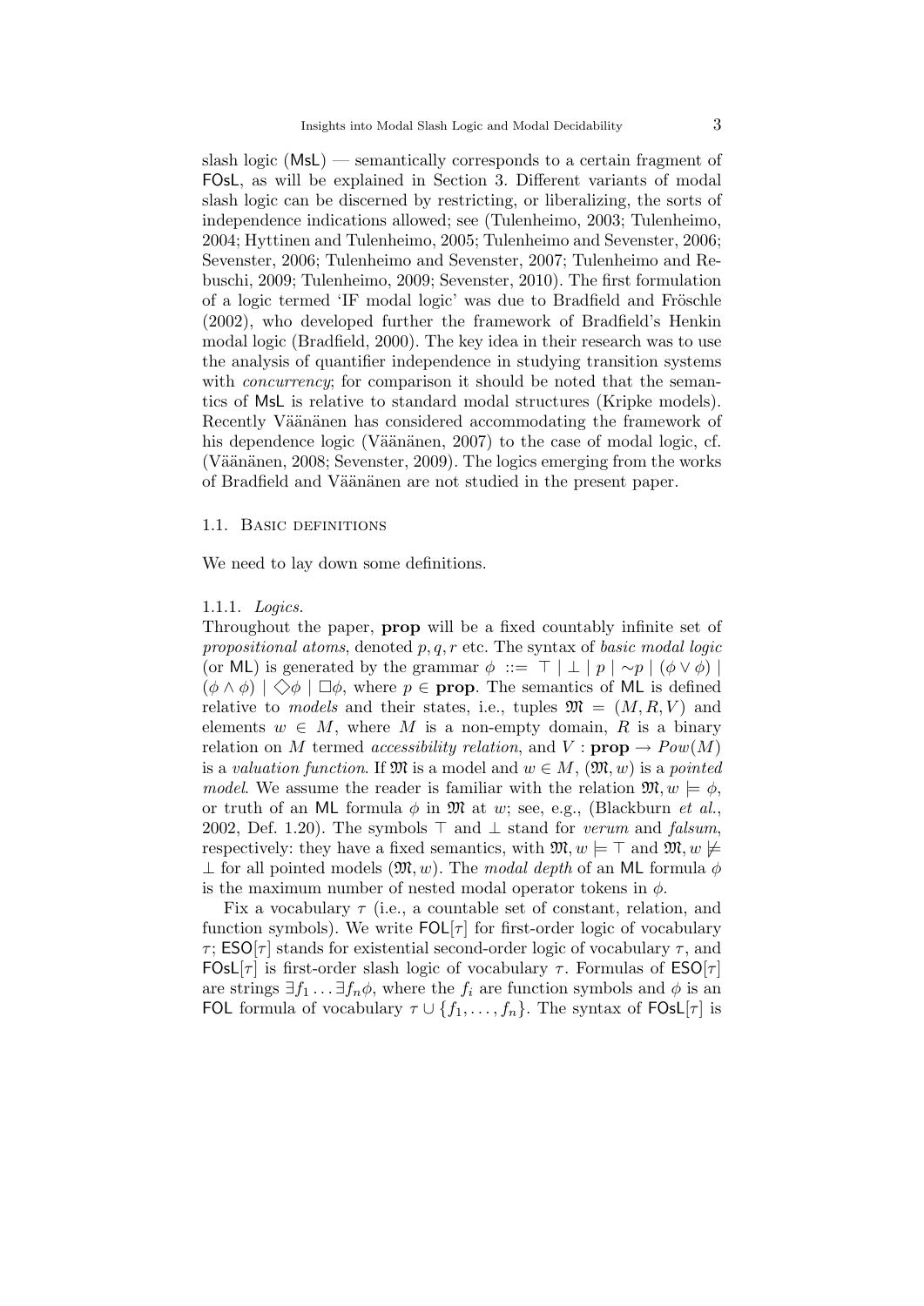slash logic (MsL) — semantically corresponds to a certain fragment of FOsL, as will be explained in Section 3. Different variants of modal slash logic can be discerned by restricting, or liberalizing, the sorts of independence indications allowed; see (Tulenheimo, 2003; Tulenheimo, 2004; Hyttinen and Tulenheimo, 2005; Tulenheimo and Sevenster, 2006; Sevenster, 2006; Tulenheimo and Sevenster, 2007; Tulenheimo and Rebuschi, 2009; Tulenheimo, 2009; Sevenster, 2010). The first formulation of a logic termed 'IF modal logic' was due to Bradfield and Fröschle (2002), who developed further the framework of Bradfield's Henkin modal logic (Bradfield, 2000). The key idea in their research was to use the analysis of quantifier independence in studying transition systems with *concurrency*; for comparison it should be noted that the semantics of MsL is relative to standard modal structures (Kripke models). Recently Väänänen has considered accommodating the framework of his dependence logic (Väänänen, 2007) to the case of modal logic, cf. (Väänänen, 2008; Sevenster, 2009). The logics emerging from the works of Bradfield and Väänänen are not studied in the present paper.

### 1.1. Basic definitions

We need to lay down some definitions.

#### 1.1.1. *Logics.*

Throughout the paper, **prop** will be a fixed countably infinite set of *propositional atoms*, denoted $p, q, r$ etc. The syntax of *basic modal logic* (or ML) is generated by the grammar $\phi ::= \top \mid \bot \mid p \mid {\sim}p \mid (\phi \vee \phi) \mid (\phi \wedge \phi) \mid \Diamond\phi \mid \Box\phi$, where $p \in \mathbf{prop}$. The semantics of ML is defined relative to *models* and their states, i.e., tuples $\mathfrak{M} = (M, R, V)$ and elements $w \in M$, where $M$ is a non-empty domain, $R$ is a binary relation on $M$ termed *accessibility relation*, and $V : \mathbf{prop} \to Pow(M)$ is a *valuation function*. If $\mathfrak{M}$ is a model and $w \in M$, $(\mathfrak{M}, w)$ is a *pointed model*. We assume the reader is familiar with the relation $\mathfrak{M}, w \models \phi$, or truth of an ML formula $\phi$ in $\mathfrak{M}$ at $w$; see, e.g., (Blackburn *et al.*, 2002, Def. 1.20). The symbols $\top$ and $\bot$ stand for *verum* and *falsum*, respectively: they have a fixed semantics, with $\mathfrak{M}, w \models \top$ and $\mathfrak{M}, w \not\models \bot$ for all pointed models $(\mathfrak{M}, w)$. The *modal depth* of an ML formula $\phi$ is the maximum number of nested modal operator tokens in $\phi$.

Fix a vocabulary $\tau$ (i.e., a countable set of constant, relation, and function symbols). We write $\mathsf{FOL}[\tau]$ for first-order logic of vocabulary $\tau$; $\mathsf{ESO}[\tau]$ stands for existential second-order logic of vocabulary $\tau$, and $\mathsf{FOsL}[\tau]$ is first-order slash logic of vocabulary $\tau$. Formulas of $\mathsf{ESO}[\tau]$ are strings $\exists f_1 \ldots \exists f_n \phi$, where the $f_i$ are function symbols and $\phi$ is an FOL formula of vocabulary $\tau \cup \{f_1, \ldots, f_n\}$. The syntax of $\mathsf{FOsL}[\tau]$ is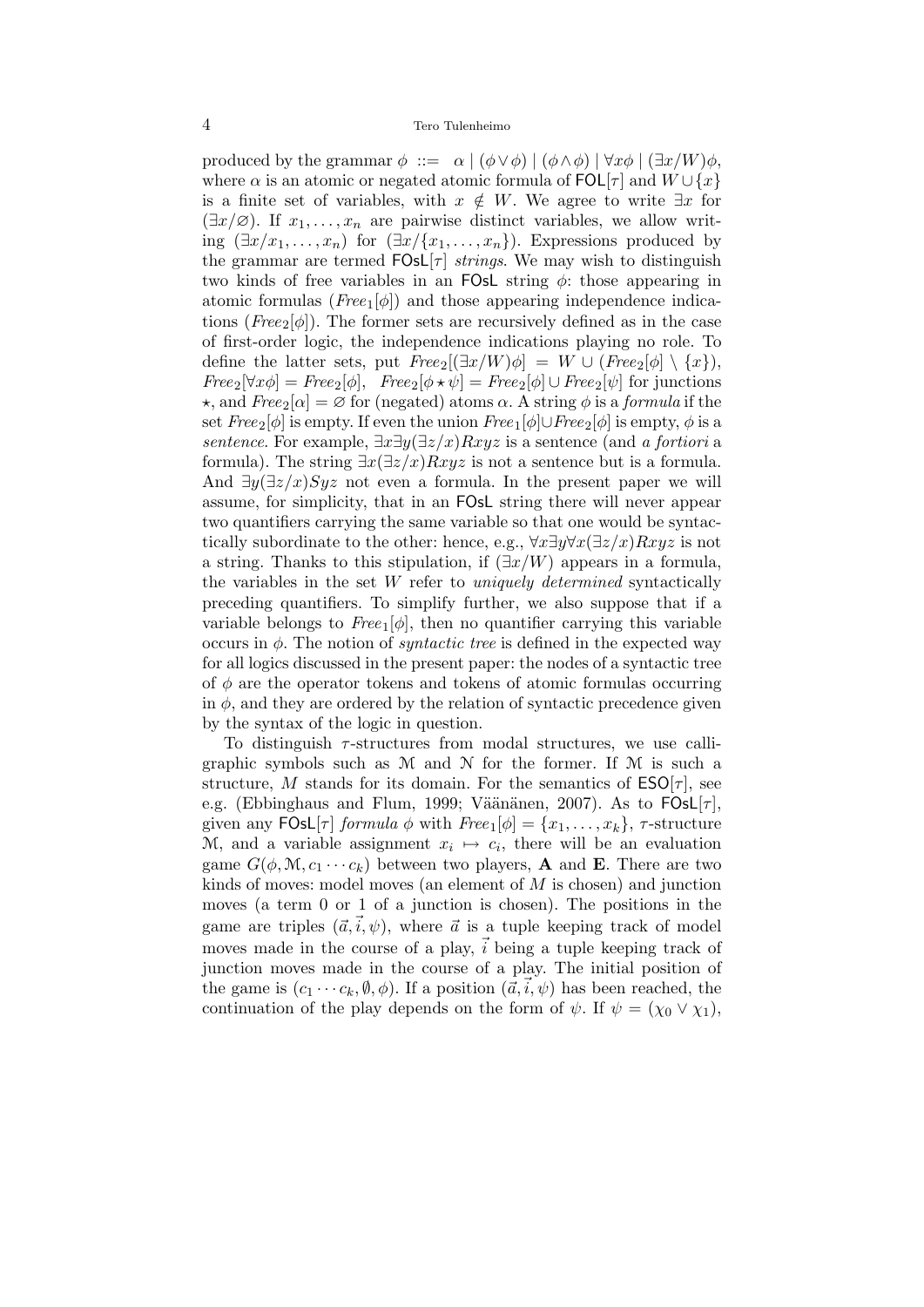produced by the grammar $\phi \ ::= \ \alpha \mid (\phi \vee \phi) \mid (\phi \wedge \phi) \mid \forall x \phi \mid (\exists x/W)\phi$, where $\alpha$ is an atomic or negated atomic formula of $\mathsf{FOL}[\tau]$ and $W \cup \{x\}$ is a finite set of variables, with $x \notin W$. We agree to write $\exists x$ for $(\exists x/\varnothing)$. If $x_1, \ldots, x_n$ are pairwise distinct variables, we allow writing $(\exists x/x_1, \ldots, x_n)$ for $(\exists x/\{x_1, \ldots, x_n\})$. Expressions produced by the grammar are termed $\mathsf{FOsL}[\tau]$ *strings*. We may wish to distinguish two kinds of free variables in an $\mathsf{FOsL}$ string $\phi$: those appearing in atomic formulas ($\mathit{Free}_1[\phi]$) and those appearing independence indications ($\mathit{Free}_2[\phi]$). The former sets are recursively defined as in the case of first-order logic, the independence indications playing no role. To define the latter sets, put $\mathit{Free}_2[(\exists x/W)\phi] = W \cup (\mathit{Free}_2[\phi] \setminus \{x\})$, $\mathit{Free}_2[\forall x \phi] = \mathit{Free}_2[\phi]$, $\mathit{Free}_2[\phi \star \psi] = \mathit{Free}_2[\phi] \cup \mathit{Free}_2[\psi]$ for junctions $\star$, and $\mathit{Free}_2[\alpha] = \varnothing$ for (negated) atoms $\alpha$. A string $\phi$ is a *formula* if the set $\mathit{Free}_2[\phi]$ is empty. If even the union $\mathit{Free}_1[\phi] \cup \mathit{Free}_2[\phi]$ is empty, $\phi$ is a *sentence*. For example, $\exists x \exists y (\exists z/x) Rxyz$ is a sentence (and *a fortiori* a formula). The string $\exists x (\exists z/x) Rxyz$ is not a sentence but is a formula. And $\exists y (\exists z/x) Syz$ not even a formula. In the present paper we will assume, for simplicity, that in an $\mathsf{FOsL}$ string there will never appear two quantifiers carrying the same variable so that one would be syntactically subordinate to the other: hence, e.g., $\forall x \exists y \forall x (\exists z/x) Rxyz$ is not a string. Thanks to this stipulation, if $(\exists x/W)$ appears in a formula, the variables in the set $W$ refer to *uniquely determined* syntactically preceding quantifiers. To simplify further, we also suppose that if a variable belongs to $\mathit{Free}_1[\phi]$, then no quantifier carrying this variable occurs in $\phi$. The notion of *syntactic tree* is defined in the expected way for all logics discussed in the present paper: the nodes of a syntactic tree of $\phi$ are the operator tokens and tokens of atomic formulas occurring in $\phi$, and they are ordered by the relation of syntactic precedence given by the syntax of the logic in question.

To distinguish $\tau$-structures from modal structures, we use calligraphic symbols such as $\mathcal{M}$ and $\mathcal{N}$ for the former. If $\mathcal{M}$ is such a structure, $M$ stands for its domain. For the semantics of $\mathsf{ESO}[\tau]$, see e.g. (Ebbinghaus and Flum, 1999; Väänänen, 2007). As to $\mathsf{FOsL}[\tau]$, given any $\mathsf{FOsL}[\tau]$ *formula* $\phi$ with $\mathit{Free}_1[\phi] = \{x_1, \ldots, x_k\}$, $\tau$-structure $\mathcal{M}$, and a variable assignment $x_i \mapsto c_i$, there will be an evaluation game $G(\phi, \mathcal{M}, c_1 \cdots c_k)$ between two players, **A** and **E**. There are two kinds of moves: model moves (an element of $M$ is chosen) and junction moves (a term 0 or 1 of a junction is chosen). The positions in the game are triples $(\vec{a}, \vec{i}, \psi)$, where $\vec{a}$ is a tuple keeping track of model moves made in the course of a play, $\vec{i}$ being a tuple keeping track of junction moves made in the course of a play. The initial position of the game is $(c_1 \cdots c_k, \emptyset, \phi)$. If a position $(\vec{a}, \vec{i}, \psi)$ has been reached, the continuation of the play depends on the form of $\psi$. If $\psi = (\chi_0 \vee \chi_1)$,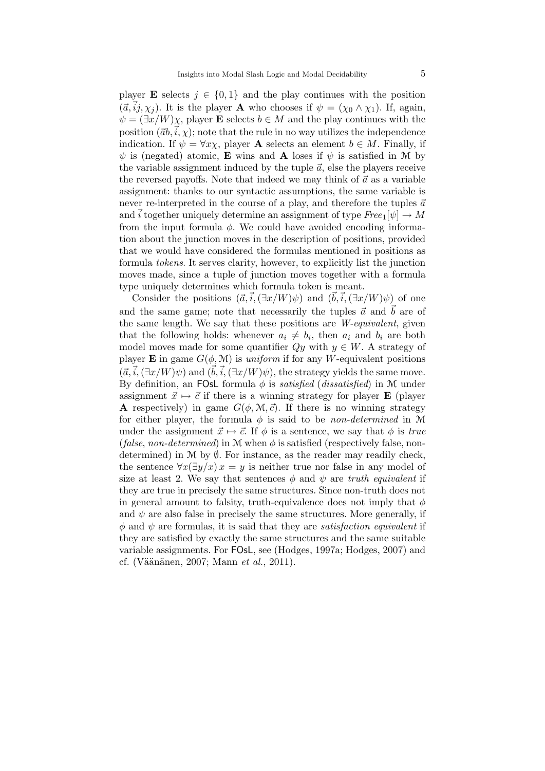player **E** selects $j \in \{0,1\}$ and the play continues with the position $(\vec{a}, \vec{i}j, \chi_j)$. It is the player **A** who chooses if $\psi = (\chi_0 \wedge \chi_1)$. If, again, $\psi = (\exists x/W)\chi$, player **E** selects $b \in M$ and the play continues with the position $(\vec{a}b, \vec{i}, \chi)$; note that the rule in no way utilizes the independence indication. If $\psi = \forall x \chi$, player **A** selects an element $b \in M$. Finally, if $\psi$ is (negated) atomic, **E** wins and **A** loses if $\psi$ is satisfied in $\mathcal{M}$ by the variable assignment induced by the tuple $\vec{a}$, else the players receive the reversed payoffs. Note that indeed we may think of $\vec{a}$ as a variable assignment: thanks to our syntactic assumptions, the same variable is never re-interpreted in the course of a play, and therefore the tuples $\vec{a}$ and $\vec{i}$ together uniquely determine an assignment of type $\mathit{Free}_1[\psi] \to M$ from the input formula $\phi$. We could have avoided encoding information about the junction moves in the description of positions, provided that we would have considered the formulas mentioned in positions as formula *tokens*. It serves clarity, however, to explicitly list the junction moves made, since a tuple of junction moves together with a formula type uniquely determines which formula token is meant.

Consider the positions $(\vec{a}, \vec{i}, (\exists x/W)\psi)$ and $(\vec{b}, \vec{i}, (\exists x/W)\psi)$ of one and the same game; note that necessarily the tuples $\vec{a}$ and $\vec{b}$ are of the same length. We say that these positions are *W-equivalent*, given that the following holds: whenever $a_i \neq b_i$, then $a_i$ and $b_i$ are both model moves made for some quantifier $Qy$ with $y \in W$. A strategy of player **E** in game $G(\phi, \mathcal{M})$ is *uniform* if for any $W$-equivalent positions $(\vec{a}, \vec{i}, (\exists x/W)\psi)$ and $(\vec{b}, \vec{i}, (\exists x/W)\psi)$, the strategy yields the same move. By definition, an FOsL formula $\phi$ is *satisfied* (*dissatisfied*) in $\mathcal{M}$ under assignment $\vec{x} \mapsto \vec{c}$ if there is a winning strategy for player **E** (player **A** respectively) in game $G(\phi, \mathcal{M}, \vec{c})$. If there is no winning strategy for either player, the formula $\phi$ is said to be *non-determined* in $\mathcal{M}$ under the assignment $\vec{x} \mapsto \vec{c}$. If $\phi$ is a sentence, we say that $\phi$ is *true* (*false*, *non-determined*) in $\mathcal{M}$ when $\phi$ is satisfied (respectively false, non-determined) in $\mathcal{M}$ by $\emptyset$. For instance, as the reader may readily check, the sentence $\forall x (\exists y/x)\, x = y$ is neither true nor false in any model of size at least 2. We say that sentences $\phi$ and $\psi$ are *truth equivalent* if they are true in precisely the same structures. Since non-truth does not in general amount to falsity, truth-equivalence does not imply that $\phi$ and $\psi$ are also false in precisely the same structures. More generally, if $\phi$ and $\psi$ are formulas, it is said that they are *satisfaction equivalent* if they are satisfied by exactly the same structures and the same suitable variable assignments. For FOsL, see (Hodges, 1997a; Hodges, 2007) and cf. (Väänänen, 2007; Mann *et al.*, 2011).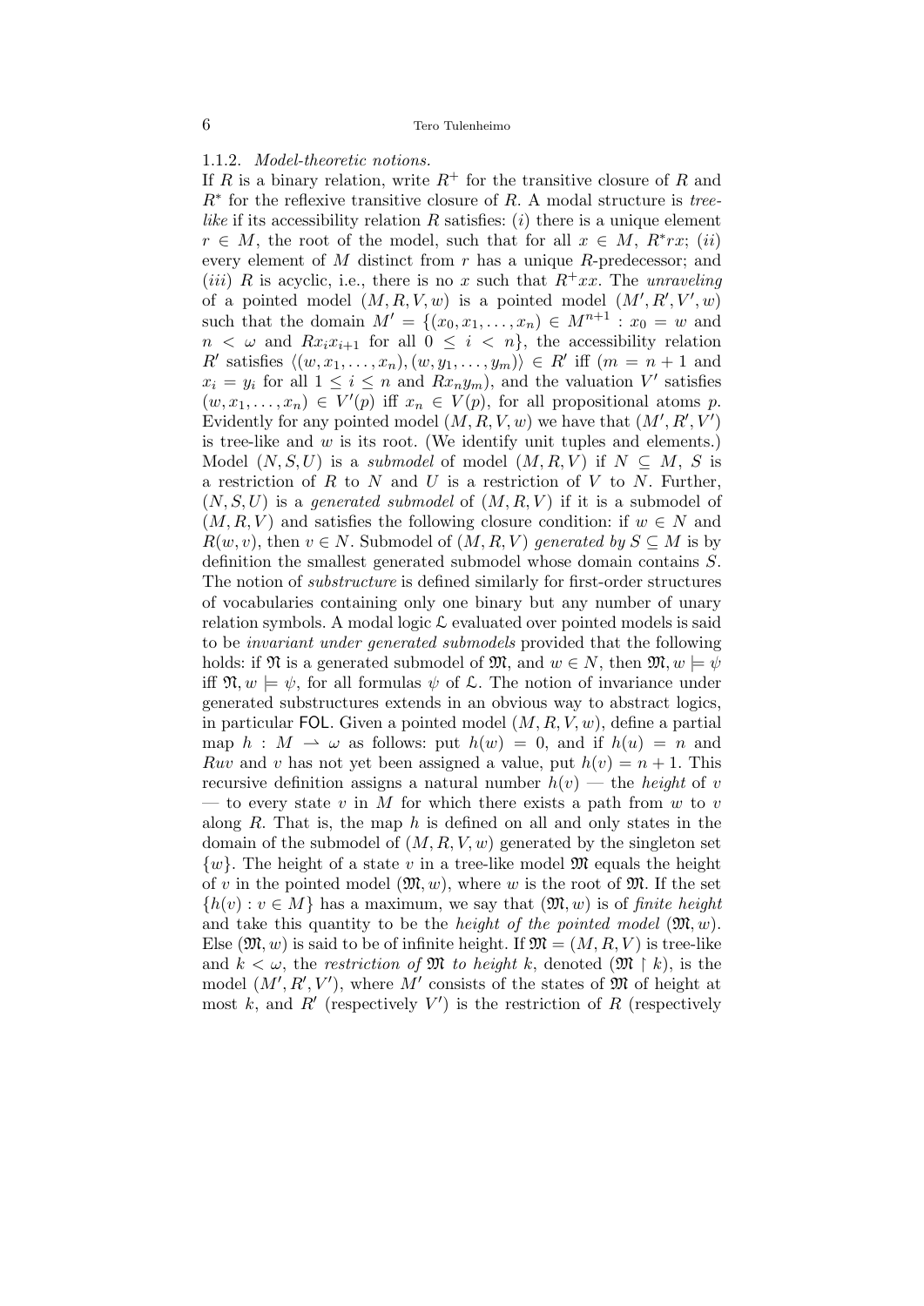### 1.1.2. *Model-theoretic notions.*

If $R$ is a binary relation, write $R^+$ for the transitive closure of $R$ and $R^*$ for the reflexive transitive closure of $R$. A modal structure is *tree-like* if its accessibility relation $R$ satisfies: $(i)$ there is a unique element $r \in M$, the root of the model, such that for all $x \in M$, $R^*rx$; $(ii)$ every element of $M$ distinct from $r$ has a unique $R$-predecessor; and $(iii)$ $R$ is acyclic, i.e., there is no $x$ such that $R^+xx$. The *unraveling* of a pointed model $(M, R, V, w)$ is a pointed model $(M', R', V', w)$ such that the domain $M' = \{(x_0, x_1, \ldots, x_n) \in M^{n+1} : x_0 = w$ and $n < \omega$ and $Rx_ix_{i+1}$ for all $0 \leq i < n\}$, the accessibility relation $R'$ satisfies $\langle (w, x_1, \ldots, x_n), (w, y_1, \ldots, y_m) \rangle \in R'$ iff ($m = n + 1$ and $x_i = y_i$ for all $1 \leq i \leq n$ and $Rx_ny_m$), and the valuation $V'$ satisfies $(w, x_1, \ldots, x_n) \in V'(p)$ iff $x_n \in V(p)$, for all propositional atoms $p$. Evidently for any pointed model $(M, R, V, w)$ we have that $(M', R', V')$ is tree-like and $w$ is its root. (We identify unit tuples and elements.) Model $(N, S, U)$ is a *submodel* of model $(M, R, V)$ if $N \subseteq M$, $S$ is a restriction of $R$ to $N$ and $U$ is a restriction of $V$ to $N$. Further, $(N, S, U)$ is a *generated submodel* of $(M, R, V)$ if it is a submodel of $(M, R, V)$ and satisfies the following closure condition: if $w \in N$ and $R(w, v)$, then $v \in N$. Submodel of $(M, R, V)$ *generated by* $S \subseteq M$ is by definition the smallest generated submodel whose domain contains $S$. The notion of *substructure* is defined similarly for first-order structures of vocabularies containing only one binary but any number of unary relation symbols. A modal logic $\mathcal{L}$ evaluated over pointed models is said to be *invariant under generated submodels* provided that the following holds: if $\mathfrak{N}$ is a generated submodel of $\mathfrak{M}$, and $w \in N$, then $\mathfrak{M}, w \models \psi$ iff $\mathfrak{N}, w \models \psi$, for all formulas $\psi$ of $\mathcal{L}$. The notion of invariance under generated substructures extends in an obvious way to abstract logics, in particular FOL. Given a pointed model $(M, R, V, w)$, define a partial map $h : M \rightharpoonup \omega$ as follows: put $h(w) = 0$, and if $h(u) = n$ and $Ruv$ and $v$ has not yet been assigned a value, put $h(v) = n + 1$. This recursive definition assigns a natural number $h(v)$ — the *height* of $v$ — to every state $v$ in $M$ for which there exists a path from $w$ to $v$ along $R$. That is, the map $h$ is defined on all and only states in the domain of the submodel of $(M, R, V, w)$ generated by the singleton set $\{w\}$. The height of a state $v$ in a tree-like model $\mathfrak{M}$ equals the height of $v$ in the pointed model $(\mathfrak{M}, w)$, where $w$ is the root of $\mathfrak{M}$. If the set $\{h(v) : v \in M\}$ has a maximum, we say that $(\mathfrak{M}, w)$ is of *finite height* and take this quantity to be the *height of the pointed model* $(\mathfrak{M}, w)$. Else $(\mathfrak{M}, w)$ is said to be of infinite height. If $\mathfrak{M} = (M, R, V)$ is tree-like and $k < \omega$, the *restriction of* $\mathfrak{M}$ *to height* $k$, denoted $(\mathfrak{M} \restriction k)$, is the model $(M', R', V')$, where $M'$ consists of the states of $\mathfrak{M}$ of height at most $k$, and $R'$ (respectively $V'$) is the restriction of $R$ (respectively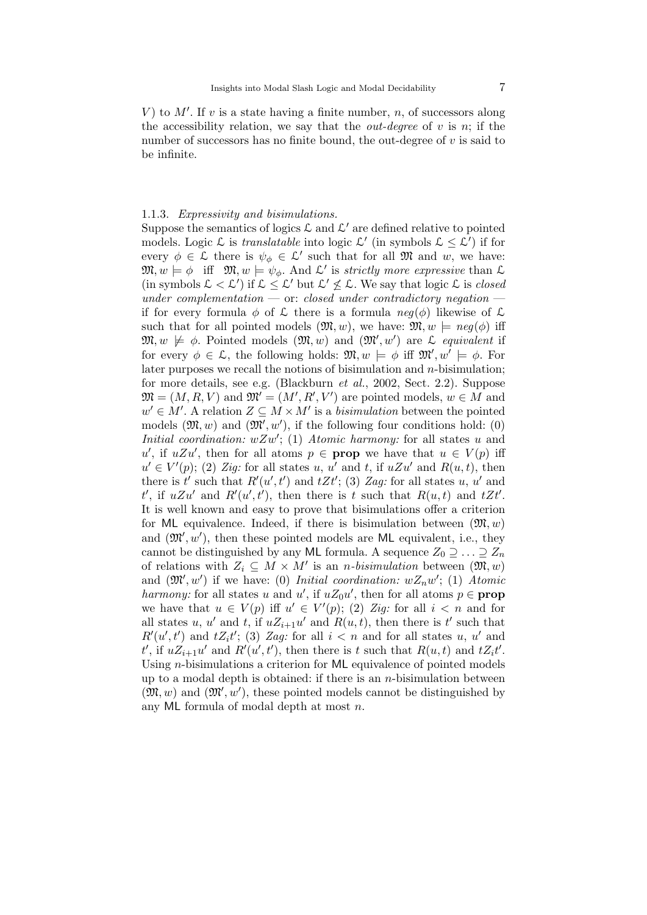$V$) to $M'$. If $v$ is a state having a finite number, $n$, of successors along the accessibility relation, we say that the *out-degree* of $v$ is $n$; if the number of successors has no finite bound, the out-degree of $v$ is said to be infinite.

### 1.1.3. *Expressivity and bisimulations.*

Suppose the semantics of logics $\mathcal{L}$ and $\mathcal{L}'$ are defined relative to pointed models. Logic $\mathcal{L}$ is *translatable* into logic $\mathcal{L}'$ (in symbols $\mathcal{L} \leq \mathcal{L}'$) if for every $\phi \in \mathcal{L}$ there is $\psi_\phi \in \mathcal{L}'$ such that for all $\mathfrak{M}$ and $w$, we have: $\mathfrak{M}, w \models \phi$ iff $\mathfrak{M}, w \models \psi_\phi$. And $\mathcal{L}'$ is *strictly more expressive* than $\mathcal{L}$ (in symbols $\mathcal{L} < \mathcal{L}'$) if $\mathcal{L} \leq \mathcal{L}'$ but $\mathcal{L}' \not\leq \mathcal{L}$. We say that logic $\mathcal{L}$ is *closed under complementation* — or: *closed under contradictory negation* — if for every formula $\phi$ of $\mathcal{L}$ there is a formula $neg(\phi)$ likewise of $\mathcal{L}$ such that for all pointed models $(\mathfrak{M}, w)$, we have: $\mathfrak{M}, w \models neg(\phi)$ iff $\mathfrak{M}, w \not\models \phi$. Pointed models $(\mathfrak{M}, w)$ and $(\mathfrak{M}', w')$ are $\mathcal{L}$ *equivalent* if for every $\phi \in \mathcal{L}$, the following holds: $\mathfrak{M}, w \models \phi$ iff $\mathfrak{M}', w' \models \phi$. For later purposes we recall the notions of bisimulation and $n$-bisimulation; for more details, see e.g. (Blackburn *et al.*, 2002, Sect. 2.2). Suppose $\mathfrak{M} = (M, R, V)$ and $\mathfrak{M}' = (M', R', V')$ are pointed models, $w \in M$ and $w' \in M'$. A relation $Z \subseteq M \times M'$ is a *bisimulation* between the pointed models $(\mathfrak{M}, w)$ and $(\mathfrak{M}', w')$, if the following four conditions hold: (0) *Initial coordination:* $wZw'$; (1) *Atomic harmony:* for all states $u$ and $u'$, if $uZu'$, then for all atoms $p \in \textbf{prop}$ we have that $u \in V(p)$ iff $u' \in V'(p)$; (2) *Zig:* for all states $u$, $u'$ and $t$, if $uZu'$ and $R(u,t)$, then there is $t'$ such that $R'(u',t')$ and $tZt'$; (3) *Zag:* for all states $u$, $u'$ and $t'$, if $uZu'$ and $R'(u',t')$, then there is $t$ such that $R(u,t)$ and $tZt'$. It is well known and easy to prove that bisimulations offer a criterion for ML equivalence. Indeed, if there is bisimulation between $(\mathfrak{M}, w)$ and $(\mathfrak{M}', w')$, then these pointed models are ML equivalent, i.e., they cannot be distinguished by any ML formula. A sequence $Z_0 \supseteq \ldots \supseteq Z_n$ of relations with $Z_i \subseteq M \times M'$ is an *n-bisimulation* between $(\mathfrak{M}, w)$ and $(\mathfrak{M}', w')$ if we have: (0) *Initial coordination:* $wZ_nw'$; (1) *Atomic harmony:* for all states $u$ and $u'$, if $uZ_0u'$, then for all atoms $p \in \textbf{prop}$ we have that $u \in V(p)$ iff $u' \in V'(p)$; (2) *Zig:* for all $i < n$ and for all states $u$, $u'$ and $t$, if $uZ_{i+1}u'$ and $R(u,t)$, then there is $t'$ such that $R'(u',t')$ and $tZ_it'$; (3) *Zag:* for all $i < n$ and for all states $u$, $u'$ and $t'$, if $uZ_{i+1}u'$ and $R'(u',t')$, then there is $t$ such that $R(u,t)$ and $tZ_it'$. Using $n$-bisimulations a criterion for ML equivalence of pointed models up to a modal depth is obtained: if there is an $n$-bisimulation between $(\mathfrak{M}, w)$ and $(\mathfrak{M}', w')$, these pointed models cannot be distinguished by any ML formula of modal depth at most $n$.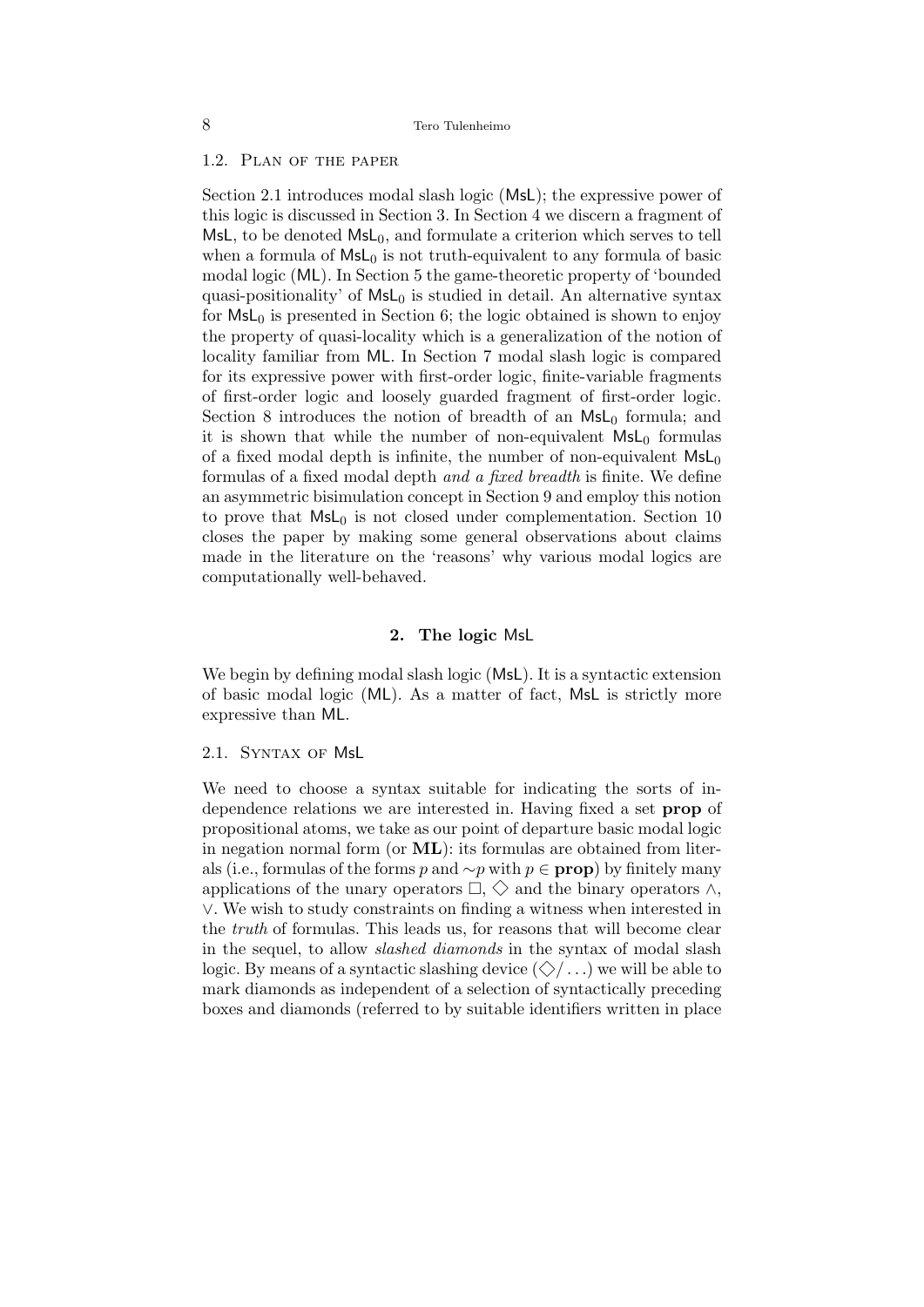### 1.2. Plan of the paper

Section 2.1 introduces modal slash logic (MsL); the expressive power of this logic is discussed in Section 3. In Section 4 we discern a fragment of MsL, to be denoted $\mathsf{MsL}_0$, and formulate a criterion which serves to tell when a formula of $\mathsf{MsL}_0$ is not truth-equivalent to any formula of basic modal logic (ML). In Section 5 the game-theoretic property of 'bounded quasi-positionality' of $\mathsf{MsL}_0$ is studied in detail. An alternative syntax for $\mathsf{MsL}_0$ is presented in Section 6; the logic obtained is shown to enjoy the property of quasi-locality which is a generalization of the notion of locality familiar from ML. In Section 7 modal slash logic is compared for its expressive power with first-order logic, finite-variable fragments of first-order logic and loosely guarded fragment of first-order logic. Section 8 introduces the notion of breadth of an $\mathsf{MsL}_0$ formula; and it is shown that while the number of non-equivalent $\mathsf{MsL}_0$ formulas of a fixed modal depth is infinite, the number of non-equivalent $\mathsf{MsL}_0$ formulas of a fixed modal depth *and a fixed breadth* is finite. We define an asymmetric bisimulation concept in Section 9 and employ this notion to prove that $\mathsf{MsL}_0$ is not closed under complementation. Section 10 closes the paper by making some general observations about claims made in the literature on the 'reasons' why various modal logics are computationally well-behaved.

## 2. The logic MsL

We begin by defining modal slash logic (MsL). It is a syntactic extension of basic modal logic (ML). As a matter of fact, MsL is strictly more expressive than ML.

### 2.1. Syntax of MsL

We need to choose a syntax suitable for indicating the sorts of independence relations we are interested in. Having fixed a set **prop** of propositional atoms, we take as our point of departure basic modal logic in negation normal form (or **ML**): its formulas are obtained from literals (i.e., formulas of the forms $p$ and $\sim p$ with $p \in \mathbf{prop}$) by finitely many applications of the unary operators $\Box$, $\Diamond$ and the binary operators $\wedge$, $\vee$. We wish to study constraints on finding a witness when interested in the *truth* of formulas. This leads us, for reasons that will become clear in the sequel, to allow *slashed diamonds* in the syntax of modal slash logic. By means of a syntactic slashing device $(\Diamond/\ldots)$ we will be able to mark diamonds as independent of a selection of syntactically preceding boxes and diamonds (referred to by suitable identifiers written in place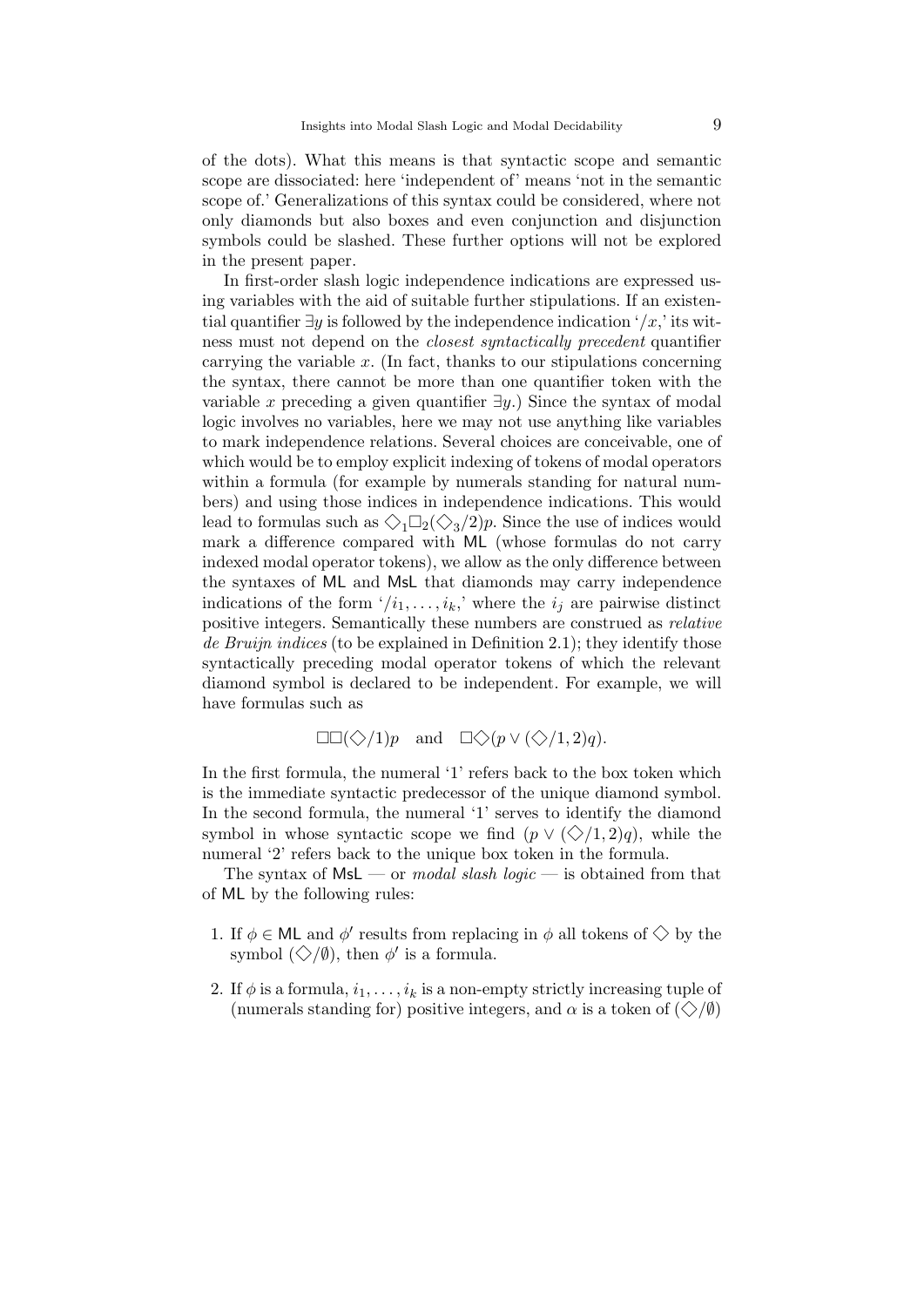of the dots). What this means is that syntactic scope and semantic scope are dissociated: here 'independent of' means 'not in the semantic scope of.' Generalizations of this syntax could be considered, where not only diamonds but also boxes and even conjunction and disjunction symbols could be slashed. These further options will not be explored in the present paper.

In first-order slash logic independence indications are expressed using variables with the aid of suitable further stipulations. If an existential quantifier $\exists y$ is followed by the independence indication '$/x$,' its witness must not depend on the *closest syntactically precedent* quantifier carrying the variable $x$. (In fact, thanks to our stipulations concerning the syntax, there cannot be more than one quantifier token with the variable $x$ preceding a given quantifier $\exists y$.) Since the syntax of modal logic involves no variables, here we may not use anything like variables to mark independence relations. Several choices are conceivable, one of which would be to employ explicit indexing of tokens of modal operators within a formula (for example by numerals standing for natural numbers) and using those indices in independence indications. This would lead to formulas such as $\Diamond_1\Box_2(\Diamond_3/2)p$. Since the use of indices would mark a difference compared with ML (whose formulas do not carry indexed modal operator tokens), we allow as the only difference between the syntaxes of ML and MsL that diamonds may carry independence indications of the form '$/i_1, \ldots, i_k$,' where the $i_j$ are pairwise distinct positive integers. Semantically these numbers are construed as *relative de Bruijn indices* (to be explained in Definition 2.1); they identify those syntactically preceding modal operator tokens of which the relevant diamond symbol is declared to be independent. For example, we will have formulas such as

$$\Box\Box(\Diamond/1)p \quad \text{and} \quad \Box\Diamond(p \vee (\Diamond/1, 2)q).$$

In the first formula, the numeral '1' refers back to the box token which is the immediate syntactic predecessor of the unique diamond symbol. In the second formula, the numeral '1' serves to identify the diamond symbol in whose syntactic scope we find $(p \vee (\Diamond/1, 2)q)$, while the numeral '2' refers back to the unique box token in the formula.

The syntax of MsL — or *modal slash logic* — is obtained from that of ML by the following rules:

1. If $\phi \in$ ML and $\phi'$ results from replacing in $\phi$ all tokens of $\Diamond$ by the symbol $(\Diamond/\emptyset)$, then $\phi'$ is a formula.
2. If $\phi$ is a formula, $i_1, \ldots, i_k$ is a non-empty strictly increasing tuple of (numerals standing for) positive integers, and $\alpha$ is a token of $(\Diamond/\emptyset)$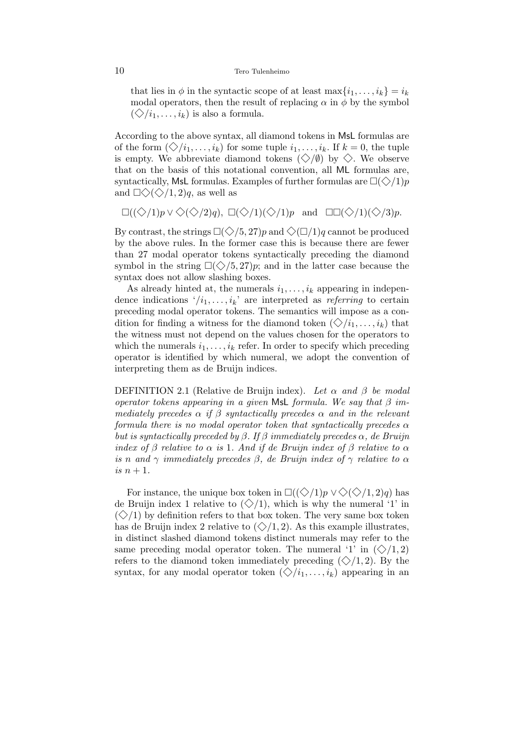that lies in $\phi$ in the syntactic scope of at least $\max\{i_1, \ldots, i_k\} = i_k$ modal operators, then the result of replacing $\alpha$ in $\phi$ by the symbol $(\Diamond/i_1, \ldots, i_k)$ is also a formula.

According to the above syntax, all diamond tokens in MsL formulas are of the form $(\Diamond/i_1, \ldots, i_k)$ for some tuple $i_1, \ldots, i_k$. If $k = 0$, the tuple is empty. We abbreviate diamond tokens $(\Diamond/\emptyset)$ by $\Diamond$. We observe that on the basis of this notational convention, all ML formulas are, syntactically, MsL formulas. Examples of further formulas are $\Box(\Diamond/1)p$ and $\Box\Diamond(\Diamond/1, 2)q$, as well as

$$\Box((\Diamond/1)p \vee \Diamond(\Diamond/2)q), \ \Box(\Diamond/1)(\Diamond/1)p \quad \text{and} \quad \Box\Box(\Diamond/1)(\Diamond/3)p.$$

By contrast, the strings $\Box(\Diamond/5, 27)p$ and $\Diamond(\Box/1)q$ cannot be produced by the above rules. In the former case this is because there are fewer than 27 modal operator tokens syntactically preceding the diamond symbol in the string $\Box(\Diamond/5, 27)p$; and in the latter case because the syntax does not allow slashing boxes.

As already hinted at, the numerals $i_1, \ldots, i_k$ appearing in independence indications '$/i_1, \ldots, i_k$' are interpreted as *referring* to certain preceding modal operator tokens. The semantics will impose as a condition for finding a witness for the diamond token $(\Diamond/i_1, \ldots, i_k)$ that the witness must not depend on the values chosen for the operators to which the numerals $i_1, \ldots, i_k$ refer. In order to specify which preceding operator is identified by which numeral, we adopt the convention of interpreting them as de Bruijn indices.

DEFINITION 2.1 (Relative de Bruijn index). *Let $\alpha$ and $\beta$ be modal operator tokens appearing in a given* MsL *formula. We say that $\beta$ immediately precedes $\alpha$ if $\beta$ syntactically precedes $\alpha$ and in the relevant formula there is no modal operator token that syntactically precedes $\alpha$ but is syntactically preceded by $\beta$. If $\beta$ immediately precedes $\alpha$, de Bruijn index of $\beta$ relative to $\alpha$ is* 1*. And if de Bruijn index of $\beta$ relative to $\alpha$ is $n$ and $\gamma$ immediately precedes $\beta$, de Bruijn index of $\gamma$ relative to $\alpha$ is $n+1$.*

For instance, the unique box token in $\Box((\Diamond/1)p \vee \Diamond(\Diamond/1, 2)q)$ has de Bruijn index 1 relative to $(\Diamond/1)$, which is why the numeral '1' in $(\Diamond/1)$ by definition refers to that box token. The very same box token has de Bruijn index 2 relative to $(\Diamond/1, 2)$. As this example illustrates, in distinct slashed diamond tokens distinct numerals may refer to the same preceding modal operator token. The numeral '1' in $(\Diamond/1, 2)$ refers to the diamond token immediately preceding $(\Diamond/1, 2)$. By the syntax, for any modal operator token $(\Diamond/i_1, \ldots, i_k)$ appearing in an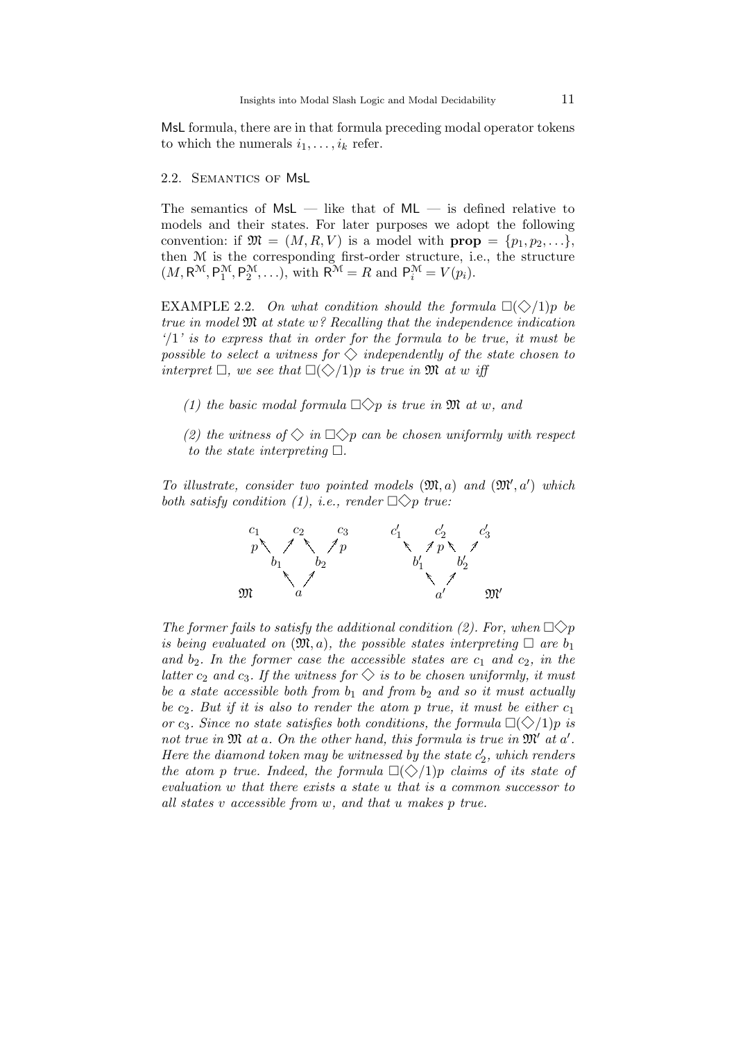MsL formula, there are in that formula preceding modal operator tokens to which the numerals $i_1, \ldots, i_k$ refer.

### 2.2. Semantics of MsL

The semantics of MsL — like that of ML — is defined relative to models and their states. For later purposes we adopt the following convention: if $\mathfrak{M} = (M, R, V)$ is a model with $\mathbf{prop} = \{p_1, p_2, \ldots\}$, then $\mathcal{M}$ is the corresponding first-order structure, i.e., the structure $(M, \mathsf{R}^{\mathcal{M}}, \mathsf{P}_1^{\mathcal{M}}, \mathsf{P}_2^{\mathcal{M}}, \ldots)$, with $\mathsf{R}^{\mathcal{M}} = R$ and $\mathsf{P}_i^{\mathcal{M}} = V(p_i)$.

EXAMPLE 2.2. *On what condition should the formula $\Box(\Diamond/1)p$ be true in model $\mathfrak{M}$ at state $w$? Recalling that the independence indication '/1' is to express that in order for the formula to be true, it must be possible to select a witness for $\Diamond$ independently of the state chosen to interpret $\Box$, we see that $\Box(\Diamond/1)p$ is true in $\mathfrak{M}$ at $w$ iff*

*(1) the basic modal formula $\Box\Diamond p$ is true in $\mathfrak{M}$ at $w$, and*

*(2) the witness of $\Diamond$ in $\Box\Diamond p$ can be chosen uniformly with respect to the state interpreting $\Box$.*

*To illustrate, consider two pointed models $(\mathfrak{M}, a)$ and $(\mathfrak{M}', a')$ which both satisfy condition (1), i.e., render $\Box\Diamond p$ true:*

*The former fails to satisfy the additional condition (2). For, when $\Box\Diamond p$ is being evaluated on $(\mathfrak{M}, a)$, the possible states interpreting $\Box$ are $b_1$ and $b_2$. In the former case the accessible states are $c_1$ and $c_2$, in the latter $c_2$ and $c_3$. If the witness for $\Diamond$ is to be chosen uniformly, it must be a state accessible both from $b_1$ and from $b_2$ and so it must actually be $c_2$. But if it is also to render the atom $p$ true, it must be either $c_1$ or $c_3$. Since no state satisfies both conditions, the formula $\Box(\Diamond/1)p$ is not true in $\mathfrak{M}$ at $a$. On the other hand, this formula is true in $\mathfrak{M}'$ at $a'$. Here the diamond token may be witnessed by the state $c_2'$, which renders the atom $p$ true. Indeed, the formula $\Box(\Diamond/1)p$ claims of its state of evaluation $w$ that there exists a state $u$ that is a common successor to all states $v$ accessible from $w$, and that $u$ makes $p$ true.*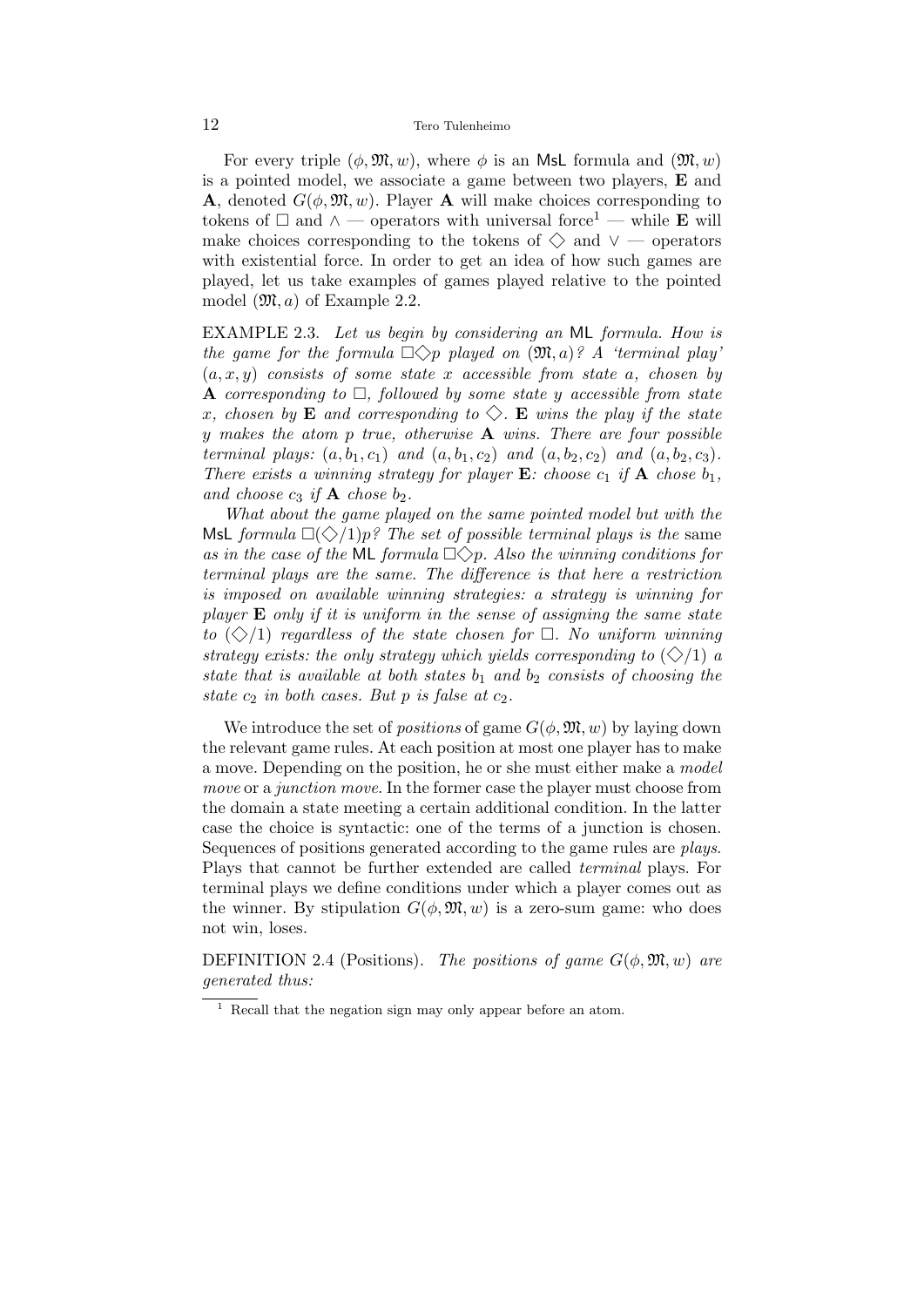For every triple $(\phi, \mathfrak{M}, w)$, where $\phi$ is an MsL formula and $(\mathfrak{M}, w)$ is a pointed model, we associate a game between two players, **E** and **A**, denoted $G(\phi, \mathfrak{M}, w)$. Player **A** will make choices corresponding to tokens of $\Box$ and $\wedge$ — operators with universal force[1] — while **E** will make choices corresponding to the tokens of $\Diamond$ and $\vee$ — operators with existential force. In order to get an idea of how such games are played, let us take examples of games played relative to the pointed model $(\mathfrak{M}, a)$ of Example 2.2.

EXAMPLE 2.3. *Let us begin by considering an* ML *formula. How is the game for the formula $\Box\Diamond p$ played on $(\mathfrak{M}, a)$? A 'terminal play' $(a, x, y)$ consists of some state $x$ accessible from state $a$, chosen by* **A** *corresponding to $\Box$, followed by some state $y$ accessible from state $x$, chosen by* **E** *and corresponding to $\Diamond$.* **E** *wins the play if the state $y$ makes the atom $p$ true, otherwise* **A** *wins. There are four possible terminal plays: $(a, b_1, c_1)$ and $(a, b_1, c_2)$ and $(a, b_2, c_2)$ and $(a, b_2, c_3)$. There exists a winning strategy for player* **E***: choose $c_1$ if* **A** *chose $b_1$, and choose $c_3$ if* **A** *chose $b_2$.*

*What about the game played on the same pointed model but with the* MsL *formula $\Box(\Diamond/1)p$? The set of possible terminal plays is the* same *as in the case of the* ML *formula $\Box\Diamond p$. Also the winning conditions for terminal plays are the same. The difference is that here a restriction is imposed on available winning strategies: a strategy is winning for player* **E** *only if it is uniform in the sense of assigning the same state to $(\Diamond/1)$ regardless of the state chosen for $\Box$. No uniform winning strategy exists: the only strategy which yields corresponding to $(\Diamond/1)$ a state that is available at both states $b_1$ and $b_2$ consists of choosing the state $c_2$ in both cases. But $p$ is false at $c_2$.*

We introduce the set of *positions* of game $G(\phi, \mathfrak{M}, w)$ by laying down the relevant game rules. At each position at most one player has to make a move. Depending on the position, he or she must either make a *model move* or a *junction move*. In the former case the player must choose from the domain a state meeting a certain additional condition. In the latter case the choice is syntactic: one of the terms of a junction is chosen. Sequences of positions generated according to the game rules are *plays*. Plays that cannot be further extended are called *terminal* plays. For terminal plays we define conditions under which a player comes out as the winner. By stipulation $G(\phi, \mathfrak{M}, w)$ is a zero-sum game: who does not win, loses.

DEFINITION 2.4 (Positions). *The positions of game $G(\phi, \mathfrak{M}, w)$ are generated thus:*

[1] Recall that the negation sign may only appear before an atom.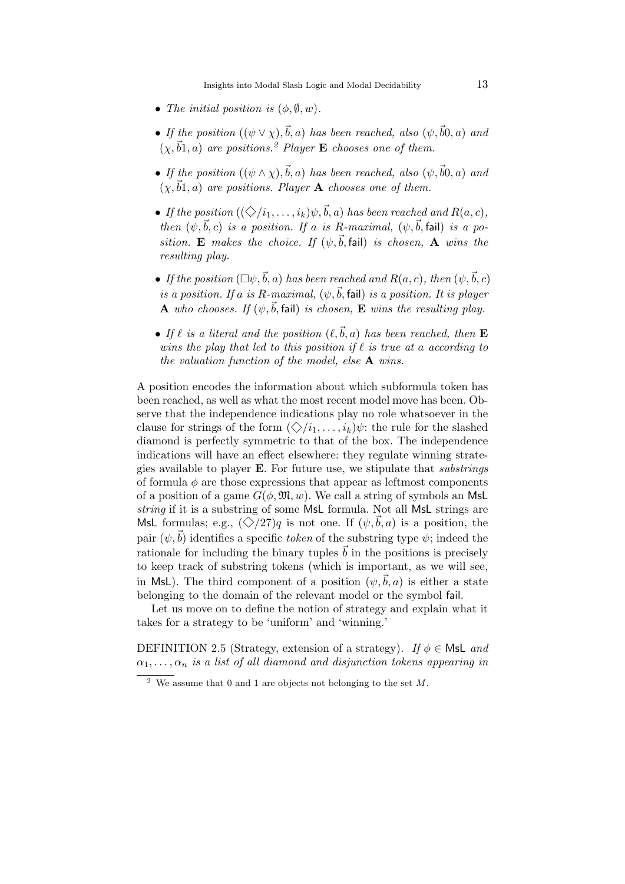- *The initial position is* $(\phi, \emptyset, w)$.
- *If the position* $((\psi \vee \chi), \vec{b}, a)$ *has been reached, also* $(\psi, \vec{b}0, a)$ *and* $(\chi, \vec{b}1, a)$ *are positions.*[2] *Player* **E** *chooses one of them.*
- *If the position* $((\psi \wedge \chi), \vec{b}, a)$ *has been reached, also* $(\psi, \vec{b}0, a)$ *and* $(\chi, \vec{b}1, a)$ *are positions. Player* **A** *chooses one of them.*
- *If the position* $((\Diamond/i_1, \ldots, i_k)\psi, \vec{b}, a)$ *has been reached and* $R(a, c)$, *then* $(\psi, \vec{b}, c)$ *is a position. If* $a$ *is* $R$*-maximal,* $(\psi, \vec{b}, \mathsf{fail})$ *is a position.* **E** *makes the choice. If* $(\psi, \vec{b}, \mathsf{fail})$ *is chosen,* **A** *wins the resulting play.*
- *If the position* $(\Box\psi, \vec{b}, a)$ *has been reached and* $R(a, c)$, *then* $(\psi, \vec{b}, c)$ *is a position. If* $a$ *is* $R$*-maximal,* $(\psi, \vec{b}, \mathsf{fail})$ *is a position. It is player* **A** *who chooses. If* $(\psi, \vec{b}, \mathsf{fail})$ *is chosen,* **E** *wins the resulting play.*
- *If* $\ell$ *is a literal and the position* $(\ell, \vec{b}, a)$ *has been reached, then* **E** *wins the play that led to this position if* $\ell$ *is true at* $a$ *according to the valuation function of the model, else* **A** *wins.*

A position encodes the information about which subformula token has been reached, as well as what the most recent model move has been. Observe that the independence indications play no role whatsoever in the clause for strings of the form $(\Diamond/i_1, \ldots, i_k)\psi$: the rule for the slashed diamond is perfectly symmetric to that of the box. The independence indications will have an effect elsewhere: they regulate winning strategies available to player **E**. For future use, we stipulate that *substrings* of formula $\phi$ are those expressions that appear as leftmost components of a position of a game $G(\phi, \mathfrak{M}, w)$. We call a string of symbols an $\mathsf{MsL}$ *string* if it is a substring of some $\mathsf{MsL}$ formula. Not all $\mathsf{MsL}$ strings are $\mathsf{MsL}$ formulas; e.g., $(\Diamond/27)q$ is not one. If $(\psi, \vec{b}, a)$ is a position, the pair $(\psi, \vec{b})$ identifies a specific *token* of the substring type $\psi$; indeed the rationale for including the binary tuples $\vec{b}$ in the positions is precisely to keep track of substring tokens (which is important, as we will see, in $\mathsf{MsL}$). The third component of a position $(\psi, \vec{b}, a)$ is either a state belonging to the domain of the relevant model or the symbol $\mathsf{fail}$.

Let us move on to define the notion of strategy and explain what it takes for a strategy to be 'uniform' and 'winning.'

DEFINITION 2.5 (Strategy, extension of a strategy). *If* $\phi \in \mathsf{MsL}$ *and* $\alpha_1, \ldots, \alpha_n$ *is a list of all diamond and disjunction tokens appearing in*

[2] We assume that 0 and 1 are objects not belonging to the set $M$.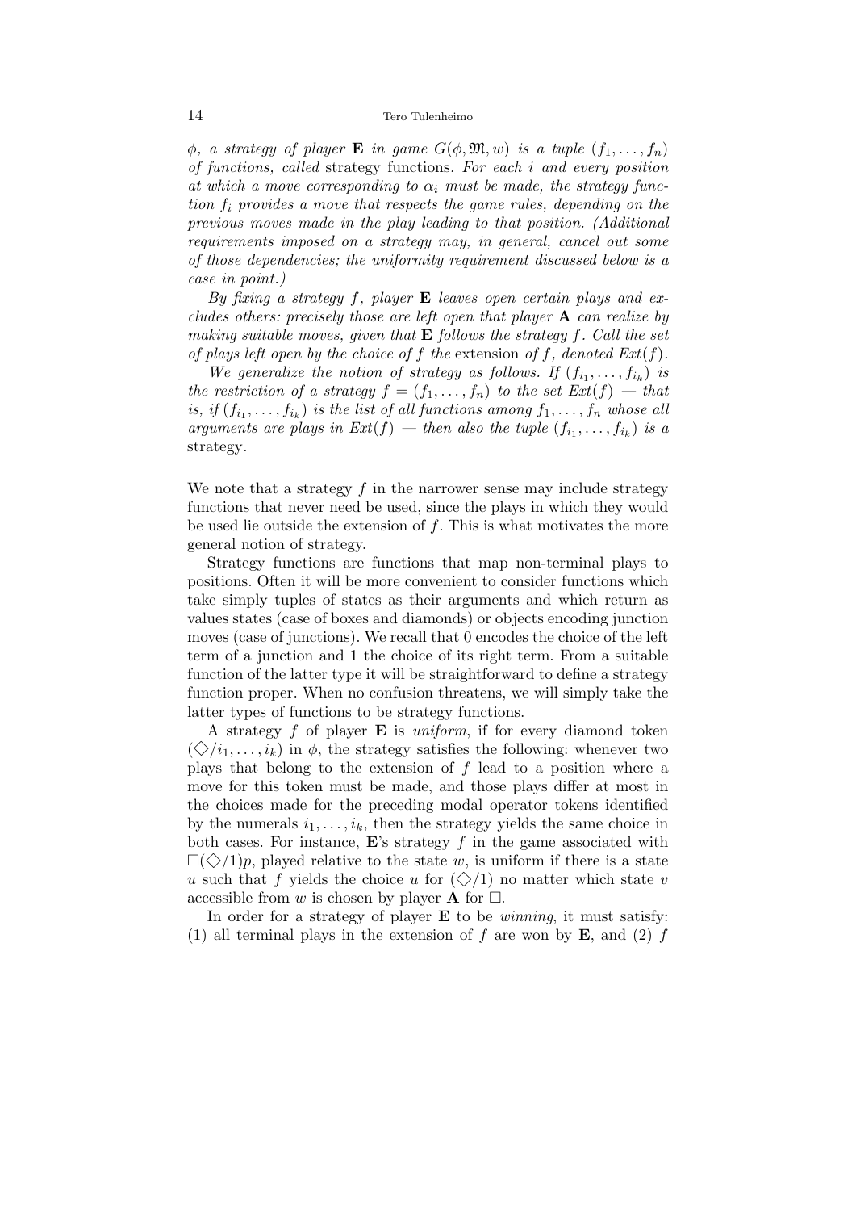*$\phi$, a strategy of player* **E** *in game $G(\phi, \mathfrak{M}, w)$ is a tuple $(f_1, \ldots, f_n)$ of functions, called* strategy functions*. For each $i$ and every position at which a move corresponding to $\alpha_i$ must be made, the strategy function $f_i$ provides a move that respects the game rules, depending on the previous moves made in the play leading to that position. (Additional requirements imposed on a strategy may, in general, cancel out some of those dependencies; the uniformity requirement discussed below is a case in point.)*

*By fixing a strategy $f$, player* **E** *leaves open certain plays and excludes others: precisely those are left open that player* **A** *can realize by making suitable moves, given that* **E** *follows the strategy $f$. Call the set of plays left open by the choice of $f$ the* extension *of $f$, denoted $Ext(f)$.*

*We generalize the notion of strategy as follows. If $(f_{i_1}, \ldots, f_{i_k})$ is the restriction of a strategy $f = (f_1, \ldots, f_n)$ to the set $Ext(f)$ — that is, if $(f_{i_1}, \ldots, f_{i_k})$ is the list of all functions among $f_1, \ldots, f_n$ whose all arguments are plays in $Ext(f)$ — then also the tuple $(f_{i_1}, \ldots, f_{i_k})$ is a* strategy*.*

We note that a strategy $f$ in the narrower sense may include strategy functions that never need be used, since the plays in which they would be used lie outside the extension of $f$. This is what motivates the more general notion of strategy.

Strategy functions are functions that map non-terminal plays to positions. Often it will be more convenient to consider functions which take simply tuples of states as their arguments and which return as values states (case of boxes and diamonds) or objects encoding junction moves (case of junctions). We recall that 0 encodes the choice of the left term of a junction and 1 the choice of its right term. From a suitable function of the latter type it will be straightforward to define a strategy function proper. When no confusion threatens, we will simply take the latter types of functions to be strategy functions.

A strategy $f$ of player **E** is *uniform*, if for every diamond token $(\Diamond/i_1, \ldots, i_k)$ in $\phi$, the strategy satisfies the following: whenever two plays that belong to the extension of $f$ lead to a position where a move for this token must be made, and those plays differ at most in the choices made for the preceding modal operator tokens identified by the numerals $i_1, \ldots, i_k$, then the strategy yields the same choice in both cases. For instance, **E**'s strategy $f$ in the game associated with $\Box(\Diamond/1)p$, played relative to the state $w$, is uniform if there is a state $u$ such that $f$ yields the choice $u$ for $(\Diamond/1)$ no matter which state $v$ accessible from $w$ is chosen by player **A** for $\Box$.

In order for a strategy of player **E** to be *winning*, it must satisfy: (1) all terminal plays in the extension of $f$ are won by **E**, and (2) $f$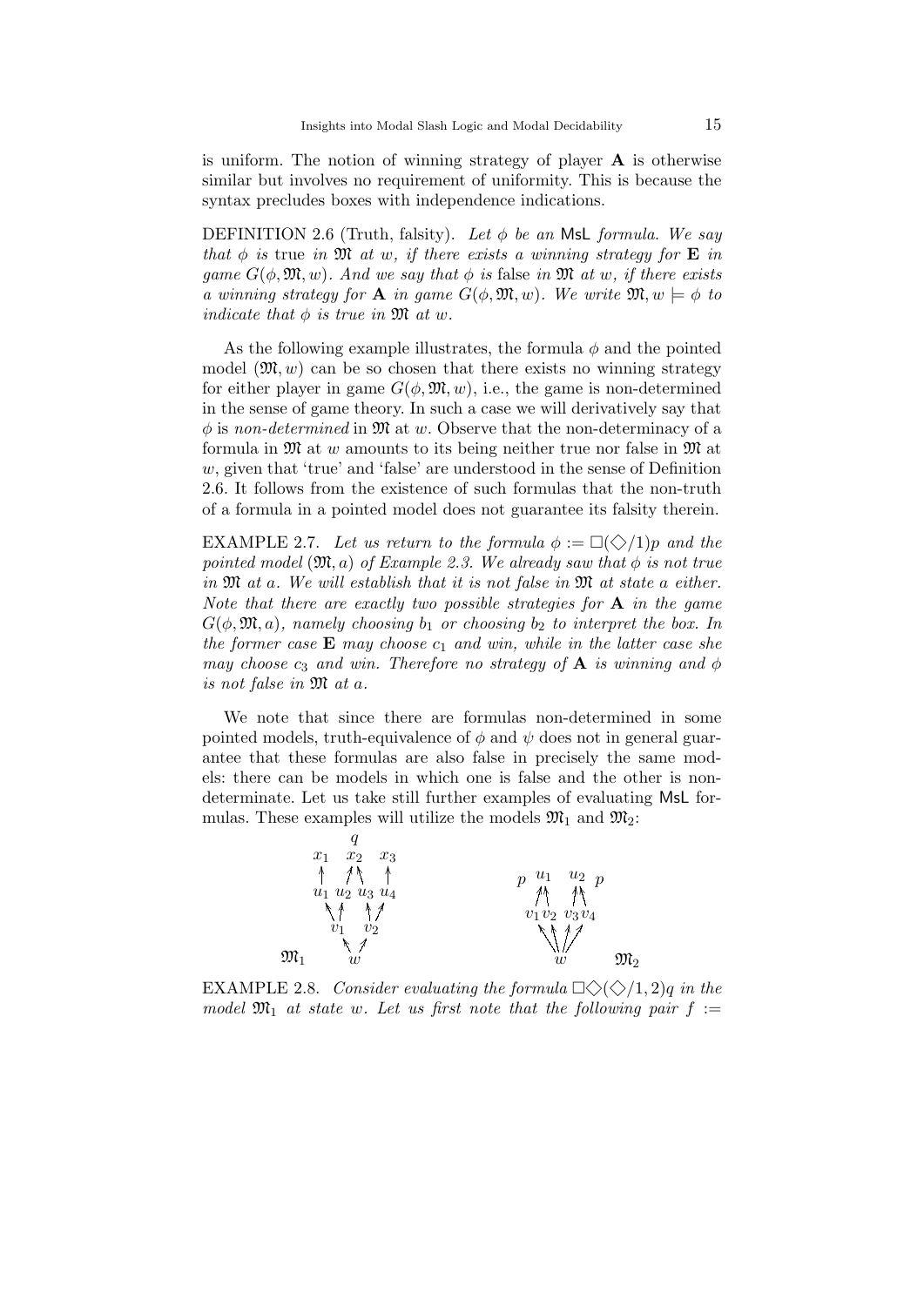is uniform. The notion of winning strategy of player **A** is otherwise similar but involves no requirement of uniformity. This is because the syntax precludes boxes with independence indications.

DEFINITION 2.6 (Truth, falsity). *Let $\phi$ be an* MsL *formula. We say that $\phi$ is* true *in $\mathfrak{M}$ at $w$, if there exists a winning strategy for* **E** *in game $G(\phi, \mathfrak{M}, w)$. And we say that $\phi$ is* false *in $\mathfrak{M}$ at $w$, if there exists a winning strategy for* **A** *in game $G(\phi, \mathfrak{M}, w)$. We write $\mathfrak{M}, w \models \phi$ to indicate that $\phi$ is true in $\mathfrak{M}$ at $w$.*

As the following example illustrates, the formula $\phi$ and the pointed model $(\mathfrak{M}, w)$ can be so chosen that there exists no winning strategy for either player in game $G(\phi, \mathfrak{M}, w)$, i.e., the game is non-determined in the sense of game theory. In such a case we will derivatively say that $\phi$ is *non-determined* in $\mathfrak{M}$ at $w$. Observe that the non-determinacy of a formula in $\mathfrak{M}$ at $w$ amounts to its being neither true nor false in $\mathfrak{M}$ at $w$, given that 'true' and 'false' are understood in the sense of Definition 2.6. It follows from the existence of such formulas that the non-truth of a formula in a pointed model does not guarantee its falsity therein.

EXAMPLE 2.7. *Let us return to the formula $\phi := \Box(\Diamond/1)p$ and the pointed model $(\mathfrak{M}, a)$ of Example 2.3. We already saw that $\phi$ is not true in $\mathfrak{M}$ at $a$. We will establish that it is not false in $\mathfrak{M}$ at state $a$ either. Note that there are exactly two possible strategies for* **A** *in the game $G(\phi, \mathfrak{M}, a)$, namely choosing $b_1$ or choosing $b_2$ to interpret the box. In the former case* **E** *may choose $c_1$ and win, while in the latter case she may choose $c_3$ and win. Therefore no strategy of* **A** *is winning and $\phi$ is not false in $\mathfrak{M}$ at $a$.*

We note that since there are formulas non-determined in some pointed models, truth-equivalence of $\phi$ and $\psi$ does not in general guarantee that these formulas are also false in precisely the same models: there can be models in which one is false and the other is non-determinate. Let us take still further examples of evaluating MsL formulas. These examples will utilize the models $\mathfrak{M}_1$ and $\mathfrak{M}_2$:

```
             q
     x1     x2     x3
     ↑     ↗ ↖     ↑                     p  u1    u2  p
     u1  u2  u3  u4                        ↗↖    ↗↖
       ↖ ↑   ↑ ↗                         v1 v2  v3 v4
        v1    v2                            ↖↖ ↗↗
 M1      ↖   ↗                                w        M2
           w
```

EXAMPLE 2.8. *Consider evaluating the formula $\Box\Diamond(\Diamond/1, 2)q$ in the model $\mathfrak{M}_1$ at state $w$. Let us first note that the following pair $f :=$*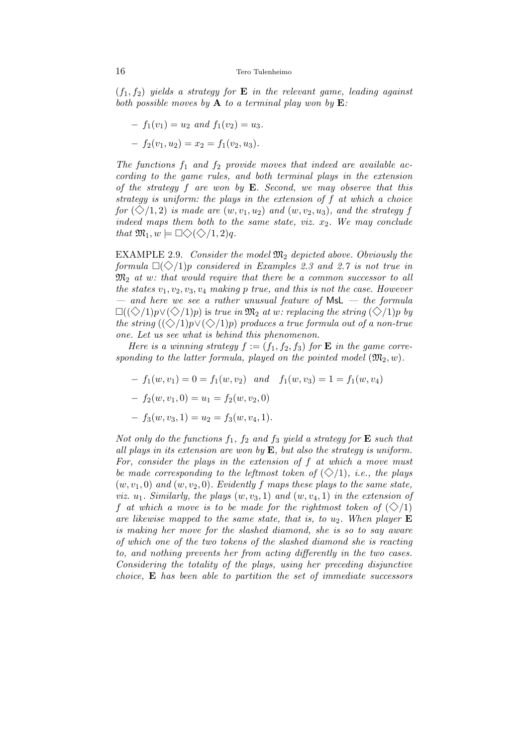$(f_1, f_2)$ *yields a strategy for* $\mathbf{E}$ *in the relevant game, leading against both possible moves by* $\mathbf{A}$ *to a terminal play won by* $\mathbf{E}$*:*

- $f_1(v_1) = u_2$ *and* $f_1(v_2) = u_3$*.*
- $f_2(v_1, u_2) = x_2 = f_1(v_2, u_3)$*.*

*The functions* $f_1$ *and* $f_2$ *provide moves that indeed are available according to the game rules, and both terminal plays in the extension of the strategy* $f$ *are won by* $\mathbf{E}$*. Second, we may observe that this strategy is uniform: the plays in the extension of* $f$ *at which a choice for* $(\Diamond/1, 2)$ *is made are* $(w, v_1, u_2)$ *and* $(w, v_2, u_3)$*, and the strategy* $f$ *indeed maps them both to the same state, viz.* $x_2$*. We may conclude that* $\mathfrak{M}_1, w \models \Box\Diamond(\Diamond/1, 2)q$*.*

EXAMPLE 2.9. *Consider the model* $\mathfrak{M}_2$ *depicted above. Obviously the formula* $\Box(\Diamond/1)p$ *considered in Examples 2.3 and 2.7 is not true in* $\mathfrak{M}_2$ *at* $w$*: that would require that there be a common successor to all the states* $v_1, v_2, v_3, v_4$ *making* $p$ *true, and this is not the case. However — and here we see a rather unusual feature of* MsL *— the formula* $\Box((\Diamond/1)p \vee (\Diamond/1)p)$ *is true in* $\mathfrak{M}_2$ *at* $w$*: replacing the string* $(\Diamond/1)p$ *by the string* $((\Diamond/1)p \vee (\Diamond/1)p)$ *produces a true formula out of a non-true one. Let us see what is behind this phenomenon.*

*Here is a winning strategy* $f := (f_1, f_2, f_3)$ *for* $\mathbf{E}$ *in the game corresponding to the latter formula, played on the pointed model* $(\mathfrak{M}_2, w)$*.*

- $f_1(w, v_1) = 0 = f_1(w, v_2)$ *and* $f_1(w, v_3) = 1 = f_1(w, v_4)$
- $f_2(w, v_1, 0) = u_1 = f_2(w, v_2, 0)$
- $f_3(w, v_3, 1) = u_2 = f_3(w, v_4, 1)$*.*

*Not only do the functions* $f_1$*,* $f_2$ *and* $f_3$ *yield a strategy for* $\mathbf{E}$ *such that all plays in its extension are won by* $\mathbf{E}$*, but also the strategy is uniform. For, consider the plays in the extension of* $f$ *at which a move must be made corresponding to the leftmost token of* $(\Diamond/1)$*, i.e., the plays* $(w, v_1, 0)$ *and* $(w, v_2, 0)$*. Evidently* $f$ *maps these plays to the same state, viz.* $u_1$*. Similarly, the plays* $(w, v_3, 1)$ *and* $(w, v_4, 1)$ *in the extension of* $f$ *at which a move is to be made for the rightmost token of* $(\Diamond/1)$ *are likewise mapped to the same state, that is, to* $u_2$*. When player* $\mathbf{E}$ *is making her move for the slashed diamond, she is so to say aware of which one of the two tokens of the slashed diamond she is reacting to, and nothing prevents her from acting differently in the two cases. Considering the totality of the plays, using her preceding disjunctive choice,* $\mathbf{E}$ *has been able to partition the set of immediate successors*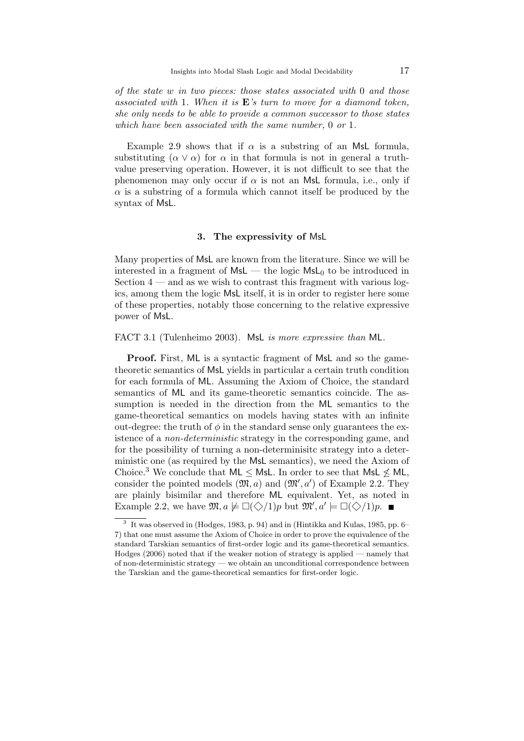*of the state w in two pieces: those states associated with* 0 *and those associated with* 1*. When it is* **E***'s turn to move for a diamond token, she only needs to be able to provide a common successor to those states which have been associated with the same number,* 0 *or* 1*.*

Example 2.9 shows that if $\alpha$ is a substring of an MsL formula, substituting $(\alpha \vee \alpha)$ for $\alpha$ in that formula is not in general a truth-value preserving operation. However, it is not difficult to see that the phenomenon may only occur if $\alpha$ is not an MsL formula, i.e., only if $\alpha$ is a substring of a formula which cannot itself be produced by the syntax of MsL.

### 3. The expressivity of MsL

Many properties of MsL are known from the literature. Since we will be interested in a fragment of MsL — the logic $\mathsf{MsL}_0$ to be introduced in Section 4 — and as we wish to contrast this fragment with various logics, among them the logic MsL itself, it is in order to register here some of these properties, notably those concerning to the relative expressive power of MsL.

FACT 3.1 (Tulenheimo 2003). *MsL is more expressive than ML.*

**Proof.** First, ML is a syntactic fragment of MsL and so the game-theoretic semantics of MsL yields in particular a certain truth condition for each formula of ML. Assuming the Axiom of Choice, the standard semantics of ML and its game-theoretic semantics coincide. The assumption is needed in the direction from the ML semantics to the game-theoretical semantics on models having states with an infinite out-degree: the truth of $\phi$ in the standard sense only guarantees the existence of a *non-deterministic* strategy in the corresponding game, and for the possibility of turning a non-determinisitc strategy into a deterministic one (as required by the MsL semantics), we need the Axiom of Choice.[3] We conclude that $\mathsf{ML} \leq \mathsf{MsL}$. In order to see that $\mathsf{MsL} \not\leq \mathsf{ML}$, consider the pointed models $(\mathfrak{M}, a)$ and $(\mathfrak{M}', a')$ of Example 2.2. They are plainly bisimilar and therefore ML equivalent. Yet, as noted in Example 2.2, we have $\mathfrak{M}, a \not\models \Box(\Diamond/1)p$ but $\mathfrak{M}', a' \models \Box(\Diamond/1)p$. ■

---

[3] It was observed in (Hodges, 1983, p. 94) and in (Hintikka and Kulas, 1985, pp. 6–7) that one must assume the Axiom of Choice in order to prove the equivalence of the standard Tarskian semantics of first-order logic and its game-theoretical semantics. Hodges (2006) noted that if the weaker notion of strategy is applied — namely that of non-deterministic strategy — we obtain an unconditional correspondence between the Tarskian and the game-theoretical semantics for first-order logic.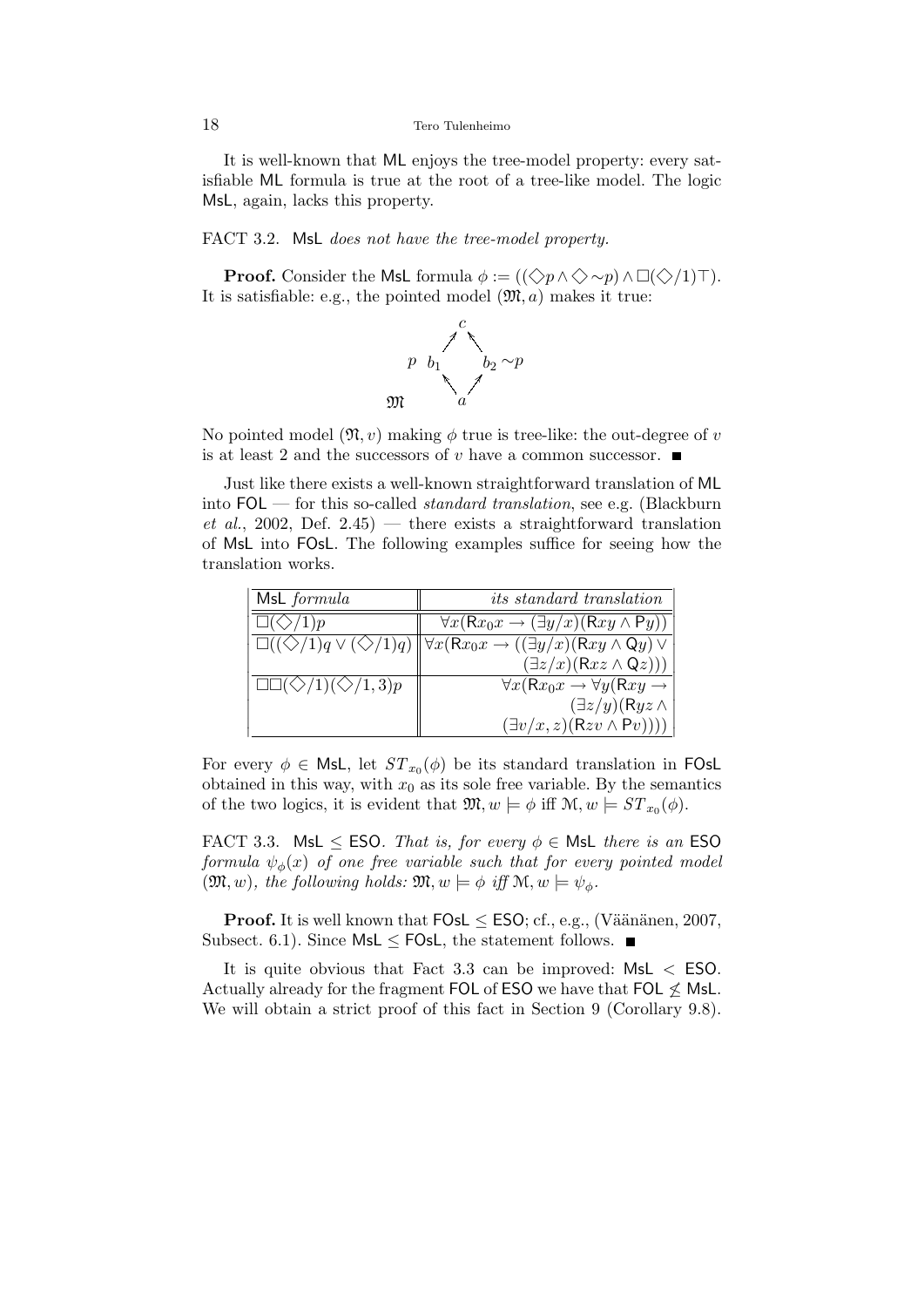It is well-known that ML enjoys the tree-model property: every satisfiable ML formula is true at the root of a tree-like model. The logic MsL, again, lacks this property.

FACT 3.2. *MsL does not have the tree-model property.*

**Proof.** Consider the MsL formula $\phi := ((\Diamond p \wedge \Diamond {\sim} p) \wedge \Box(\Diamond/1)\top)$. It is satisfiable: e.g., the pointed model $(\mathfrak{M}, a)$ makes it true:

$$
\begin{array}{ccccc}
 & & c & & \\
 & \nearrow & & \nwarrow & \\
p \;\; b_1 & & & & b_2 \; {\sim}p \\
 & \nwarrow & & \nearrow & \\
\mathfrak{M} & & a & &
\end{array}
$$

No pointed model $(\mathfrak{N}, v)$ making $\phi$ true is tree-like: the out-degree of $v$ is at least 2 and the successors of $v$ have a common successor. ■

Just like there exists a well-known straightforward translation of ML into FOL — for this so-called *standard translation*, see e.g. (Blackburn *et al.*, 2002, Def. 2.45) — there exists a straightforward translation of MsL into FOsL. The following examples suffice for seeing how the translation works.

| MsL *formula* | *its standard translation* |
|---|---|
| $\Box(\Diamond/1)p$ | $\forall x(\mathsf{R}x_0x \rightarrow (\exists y/x)(\mathsf{R}xy \wedge \mathsf{P}y))$ |
| $\Box((\Diamond/1)q \vee (\Diamond/1)q)$ | $\forall x(\mathsf{R}x_0x \rightarrow ((\exists y/x)(\mathsf{R}xy \wedge \mathsf{Q}y) \vee (\exists z/x)(\mathsf{R}xz \wedge \mathsf{Q}z)))$ |
| $\Box\Box(\Diamond/1)(\Diamond/1,3)p$ | $\forall x(\mathsf{R}x_0x \rightarrow \forall y(\mathsf{R}xy \rightarrow (\exists z/y)(\mathsf{R}yz \wedge (\exists v/x,z)(\mathsf{R}zv \wedge \mathsf{P}v))))$ |

For every $\phi \in$ MsL, let $ST_{x_0}(\phi)$ be its standard translation in FOsL obtained in this way, with $x_0$ as its sole free variable. By the semantics of the two logics, it is evident that $\mathfrak{M}, w \models \phi$ iff $\mathcal{M}, w \models ST_{x_0}(\phi)$.

FACT 3.3. MsL $\leq$ ESO. *That is, for every $\phi \in$ MsL there is an ESO formula $\psi_\phi(x)$ of one free variable such that for every pointed model $(\mathfrak{M}, w)$, the following holds: $\mathfrak{M}, w \models \phi$ iff $\mathcal{M}, w \models \psi_\phi$.*

**Proof.** It is well known that FOsL $\leq$ ESO; cf., e.g., (Väänänen, 2007, Subsect. 6.1). Since MsL $\leq$ FOsL, the statement follows. ■

It is quite obvious that Fact 3.3 can be improved: MsL $<$ ESO. Actually already for the fragment FOL of ESO we have that FOL $\not\leq$ MsL. We will obtain a strict proof of this fact in Section 9 (Corollary 9.8).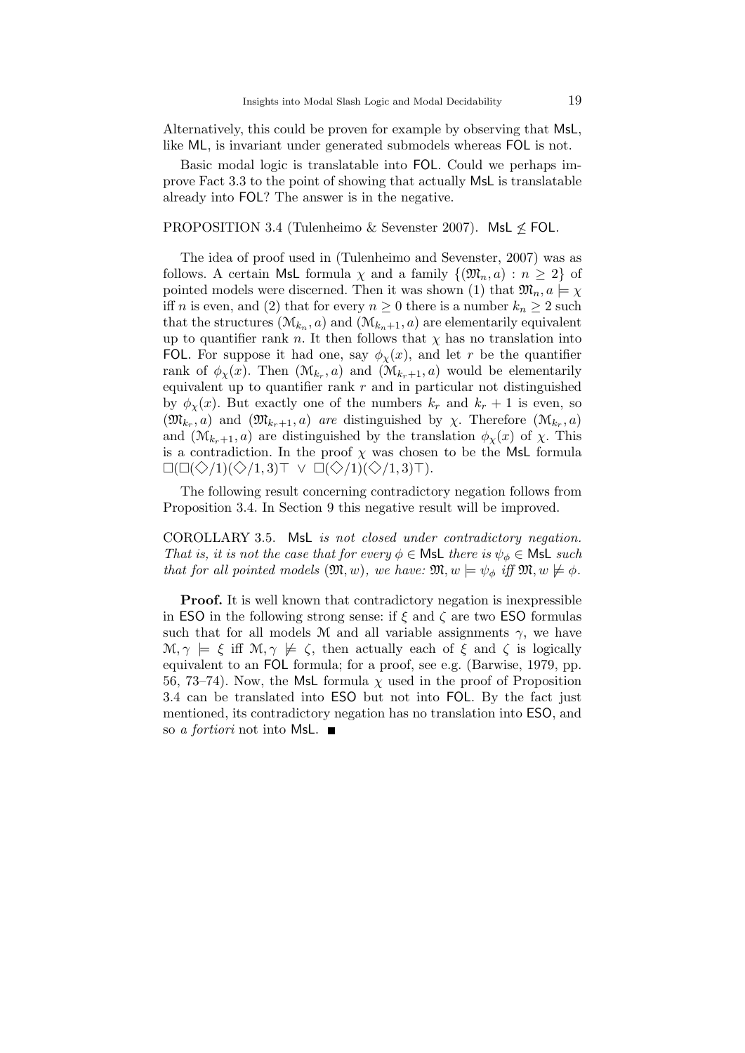Alternatively, this could be proven for example by observing that MsL, like ML, is invariant under generated submodels whereas FOL is not.

Basic modal logic is translatable into FOL. Could we perhaps improve Fact 3.3 to the point of showing that actually MsL is translatable already into FOL? The answer is in the negative.

PROPOSITION 3.4 (Tulenheimo & Sevenster 2007). MsL $\not\leq$ FOL.

The idea of proof used in (Tulenheimo and Sevenster, 2007) was as follows. A certain MsL formula $\chi$ and a family $\{(\mathfrak{M}_n, a) : n \geq 2\}$ of pointed models were discerned. Then it was shown (1) that $\mathfrak{M}_n, a \models \chi$ iff $n$ is even, and (2) that for every $n \geq 0$ there is a number $k_n \geq 2$ such that the structures $(\mathcal{M}_{k_n}, a)$ and $(\mathcal{M}_{k_n+1}, a)$ are elementarily equivalent up to quantifier rank $n$. It then follows that $\chi$ has no translation into FOL. For suppose it had one, say $\phi_\chi(x)$, and let $r$ be the quantifier rank of $\phi_\chi(x)$. Then $(\mathcal{M}_{k_r}, a)$ and $(\mathcal{M}_{k_r+1}, a)$ would be elementarily equivalent up to quantifier rank $r$ and in particular not distinguished by $\phi_\chi(x)$. But exactly one of the numbers $k_r$ and $k_r + 1$ is even, so $(\mathfrak{M}_{k_r}, a)$ and $(\mathfrak{M}_{k_r+1}, a)$ *are* distinguished by $\chi$. Therefore $(\mathcal{M}_{k_r}, a)$ and $(\mathcal{M}_{k_r+1}, a)$ are distinguished by the translation $\phi_\chi(x)$ of $\chi$. This is a contradiction. In the proof $\chi$ was chosen to be the MsL formula $\Box(\Box(\Diamond/1)(\Diamond/1, 3)\top \ \vee \ \Box(\Diamond/1)(\Diamond/1, 3)\top)$.

The following result concerning contradictory negation follows from Proposition 3.4. In Section 9 this negative result will be improved.

COROLLARY 3.5. *MsL is not closed under contradictory negation. That is, it is not the case that for every $\phi \in$ MsL there is $\psi_\phi \in$ MsL such that for all pointed models $(\mathfrak{M}, w)$, we have: $\mathfrak{M}, w \models \psi_\phi$ iff $\mathfrak{M}, w \not\models \phi$.*

**Proof.** It is well known that contradictory negation is inexpressible in ESO in the following strong sense: if $\xi$ and $\zeta$ are two ESO formulas such that for all models $\mathcal{M}$ and all variable assignments $\gamma$, we have $\mathcal{M}, \gamma \models \xi$ iff $\mathcal{M}, \gamma \not\models \zeta$, then actually each of $\xi$ and $\zeta$ is logically equivalent to an FOL formula; for a proof, see e.g. (Barwise, 1979, pp. 56, 73–74). Now, the MsL formula $\chi$ used in the proof of Proposition 3.4 can be translated into ESO but not into FOL. By the fact just mentioned, its contradictory negation has no translation into ESO, and so *a fortiori* not into MsL. ■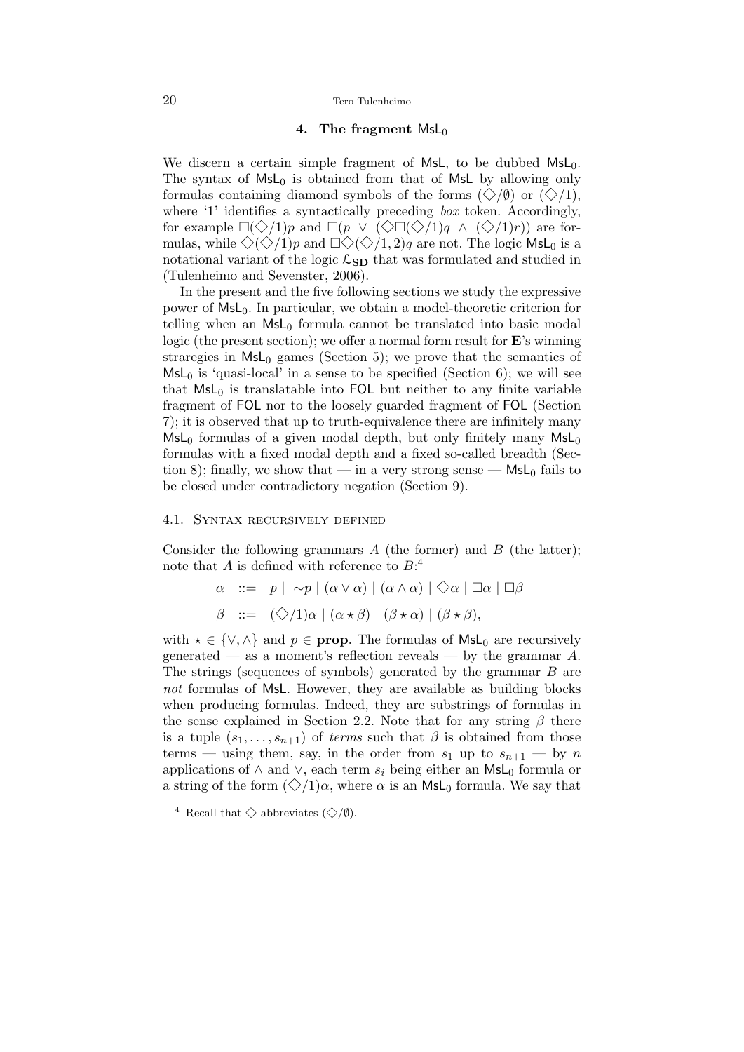## 4. The fragment $\mathsf{MsL}_0$

We discern a certain simple fragment of $\mathsf{MsL}$, to be dubbed $\mathsf{MsL}_0$. The syntax of $\mathsf{MsL}_0$ is obtained from that of $\mathsf{MsL}$ by allowing only formulas containing diamond symbols of the forms $(\Diamond/\emptyset)$ or $(\Diamond/1)$, where '1' identifies a syntactically preceding *box* token. Accordingly, for example $\Box(\Diamond/1)p$ and $\Box(p \vee (\Diamond\Box(\Diamond/1)q \wedge (\Diamond/1)r))$ are formulas, while $\Diamond(\Diamond/1)p$ and $\Box\Diamond(\Diamond/1,2)q$ are not. The logic $\mathsf{MsL}_0$ is a notational variant of the logic $\mathcal{L}_{\mathbf{SD}}$ that was formulated and studied in (Tulenheimo and Sevenster, 2006).

In the present and the five following sections we study the expressive power of $\mathsf{MsL}_0$. In particular, we obtain a model-theoretic criterion for telling when an $\mathsf{MsL}_0$ formula cannot be translated into basic modal logic (the present section); we offer a normal form result for $\mathbf{E}$'s winning straregies in $\mathsf{MsL}_0$ games (Section 5); we prove that the semantics of $\mathsf{MsL}_0$ is 'quasi-local' in a sense to be specified (Section 6); we will see that $\mathsf{MsL}_0$ is translatable into $\mathsf{FOL}$ but neither to any finite variable fragment of $\mathsf{FOL}$ nor to the loosely guarded fragment of $\mathsf{FOL}$ (Section 7); it is observed that up to truth-equivalence there are infinitely many $\mathsf{MsL}_0$ formulas of a given modal depth, but only finitely many $\mathsf{MsL}_0$ formulas with a fixed modal depth and a fixed so-called breadth (Section 8); finally, we show that — in a very strong sense — $\mathsf{MsL}_0$ fails to be closed under contradictory negation (Section 9).

### 4.1. Syntax recursively defined

Consider the following grammars $A$ (the former) and $B$ (the latter); note that $A$ is defined with reference to $B$:[4]

$$\alpha \ ::= \ p \mid {\sim}p \mid (\alpha \vee \alpha) \mid (\alpha \wedge \alpha) \mid \Diamond\alpha \mid \Box\alpha \mid \Box\beta$$

$$\beta \ ::= \ (\Diamond/1)\alpha \mid (\alpha \star \beta) \mid (\beta \star \alpha) \mid (\beta \star \beta),$$

with $\star \in \{\vee, \wedge\}$ and $p \in \mathbf{prop}$. The formulas of $\mathsf{MsL}_0$ are recursively generated — as a moment's reflection reveals — by the grammar $A$. The strings (sequences of symbols) generated by the grammar $B$ are *not* formulas of $\mathsf{MsL}$. However, they are available as building blocks when producing formulas. Indeed, they are substrings of formulas in the sense explained in Section 2.2. Note that for any string $\beta$ there is a tuple $(s_1, \ldots, s_{n+1})$ of *terms* such that $\beta$ is obtained from those terms — using them, say, in the order from $s_1$ up to $s_{n+1}$ — by $n$ applications of $\wedge$ and $\vee$, each term $s_i$ being either an $\mathsf{MsL}_0$ formula or a string of the form $(\Diamond/1)\alpha$, where $\alpha$ is an $\mathsf{MsL}_0$ formula. We say that

[4] Recall that $\Diamond$ abbreviates $(\Diamond/\emptyset)$.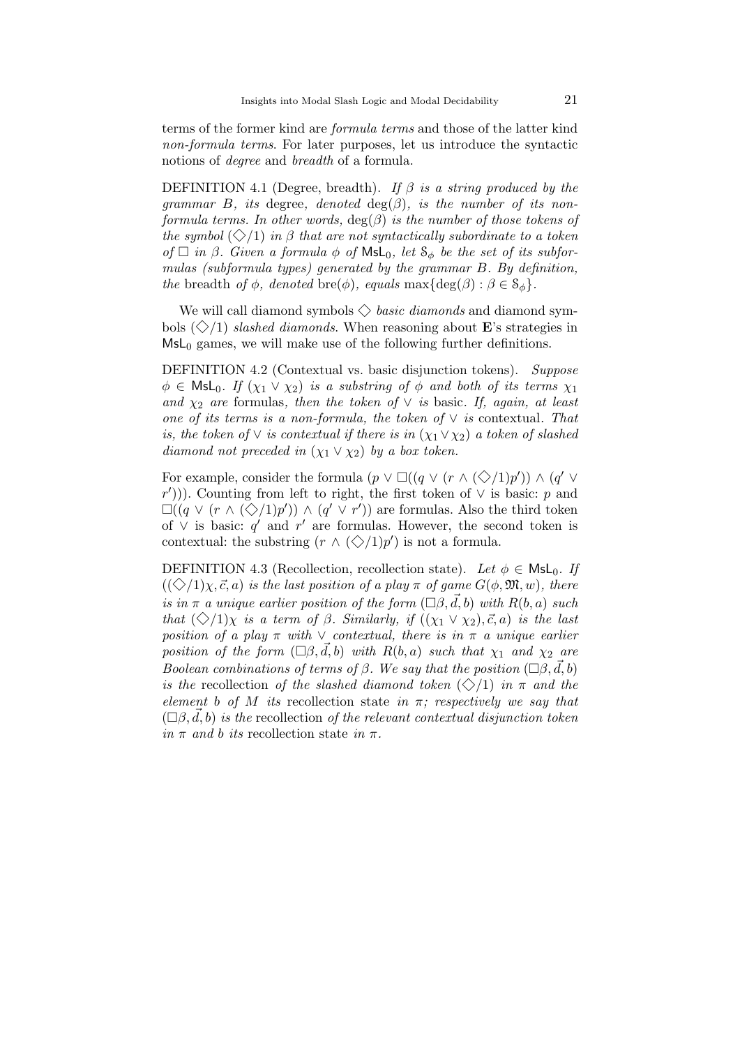terms of the former kind are *formula terms* and those of the latter kind *non-formula terms*. For later purposes, let us introduce the syntactic notions of *degree* and *breadth* of a formula.

DEFINITION 4.1 (Degree, breadth). *If $\beta$ is a string produced by the grammar $B$, its* degree*, denoted* $\deg(\beta)$*, is the number of its non-formula terms. In other words,* $\deg(\beta)$ *is the number of those tokens of the symbol $(\Diamond/1)$ in $\beta$ that are not syntactically subordinate to a token of $\Box$ in $\beta$. Given a formula $\phi$ of $\mathsf{MsL}_0$, let $\mathcal{S}_\phi$ be the set of its subformulas (subformula types) generated by the grammar $B$. By definition, the* breadth *of $\phi$, denoted* $\mathrm{bre}(\phi)$*, equals* $\max\{\deg(\beta) : \beta \in \mathcal{S}_\phi\}$.

We will call diamond symbols $\Diamond$ *basic diamonds* and diamond symbols $(\Diamond/1)$ *slashed diamonds*. When reasoning about **E**'s strategies in $\mathsf{MsL}_0$ games, we will make use of the following further definitions.

DEFINITION 4.2 (Contextual vs. basic disjunction tokens). *Suppose $\phi \in \mathsf{MsL}_0$. If $(\chi_1 \vee \chi_2)$ is a substring of $\phi$ and both of its terms $\chi_1$ and $\chi_2$ are* formulas*, then the token of $\vee$ is* basic*. If, again, at least one of its terms is a non-formula, the token of $\vee$ is* contextual*. That is, the token of $\vee$ is contextual if there is in $(\chi_1 \vee \chi_2)$ a token of slashed diamond not preceded in $(\chi_1 \vee \chi_2)$ by a box token.*

For example, consider the formula $(p \vee \Box((q \vee (r \wedge (\Diamond/1)p')) \wedge (q' \vee r')))$. Counting from left to right, the first token of $\vee$ is basic: $p$ and $\Box((q \vee (r \wedge (\Diamond/1)p')) \wedge (q' \vee r'))$ are formulas. Also the third token of $\vee$ is basic: $q'$ and $r'$ are formulas. However, the second token is contextual: the substring $(r \wedge (\Diamond/1)p')$ is not a formula.

DEFINITION 4.3 (Recollection, recollection state). *Let $\phi \in \mathsf{MsL}_0$. If $((\Diamond/1)\chi, \vec{c}, a)$ is the last position of a play $\pi$ of game $G(\phi, \mathfrak{M}, w)$, there is in $\pi$ a unique earlier position of the form $(\Box\beta, \vec{d}, b)$ with $R(b, a)$ such that $(\Diamond/1)\chi$ is a term of $\beta$. Similarly, if $((\chi_1 \vee \chi_2), \vec{c}, a)$ is the last position of a play $\pi$ with $\vee$ contextual, there is in $\pi$ a unique earlier position of the form $(\Box\beta, \vec{d}, b)$ with $R(b, a)$ such that $\chi_1$ and $\chi_2$ are Boolean combinations of terms of $\beta$. We say that the position $(\Box\beta, \vec{d}, b)$ is the* recollection *of the slashed diamond token $(\Diamond/1)$ in $\pi$ and the element $b$ of $M$ its* recollection state *in $\pi$; respectively we say that $(\Box\beta, \vec{d}, b)$ is the* recollection *of the relevant contextual disjunction token in $\pi$ and $b$ its* recollection state *in $\pi$.*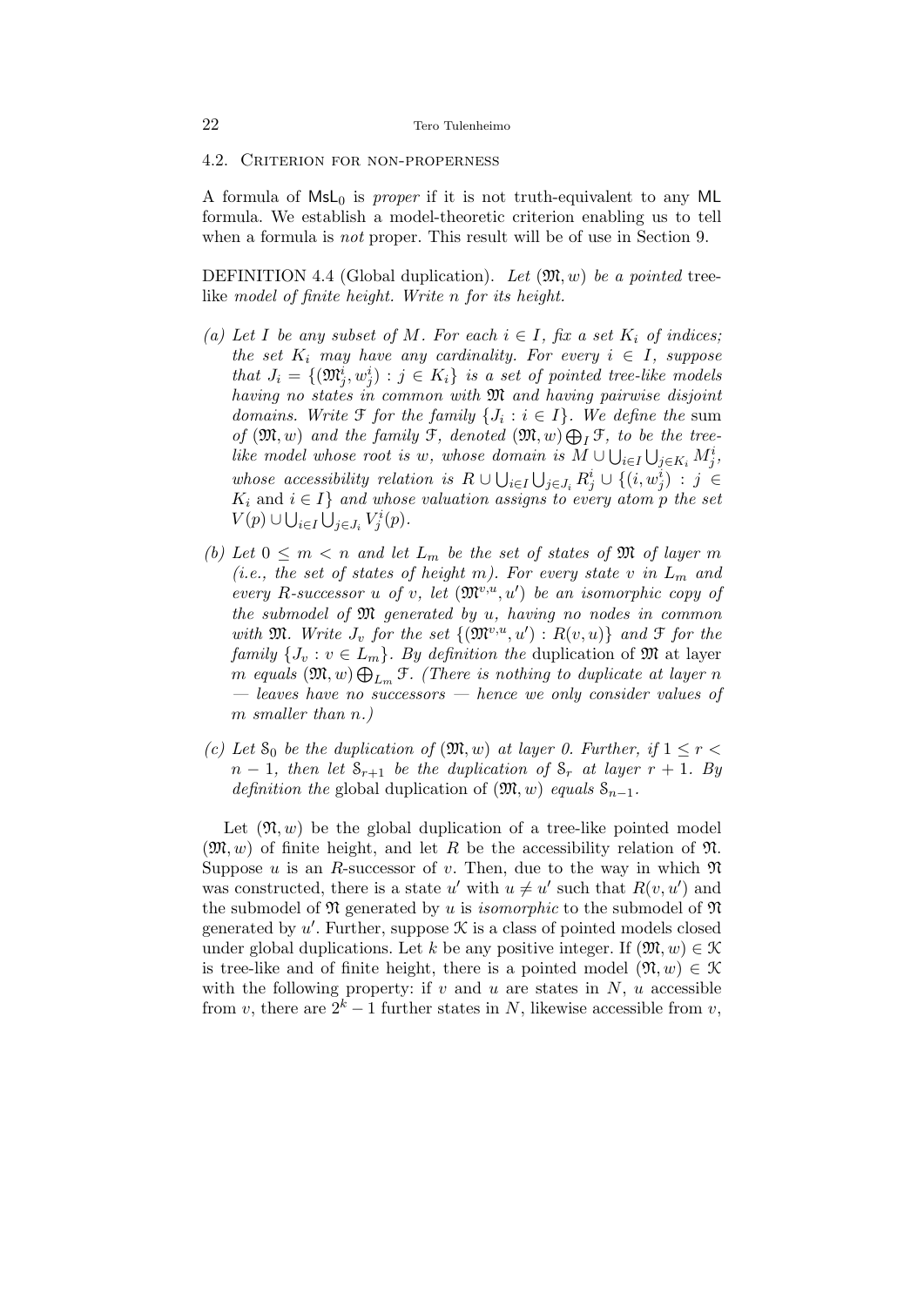### 4.2. Criterion for non-properness

A formula of $\mathsf{MsL}_0$ is *proper* if it is not truth-equivalent to any $\mathsf{ML}$ formula. We establish a model-theoretic criterion enabling us to tell when a formula is *not* proper. This result will be of use in Section 9.

DEFINITION 4.4 (Global duplication). *Let $(\mathfrak{M}, w)$ be a pointed* tree-like *model of finite height. Write $n$ for its height.*

*(a) Let $I$ be any subset of $M$. For each $i \in I$, fix a set $K_i$ of indices; the set $K_i$ may have any cardinality. For every $i \in I$, suppose that $J_i = \{(\mathfrak{M}^i_j, w^i_j) : j \in K_i\}$ is a set of pointed tree-like models having no states in common with $\mathfrak{M}$ and having pairwise disjoint domains. Write $\mathcal{F}$ for the family $\{J_i : i \in I\}$. We define the* sum *of $(\mathfrak{M}, w)$ and the family $\mathcal{F}$, denoted $(\mathfrak{M}, w) \bigoplus_I \mathcal{F}$, to be the tree-like model whose root is $w$, whose domain is $M \cup \bigcup_{i \in I} \bigcup_{j \in K_i} M^i_j$, whose accessibility relation is $R \cup \bigcup_{i \in I} \bigcup_{j \in J_i} R^i_j \cup \{(i, w^i_j) : j \in K_i$ and $i \in I\}$ and whose valuation assigns to every atom $p$ the set $V(p) \cup \bigcup_{i \in I} \bigcup_{j \in J_i} V^i_j(p)$.*

*(b) Let $0 \leq m < n$ and let $L_m$ be the set of states of $\mathfrak{M}$ of layer $m$ (i.e., the set of states of height $m$). For every state $v$ in $L_m$ and every $R$-successor $u$ of $v$, let $(\mathfrak{M}^{v,u}, u')$ be an isomorphic copy of the submodel of $\mathfrak{M}$ generated by $u$, having no nodes in common with $\mathfrak{M}$. Write $J_v$ for the set $\{(\mathfrak{M}^{v,u}, u') : R(v, u)\}$ and $\mathcal{F}$ for the family $\{J_v : v \in L_m\}$. By definition the* duplication *of $\mathfrak{M}$ at layer $m$ equals $(\mathfrak{M}, w) \bigoplus_{L_m} \mathcal{F}$. (There is nothing to duplicate at layer $n$ — leaves have no successors — hence we only consider values of $m$ smaller than $n$.)*

*(c) Let $\mathcal{S}_0$ be the duplication of $(\mathfrak{M}, w)$ at layer 0. Further, if $1 \leq r < n - 1$, then let $\mathcal{S}_{r+1}$ be the duplication of $\mathcal{S}_r$ at layer $r + 1$. By definition the* global duplication *of $(\mathfrak{M}, w)$ equals $\mathcal{S}_{n-1}$.*

Let $(\mathfrak{N}, w)$ be the global duplication of a tree-like pointed model $(\mathfrak{M}, w)$ of finite height, and let $R$ be the accessibility relation of $\mathfrak{N}$. Suppose $u$ is an $R$-successor of $v$. Then, due to the way in which $\mathfrak{N}$ was constructed, there is a state $u'$ with $u \neq u'$ such that $R(v, u')$ and the submodel of $\mathfrak{N}$ generated by $u$ is *isomorphic* to the submodel of $\mathfrak{N}$ generated by $u'$. Further, suppose $\mathcal{K}$ is a class of pointed models closed under global duplications. Let $k$ be any positive integer. If $(\mathfrak{M}, w) \in \mathcal{K}$ is tree-like and of finite height, there is a pointed model $(\mathfrak{N}, w) \in \mathcal{K}$ with the following property: if $v$ and $u$ are states in $N$, $u$ accessible from $v$, there are $2^k - 1$ further states in $N$, likewise accessible from $v$,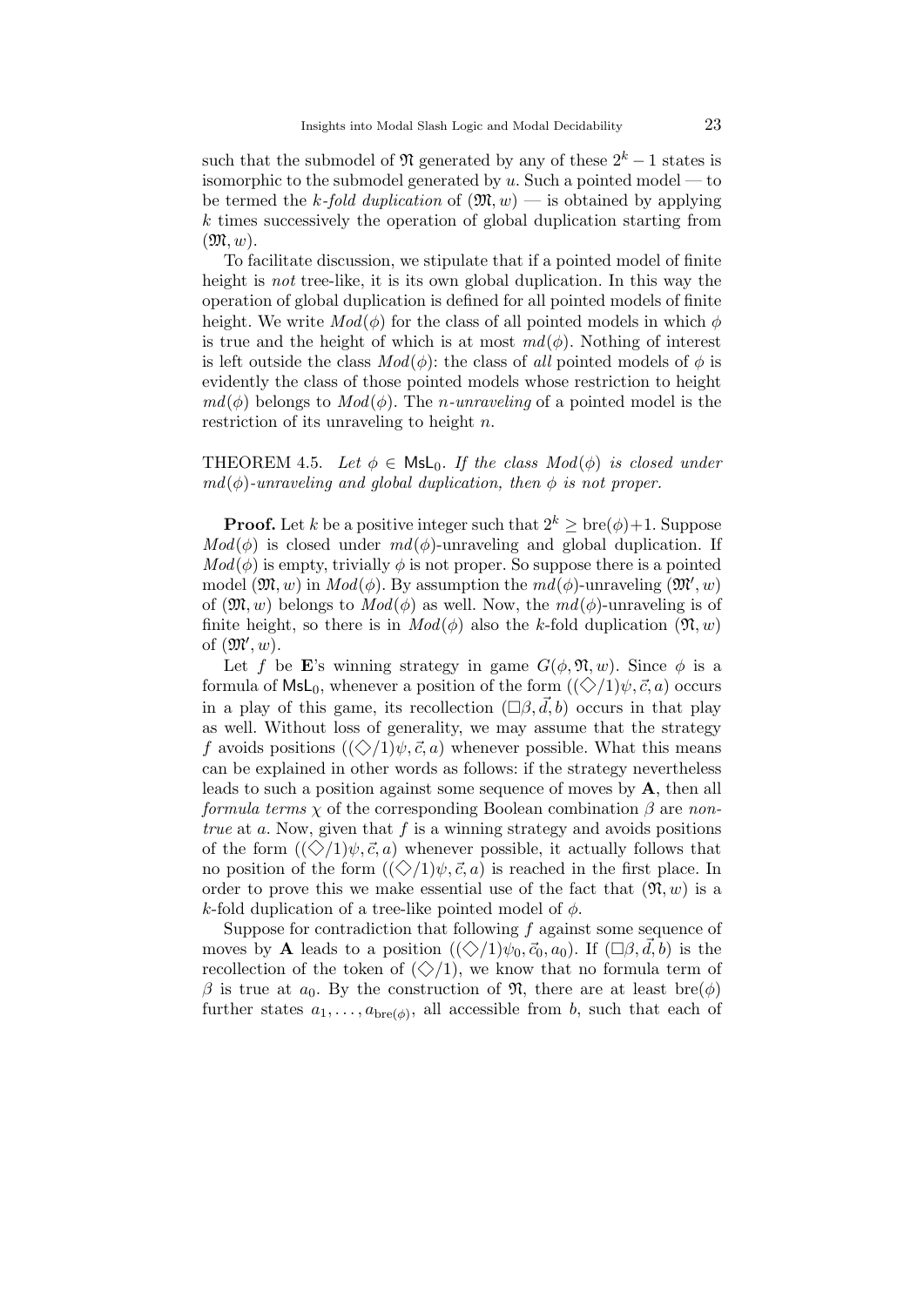such that the submodel of $\mathfrak{N}$ generated by any of these $2^k - 1$ states is isomorphic to the submodel generated by $u$. Such a pointed model — to be termed the *k-fold duplication* of $(\mathfrak{M}, w)$ — is obtained by applying $k$ times successively the operation of global duplication starting from $(\mathfrak{M}, w)$.

To facilitate discussion, we stipulate that if a pointed model of finite height is *not* tree-like, it is its own global duplication. In this way the operation of global duplication is defined for all pointed models of finite height. We write $Mod(\phi)$ for the class of all pointed models in which $\phi$ is true and the height of which is at most $md(\phi)$. Nothing of interest is left outside the class $Mod(\phi)$: the class of *all* pointed models of $\phi$ is evidently the class of those pointed models whose restriction to height $md(\phi)$ belongs to $Mod(\phi)$. The *n-unraveling* of a pointed model is the restriction of its unraveling to height $n$.

THEOREM 4.5. *Let $\phi \in \mathsf{MsL}_0$. If the class $Mod(\phi)$ is closed under $md(\phi)$-unraveling and global duplication, then $\phi$ is not proper.*

**Proof.** Let $k$ be a positive integer such that $2^k \geq \mathrm{bre}(\phi)+1$. Suppose $Mod(\phi)$ is closed under $md(\phi)$-unraveling and global duplication. If $Mod(\phi)$ is empty, trivially $\phi$ is not proper. So suppose there is a pointed model $(\mathfrak{M}, w)$ in $Mod(\phi)$. By assumption the $md(\phi)$-unraveling $(\mathfrak{M}', w)$ of $(\mathfrak{M}, w)$ belongs to $Mod(\phi)$ as well. Now, the $md(\phi)$-unraveling is of finite height, so there is in $Mod(\phi)$ also the $k$-fold duplication $(\mathfrak{N}, w)$ of $(\mathfrak{M}', w)$.

Let $f$ be $\mathbf{E}$'s winning strategy in game $G(\phi, \mathfrak{N}, w)$. Since $\phi$ is a formula of $\mathsf{MsL}_0$, whenever a position of the form $((\Diamond/1)\psi, \vec{c}, a)$ occurs in a play of this game, its recollection $(\Box\beta, \vec{d}, b)$ occurs in that play as well. Without loss of generality, we may assume that the strategy $f$ avoids positions $((\Diamond/1)\psi, \vec{c}, a)$ whenever possible. What this means can be explained in other words as follows: if the strategy nevertheless leads to such a position against some sequence of moves by $\mathbf{A}$, then all *formula terms* $\chi$ of the corresponding Boolean combination $\beta$ are *non-true* at $a$. Now, given that $f$ is a winning strategy and avoids positions of the form $((\Diamond/1)\psi, \vec{c}, a)$ whenever possible, it actually follows that no position of the form $((\Diamond/1)\psi, \vec{c}, a)$ is reached in the first place. In order to prove this we make essential use of the fact that $(\mathfrak{N}, w)$ is a $k$-fold duplication of a tree-like pointed model of $\phi$.

Suppose for contradiction that following $f$ against some sequence of moves by $\mathbf{A}$ leads to a position $((\Diamond/1)\psi_0, \vec{c}_0, a_0)$. If $(\Box\beta, \vec{d}, b)$ is the recollection of the token of $(\Diamond/1)$, we know that no formula term of $\beta$ is true at $a_0$. By the construction of $\mathfrak{N}$, there are at least $\mathrm{bre}(\phi)$ further states $a_1, \ldots, a_{\mathrm{bre}(\phi)}$, all accessible from $b$, such that each of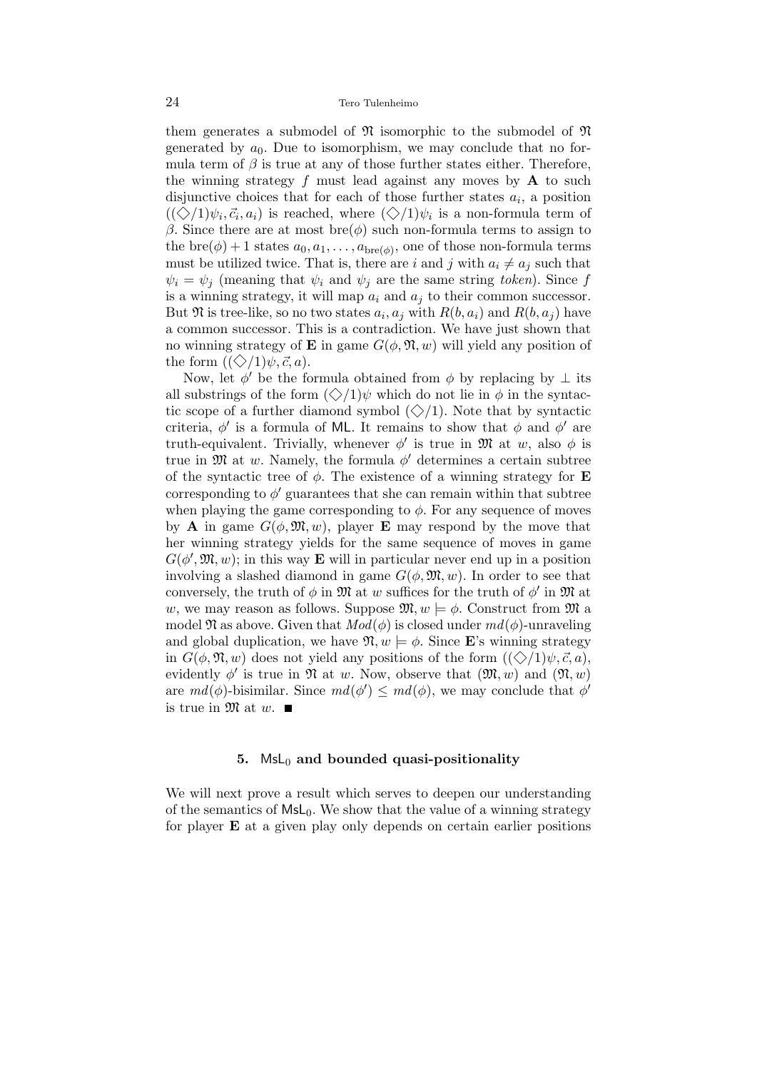them generates a submodel of $\mathfrak{N}$ isomorphic to the submodel of $\mathfrak{N}$ generated by $a_0$. Due to isomorphism, we may conclude that no formula term of $\beta$ is true at any of those further states either. Therefore, the winning strategy $f$ must lead against any moves by **A** to such disjunctive choices that for each of those further states $a_i$, a position $((\Diamond/1)\psi_i, \vec{c}_i, a_i)$ is reached, where $(\Diamond/1)\psi_i$ is a non-formula term of $\beta$. Since there are at most $\mathrm{bre}(\phi)$ such non-formula terms to assign to the $\mathrm{bre}(\phi)+1$ states $a_0, a_1, \ldots, a_{\mathrm{bre}(\phi)}$, one of those non-formula terms must be utilized twice. That is, there are $i$ and $j$ with $a_i \neq a_j$ such that $\psi_i = \psi_j$ (meaning that $\psi_i$ and $\psi_j$ are the same string *token*). Since $f$ is a winning strategy, it will map $a_i$ and $a_j$ to their common successor. But $\mathfrak{N}$ is tree-like, so no two states $a_i, a_j$ with $R(b, a_i)$ and $R(b, a_j)$ have a common successor. This is a contradiction. We have just shown that no winning strategy of **E** in game $G(\phi, \mathfrak{N}, w)$ will yield any position of the form $((\Diamond/1)\psi, \vec{c}, a)$.

Now, let $\phi'$ be the formula obtained from $\phi$ by replacing by $\bot$ its all substrings of the form $(\Diamond/1)\psi$ which do not lie in $\phi$ in the syntactic scope of a further diamond symbol $(\Diamond/1)$. Note that by syntactic criteria, $\phi'$ is a formula of ML. It remains to show that $\phi$ and $\phi'$ are truth-equivalent. Trivially, whenever $\phi'$ is true in $\mathfrak{M}$ at $w$, also $\phi$ is true in $\mathfrak{M}$ at $w$. Namely, the formula $\phi'$ determines a certain subtree of the syntactic tree of $\phi$. The existence of a winning strategy for **E** corresponding to $\phi'$ guarantees that she can remain within that subtree when playing the game corresponding to $\phi$. For any sequence of moves by **A** in game $G(\phi, \mathfrak{M}, w)$, player **E** may respond by the move that her winning strategy yields for the same sequence of moves in game $G(\phi', \mathfrak{M}, w)$; in this way **E** will in particular never end up in a position involving a slashed diamond in game $G(\phi, \mathfrak{M}, w)$. In order to see that conversely, the truth of $\phi$ in $\mathfrak{M}$ at $w$ suffices for the truth of $\phi'$ in $\mathfrak{M}$ at $w$, we may reason as follows. Suppose $\mathfrak{M}, w \models \phi$. Construct from $\mathfrak{M}$ a model $\mathfrak{N}$ as above. Given that $Mod(\phi)$ is closed under $md(\phi)$-unraveling and global duplication, we have $\mathfrak{N}, w \models \phi$. Since **E**'s winning strategy in $G(\phi, \mathfrak{N}, w)$ does not yield any positions of the form $((\Diamond/1)\psi, \vec{c}, a)$, evidently $\phi'$ is true in $\mathfrak{N}$ at $w$. Now, observe that $(\mathfrak{M}, w)$ and $(\mathfrak{N}, w)$ are $md(\phi)$-bisimilar. Since $md(\phi') \leq md(\phi)$, we may conclude that $\phi'$ is true in $\mathfrak{M}$ at $w$. ∎

## 5. $\mathsf{MsL}_0$ and bounded quasi-positionality

We will next prove a result which serves to deepen our understanding of the semantics of $\mathsf{MsL}_0$. We show that the value of a winning strategy for player **E** at a given play only depends on certain earlier positions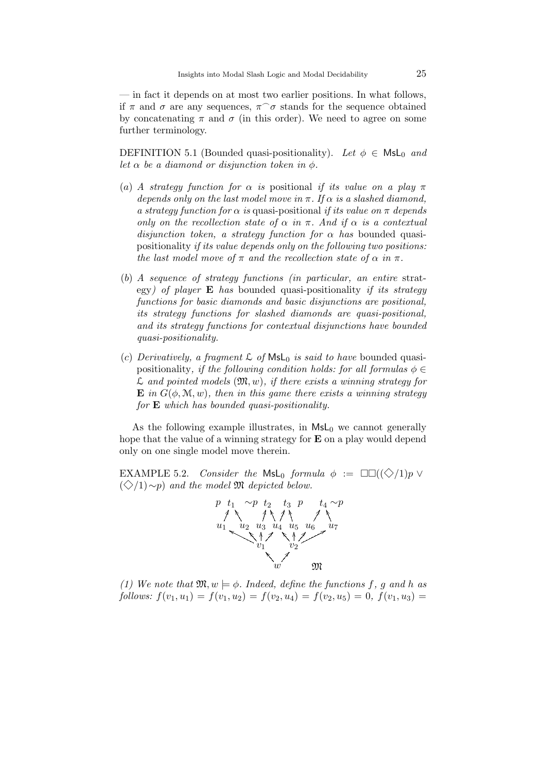— in fact it depends on at most two earlier positions. In what follows, if $\pi$ and $\sigma$ are any sequences, $\pi^\frown\sigma$ stands for the sequence obtained by concatenating $\pi$ and $\sigma$ (in this order). We need to agree on some further terminology.

DEFINITION 5.1 (Bounded quasi-positionality). *Let $\phi \in \mathsf{MsL}_0$ and let $\alpha$ be a diamond or disjunction token in $\phi$.*

(*a*) *A strategy function for $\alpha$ is* positional *if its value on a play $\pi$ depends only on the last model move in $\pi$. If $\alpha$ is a slashed diamond, a strategy function for $\alpha$ is* quasi-positional *if its value on $\pi$ depends only on the recollection state of $\alpha$ in $\pi$. And if $\alpha$ is a contextual disjunction token, a strategy function for $\alpha$ has* bounded quasi-positionality *if its value depends only on the following two positions: the last model move of $\pi$ and the recollection state of $\alpha$ in $\pi$.*

(*b*) *A sequence of strategy functions (in particular, an entire* strategy*) of player* **E** *has* bounded quasi-positionality *if its strategy functions for basic diamonds and basic disjunctions are positional, its strategy functions for slashed diamonds are quasi-positional, and its strategy functions for contextual disjunctions have bounded quasi-positionality.*

(*c*) *Derivatively, a fragment $\mathcal{L}$ of $\mathsf{MsL}_0$ is said to have* bounded quasi-positionality*, if the following condition holds: for all formulas $\phi \in \mathcal{L}$ and pointed models $(\mathfrak{M}, w)$, if there exists a winning strategy for* **E** *in $G(\phi, \mathcal{M}, w)$, then in this game there exists a winning strategy for* **E** *which has bounded quasi-positionality.*

As the following example illustrates, in $\mathsf{MsL}_0$ we cannot generally hope that the value of a winning strategy for **E** on a play would depend only on one single model move therein.

EXAMPLE 5.2. *Consider the $\mathsf{MsL}_0$ formula $\phi := \Box\Box((\Diamond/1)p \vee (\Diamond/1){\sim}p)$ and the model $\mathfrak{M}$ depicted below.*

$$
\begin{array}{ccccccccccc}
p & t_1 & & {\sim}p & t_2 & & t_3 & p & & t_4 & {\sim}p \\
u_1 & & u_2 & & u_3 & u_4 & & u_5 & u_6 & & u_7 \\
& & & & v_1 & & v_2 & & & & \\
& & & & & w & & & & & \mathfrak{M}
\end{array}
$$

*(1) We note that $\mathfrak{M}, w \models \phi$. Indeed, define the functions $f$, $g$ and $h$ as follows: $f(v_1, u_1) = f(v_1, u_2) = f(v_2, u_4) = f(v_2, u_5) = 0$, $f(v_1, u_3) =$*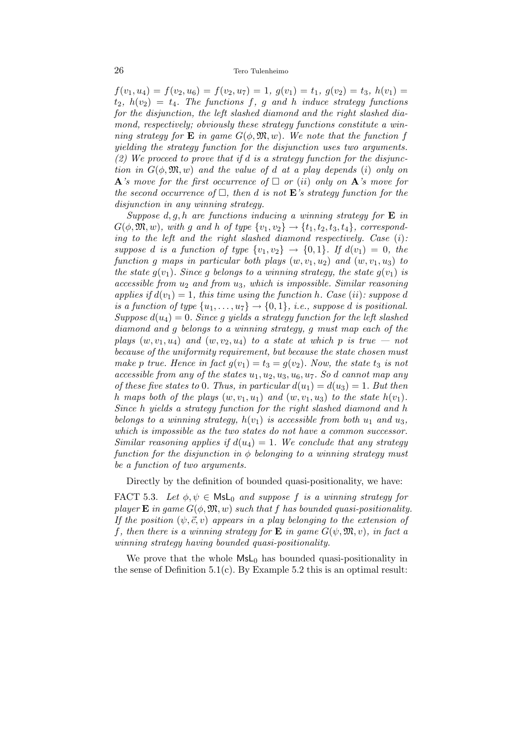*$f(v_1, u_4) = f(v_2, u_6) = f(v_2, u_7) = 1$, $g(v_1) = t_1$, $g(v_2) = t_3$, $h(v_1) = t_2$, $h(v_2) = t_4$. The functions $f$, $g$ and $h$ induce strategy functions for the disjunction, the left slashed diamond and the right slashed diamond, respectively; obviously these strategy functions constitute a winning strategy for* **E** *in game $G(\phi, \mathfrak{M}, w)$. We note that the function $f$ yielding the strategy function for the disjunction uses two arguments. (2) We proceed to prove that if $d$ is a strategy function for the disjunction in $G(\phi, \mathfrak{M}, w)$ and the value of $d$ at a play depends* (*i*) *only on* **A***'s move for the first occurrence of $\Box$ or* (*ii*) *only on* **A***'s move for the second occurrence of $\Box$, then $d$ is not* **E***'s strategy function for the disjunction in any winning strategy.*

*Suppose $d, g, h$ are functions inducing a winning strategy for* **E** *in $G(\phi, \mathfrak{M}, w)$, with $g$ and $h$ of type $\{v_1, v_2\} \to \{t_1, t_2, t_3, t_4\}$, corresponding to the left and the right slashed diamond respectively. Case* (*i*)*: suppose $d$ is a function of type $\{v_1, v_2\} \to \{0, 1\}$. If $d(v_1) = 0$, the function $g$ maps in particular both plays $(w, v_1, u_2)$ and $(w, v_1, u_3)$ to the state $g(v_1)$. Since $g$ belongs to a winning strategy, the state $g(v_1)$ is accessible from $u_2$ and from $u_3$, which is impossible. Similar reasoning applies if $d(v_1) = 1$, this time using the function $h$. Case* (*ii*)*: suppose $d$ is a function of type $\{u_1, \ldots, u_7\} \to \{0, 1\}$, i.e., suppose $d$ is positional. Suppose $d(u_4) = 0$. Since $g$ yields a strategy function for the left slashed diamond and $g$ belongs to a winning strategy, $g$ must map each of the plays $(w, v_1, u_4)$ and $(w, v_2, u_4)$ to a state at which $p$ is true — not because of the uniformity requirement, but because the state chosen must make $p$ true. Hence in fact $g(v_1) = t_3 = g(v_2)$. Now, the state $t_3$ is not accessible from any of the states $u_1, u_2, u_3, u_6, u_7$. So $d$ cannot map any of these five states to 0. Thus, in particular $d(u_1) = d(u_3) = 1$. But then $h$ maps both of the plays $(w, v_1, u_1)$ and $(w, v_1, u_3)$ to the state $h(v_1)$. Since $h$ yields a strategy function for the right slashed diamond and $h$ belongs to a winning strategy, $h(v_1)$ is accessible from both $u_1$ and $u_3$, which is impossible as the two states do not have a common successor. Similar reasoning applies if $d(u_4) = 1$. We conclude that any strategy function for the disjunction in $\phi$ belonging to a winning strategy must be a function of two arguments.*

Directly by the definition of bounded quasi-positionality, we have:

FACT 5.3. *Let $\phi, \psi \in \mathsf{MsL}_0$ and suppose $f$ is a winning strategy for player* **E** *in game $G(\phi, \mathfrak{M}, w)$ such that $f$ has bounded quasi-positionality. If the position $(\psi, \vec{c}, v)$ appears in a play belonging to the extension of $f$, then there is a winning strategy for* **E** *in game $G(\psi, \mathfrak{M}, v)$, in fact a winning strategy having bounded quasi-positionality.*

We prove that the whole $\mathsf{MsL}_0$ has bounded quasi-positionality in the sense of Definition 5.1(c). By Example 5.2 this is an optimal result: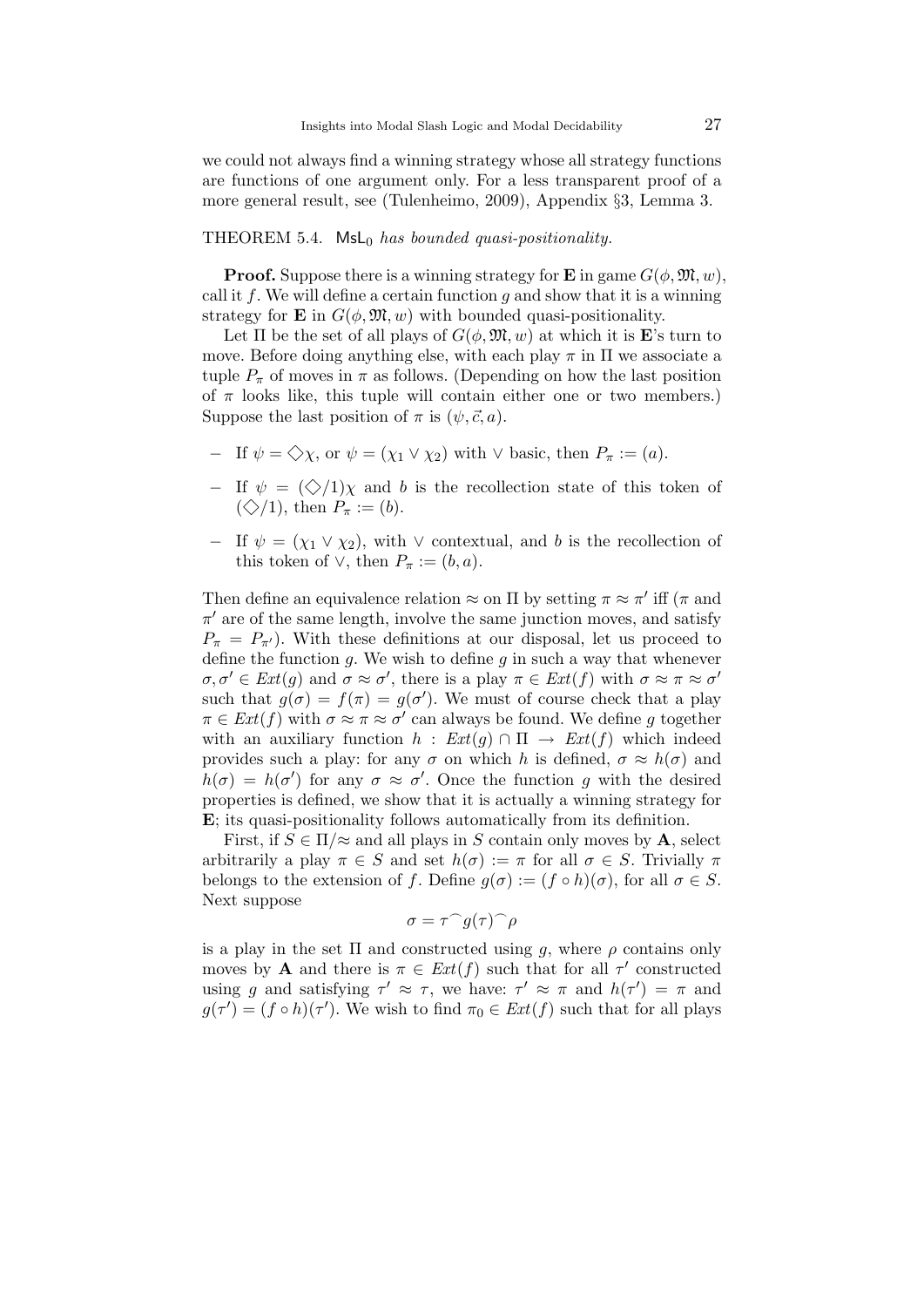we could not always find a winning strategy whose all strategy functions are functions of one argument only. For a less transparent proof of a more general result, see (Tulenheimo, 2009), Appendix §3, Lemma 3.

THEOREM 5.4. *$\mathsf{MsL}_0$ has bounded quasi-positionality.*

**Proof.** Suppose there is a winning strategy for $\mathbf{E}$ in game $G(\phi, \mathfrak{M}, w)$, call it $f$. We will define a certain function $g$ and show that it is a winning strategy for $\mathbf{E}$ in $G(\phi, \mathfrak{M}, w)$ with bounded quasi-positionality.

Let $\Pi$ be the set of all plays of $G(\phi, \mathfrak{M}, w)$ at which it is $\mathbf{E}$'s turn to move. Before doing anything else, with each play $\pi$ in $\Pi$ we associate a tuple $P_\pi$ of moves in $\pi$ as follows. (Depending on how the last position of $\pi$ looks like, this tuple will contain either one or two members.) Suppose the last position of $\pi$ is $(\psi, \vec{c}, a)$.

- If $\psi = \Diamond\chi$, or $\psi = (\chi_1 \vee \chi_2)$ with $\vee$ basic, then $P_\pi := (a)$.
- If $\psi = (\Diamond/1)\chi$ and $b$ is the recollection state of this token of $(\Diamond/1)$, then $P_\pi := (b)$.
- If $\psi = (\chi_1 \vee \chi_2)$, with $\vee$ contextual, and $b$ is the recollection of this token of $\vee$, then $P_\pi := (b, a)$.

Then define an equivalence relation $\approx$ on $\Pi$ by setting $\pi \approx \pi'$ iff ($\pi$ and $\pi'$ are of the same length, involve the same junction moves, and satisfy $P_\pi = P_{\pi'}$). With these definitions at our disposal, let us proceed to define the function $g$. We wish to define $g$ in such a way that whenever $\sigma, \sigma' \in Ext(g)$ and $\sigma \approx \sigma'$, there is a play $\pi \in Ext(f)$ with $\sigma \approx \pi \approx \sigma'$ such that $g(\sigma) = f(\pi) = g(\sigma')$. We must of course check that a play $\pi \in Ext(f)$ with $\sigma \approx \pi \approx \sigma'$ can always be found. We define $g$ together with an auxiliary function $h : Ext(g) \cap \Pi \to Ext(f)$ which indeed provides such a play: for any $\sigma$ on which $h$ is defined, $\sigma \approx h(\sigma)$ and $h(\sigma) = h(\sigma')$ for any $\sigma \approx \sigma'$. Once the function $g$ with the desired properties is defined, we show that it is actually a winning strategy for $\mathbf{E}$; its quasi-positionality follows automatically from its definition.

First, if $S \in \Pi/\!\approx$ and all plays in $S$ contain only moves by $\mathbf{A}$, select arbitrarily a play $\pi \in S$ and set $h(\sigma) := \pi$ for all $\sigma \in S$. Trivially $\pi$ belongs to the extension of $f$. Define $g(\sigma) := (f \circ h)(\sigma)$, for all $\sigma \in S$. Next suppose

$$\sigma = \tau^\frown g(\tau)^\frown \rho$$

is a play in the set $\Pi$ and constructed using $g$, where $\rho$ contains only moves by $\mathbf{A}$ and there is $\pi \in Ext(f)$ such that for all $\tau'$ constructed using $g$ and satisfying $\tau' \approx \tau$, we have: $\tau' \approx \pi$ and $h(\tau') = \pi$ and $g(\tau') = (f \circ h)(\tau')$. We wish to find $\pi_0 \in Ext(f)$ such that for all plays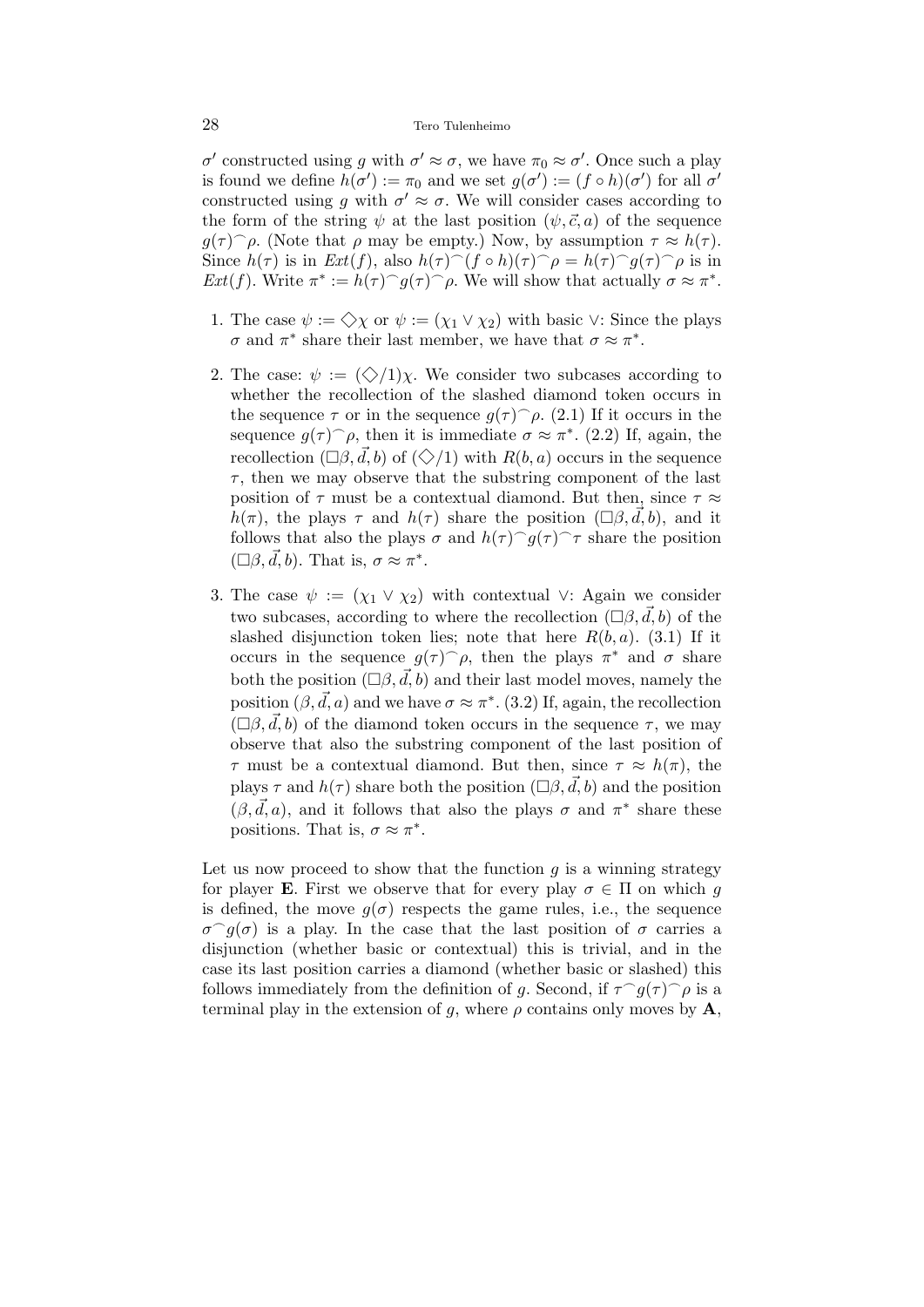$\sigma'$ constructed using $g$ with $\sigma' \approx \sigma$, we have $\pi_0 \approx \sigma'$. Once such a play is found we define $h(\sigma') := \pi_0$ and we set $g(\sigma') := (f \circ h)(\sigma')$ for all $\sigma'$ constructed using $g$ with $\sigma' \approx \sigma$. We will consider cases according to the form of the string $\psi$ at the last position $(\psi, \vec{c}, a)$ of the sequence $g(\tau)^\frown\rho$. (Note that $\rho$ may be empty.) Now, by assumption $\tau \approx h(\tau)$. Since $h(\tau)$ is in $Ext(f)$, also $h(\tau)^\frown(f \circ h)(\tau)^\frown\rho = h(\tau)^\frown g(\tau)^\frown\rho$ is in $Ext(f)$. Write $\pi^* := h(\tau)^\frown g(\tau)^\frown\rho$. We will show that actually $\sigma \approx \pi^*$.

1. The case $\psi := \Diamond\chi$ or $\psi := (\chi_1 \vee \chi_2)$ with basic $\vee$: Since the plays $\sigma$ and $\pi^*$ share their last member, we have that $\sigma \approx \pi^*$.

2. The case: $\psi := (\Diamond/1)\chi$. We consider two subcases according to whether the recollection of the slashed diamond token occurs in the sequence $\tau$ or in the sequence $g(\tau)^\frown\rho$. (2.1) If it occurs in the sequence $g(\tau)^\frown\rho$, then it is immediate $\sigma \approx \pi^*$. (2.2) If, again, the recollection $(\Box\beta, \vec{d}, b)$ of $(\Diamond/1)$ with $R(b, a)$ occurs in the sequence $\tau$, then we may observe that the substring component of the last position of $\tau$ must be a contextual diamond. But then, since $\tau \approx h(\pi)$, the plays $\tau$ and $h(\tau)$ share the position $(\Box\beta, \vec{d}, b)$, and it follows that also the plays $\sigma$ and $h(\tau)^\frown g(\tau)^\frown\tau$ share the position $(\Box\beta, \vec{d}, b)$. That is, $\sigma \approx \pi^*$.

3. The case $\psi := (\chi_1 \vee \chi_2)$ with contextual $\vee$: Again we consider two subcases, according to where the recollection $(\Box\beta, \vec{d}, b)$ of the slashed disjunction token lies; note that here $R(b, a)$. (3.1) If it occurs in the sequence $g(\tau)^\frown\rho$, then the plays $\pi^*$ and $\sigma$ share both the position $(\Box\beta, \vec{d}, b)$ and their last model moves, namely the position $(\beta, \vec{d}, a)$ and we have $\sigma \approx \pi^*$. (3.2) If, again, the recollection $(\Box\beta, \vec{d}, b)$ of the diamond token occurs in the sequence $\tau$, we may observe that also the substring component of the last position of $\tau$ must be a contextual diamond. But then, since $\tau \approx h(\pi)$, the plays $\tau$ and $h(\tau)$ share both the position $(\Box\beta, \vec{d}, b)$ and the position $(\beta, \vec{d}, a)$, and it follows that also the plays $\sigma$ and $\pi^*$ share these positions. That is, $\sigma \approx \pi^*$.

Let us now proceed to show that the function $g$ is a winning strategy for player **E**. First we observe that for every play $\sigma \in \Pi$ on which $g$ is defined, the move $g(\sigma)$ respects the game rules, i.e., the sequence $\sigma^\frown g(\sigma)$ is a play. In the case that the last position of $\sigma$ carries a disjunction (whether basic or contextual) this is trivial, and in the case its last position carries a diamond (whether basic or slashed) this follows immediately from the definition of $g$. Second, if $\tau^\frown g(\tau)^\frown\rho$ is a terminal play in the extension of $g$, where $\rho$ contains only moves by **A**,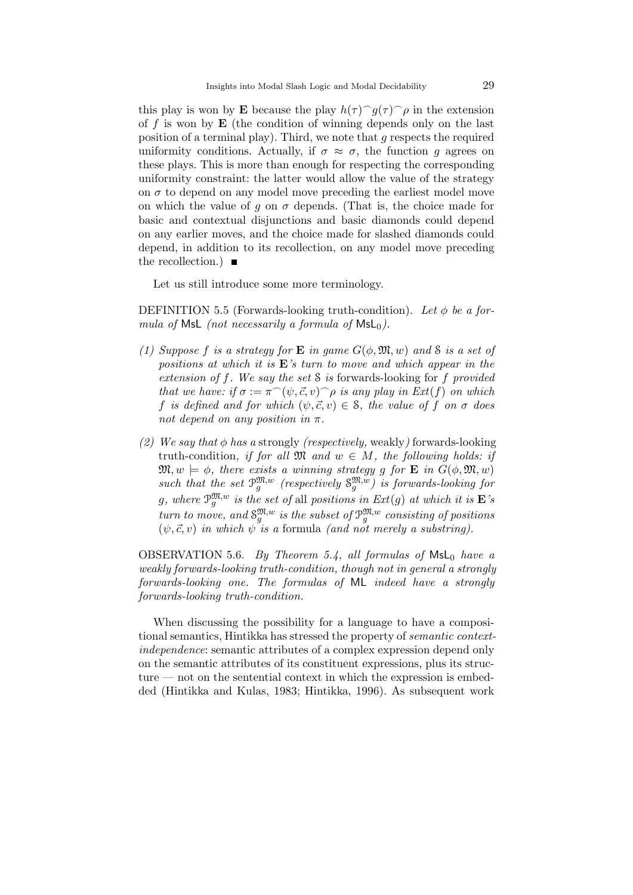this play is won by **E** because the play $h(\tau)^\frown g(\tau)^\frown \rho$ in the extension of $f$ is won by **E** (the condition of winning depends only on the last position of a terminal play). Third, we note that $g$ respects the required uniformity conditions. Actually, if $\sigma \approx \sigma$, the function $g$ agrees on these plays. This is more than enough for respecting the corresponding uniformity constraint: the latter would allow the value of the strategy on $\sigma$ to depend on any model move preceding the earliest model move on which the value of $g$ on $\sigma$ depends. (That is, the choice made for basic and contextual disjunctions and basic diamonds could depend on any earlier moves, and the choice made for slashed diamonds could depend, in addition to its recollection, on any model move preceding the recollection.) ■

Let us still introduce some more terminology.

DEFINITION 5.5 (Forwards-looking truth-condition). *Let $\phi$ be a formula of* MsL *(not necessarily a formula of* $\mathsf{MsL}_0$*).*

*(1) Suppose $f$ is a strategy for* **E** *in game $G(\phi, \mathfrak{M}, w)$ and $\mathcal{S}$ is a set of positions at which it is* **E***'s turn to move and which appear in the extension of $f$. We say the set $\mathcal{S}$ is* forwards-looking for *$f$ provided that we have: if $\sigma := \pi^\frown(\psi, \vec{c}, v)^\frown \rho$ is any play in $Ext(f)$ on which $f$ is defined and for which $(\psi, \vec{c}, v) \in \mathcal{S}$, the value of $f$ on $\sigma$ does not depend on any position in $\pi$.*

*(2) We say that $\phi$ has a* strongly *(respectively,* weakly*)* forwards-looking truth-condition*, if for all $\mathfrak{M}$ and $w \in M$, the following holds: if $\mathfrak{M}, w \models \phi$, there exists a winning strategy $g$ for* **E** *in $G(\phi, \mathfrak{M}, w)$ such that the set $\mathcal{P}_g^{\mathfrak{M},w}$ (respectively $\mathcal{S}_g^{\mathfrak{M},w}$) is forwards-looking for $g$, where $\mathcal{P}_g^{\mathfrak{M},w}$ is the set of* all *positions in $Ext(g)$ at which it is* **E***'s turn to move, and $\mathcal{S}_g^{\mathfrak{M},w}$ is the subset of $\mathcal{P}_g^{\mathfrak{M},w}$ consisting of positions $(\psi, \vec{c}, v)$ in which $\psi$ is a* formula *(and not merely a substring).*

OBSERVATION 5.6. *By Theorem 5.4, all formulas of* $\mathsf{MsL}_0$ *have a weakly forwards-looking truth-condition, though not in general a strongly forwards-looking one. The formulas of* ML *indeed have a strongly forwards-looking truth-condition.*

When discussing the possibility for a language to have a compositional semantics, Hintikka has stressed the property of *semantic context-independence*: semantic attributes of a complex expression depend only on the semantic attributes of its constituent expressions, plus its structure — not on the sentential context in which the expression is embedded (Hintikka and Kulas, 1983; Hintikka, 1996). As subsequent work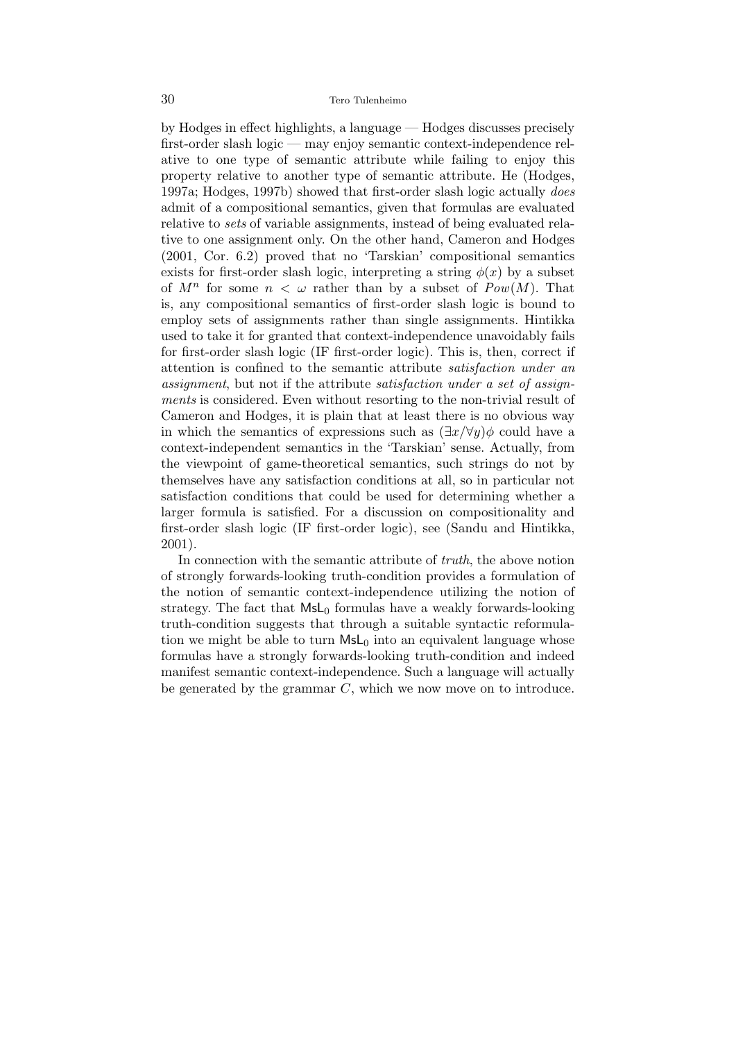by Hodges in effect highlights, a language — Hodges discusses precisely first-order slash logic — may enjoy semantic context-independence relative to one type of semantic attribute while failing to enjoy this property relative to another type of semantic attribute. He (Hodges, 1997a; Hodges, 1997b) showed that first-order slash logic actually *does* admit of a compositional semantics, given that formulas are evaluated relative to *sets* of variable assignments, instead of being evaluated relative to one assignment only. On the other hand, Cameron and Hodges (2001, Cor. 6.2) proved that no 'Tarskian' compositional semantics exists for first-order slash logic, interpreting a string $\phi(x)$ by a subset of $M^n$ for some $n < \omega$ rather than by a subset of $Pow(M)$. That is, any compositional semantics of first-order slash logic is bound to employ sets of assignments rather than single assignments. Hintikka used to take it for granted that context-independence unavoidably fails for first-order slash logic (IF first-order logic). This is, then, correct if attention is confined to the semantic attribute *satisfaction under an assignment*, but not if the attribute *satisfaction under a set of assignments* is considered. Even without resorting to the non-trivial result of Cameron and Hodges, it is plain that at least there is no obvious way in which the semantics of expressions such as $(\exists x/\forall y)\phi$ could have a context-independent semantics in the 'Tarskian' sense. Actually, from the viewpoint of game-theoretical semantics, such strings do not by themselves have any satisfaction conditions at all, so in particular not satisfaction conditions that could be used for determining whether a larger formula is satisfied. For a discussion on compositionality and first-order slash logic (IF first-order logic), see (Sandu and Hintikka, 2001).

In connection with the semantic attribute of *truth*, the above notion of strongly forwards-looking truth-condition provides a formulation of the notion of semantic context-independence utilizing the notion of strategy. The fact that $\mathsf{MsL}_0$ formulas have a weakly forwards-looking truth-condition suggests that through a suitable syntactic reformulation we might be able to turn $\mathsf{MsL}_0$ into an equivalent language whose formulas have a strongly forwards-looking truth-condition and indeed manifest semantic context-independence. Such a language will actually be generated by the grammar $C$, which we now move on to introduce.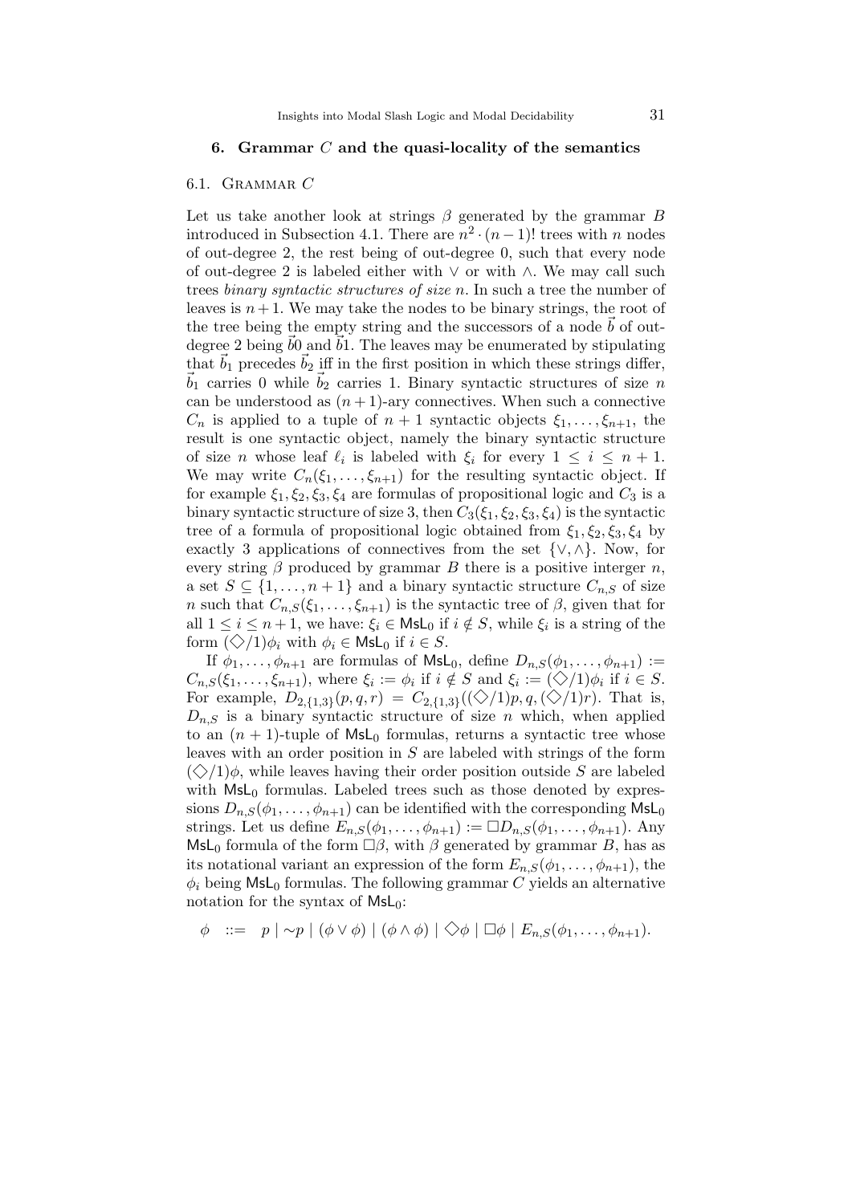## 6. Grammar $C$ and the quasi-locality of the semantics

### 6.1. Grammar $C$

Let us take another look at strings $\beta$ generated by the grammar $B$ introduced in Subsection 4.1. There are $n^2 \cdot (n-1)!$ trees with $n$ nodes of out-degree 2, the rest being of out-degree 0, such that every node of out-degree 2 is labeled either with $\vee$ or with $\wedge$. We may call such trees *binary syntactic structures of size* $n$. In such a tree the number of leaves is $n+1$. We may take the nodes to be binary strings, the root of the tree being the empty string and the successors of a node $\vec{b}$ of out-degree 2 being $\vec{b}0$ and $\vec{b}1$. The leaves may be enumerated by stipulating that $\vec{b}_1$ precedes $\vec{b}_2$ iff in the first position in which these strings differ, $\vec{b}_1$ carries 0 while $\vec{b}_2$ carries 1. Binary syntactic structures of size $n$ can be understood as $(n+1)$-ary connectives. When such a connective $C_n$ is applied to a tuple of $n+1$ syntactic objects $\xi_1, \ldots, \xi_{n+1}$, the result is one syntactic object, namely the binary syntactic structure of size $n$ whose leaf $\ell_i$ is labeled with $\xi_i$ for every $1 \leq i \leq n+1$. We may write $C_n(\xi_1, \ldots, \xi_{n+1})$ for the resulting syntactic object. If for example $\xi_1, \xi_2, \xi_3, \xi_4$ are formulas of propositional logic and $C_3$ is a binary syntactic structure of size 3, then $C_3(\xi_1, \xi_2, \xi_3, \xi_4)$ is the syntactic tree of a formula of propositional logic obtained from $\xi_1, \xi_2, \xi_3, \xi_4$ by exactly 3 applications of connectives from the set $\{\vee, \wedge\}$. Now, for every string $\beta$ produced by grammar $B$ there is a positive interger $n$, a set $S \subseteq \{1, \ldots, n+1\}$ and a binary syntactic structure $C_{n,S}$ of size $n$ such that $C_{n,S}(\xi_1, \ldots, \xi_{n+1})$ is the syntactic tree of $\beta$, given that for all $1 \leq i \leq n+1$, we have: $\xi_i \in \mathsf{MsL}_0$ if $i \notin S$, while $\xi_i$ is a string of the form $(\Diamond/1)\phi_i$ with $\phi_i \in \mathsf{MsL}_0$ if $i \in S$.

If $\phi_1, \ldots, \phi_{n+1}$ are formulas of $\mathsf{MsL}_0$, define $D_{n,S}(\phi_1, \ldots, \phi_{n+1}) := C_{n,S}(\xi_1, \ldots, \xi_{n+1})$, where $\xi_i := \phi_i$ if $i \notin S$ and $\xi_i := (\Diamond/1)\phi_i$ if $i \in S$. For example, $D_{2,\{1,3\}}(p, q, r) = C_{2,\{1,3\}}((\Diamond/1)p, q, (\Diamond/1)r)$. That is, $D_{n,S}$ is a binary syntactic structure of size $n$ which, when applied to an $(n+1)$-tuple of $\mathsf{MsL}_0$ formulas, returns a syntactic tree whose leaves with an order position in $S$ are labeled with strings of the form $(\Diamond/1)\phi$, while leaves having their order position outside $S$ are labeled with $\mathsf{MsL}_0$ formulas. Labeled trees such as those denoted by expressions $D_{n,S}(\phi_1, \ldots, \phi_{n+1})$ can be identified with the corresponding $\mathsf{MsL}_0$ strings. Let us define $E_{n,S}(\phi_1, \ldots, \phi_{n+1}) := \Box D_{n,S}(\phi_1, \ldots, \phi_{n+1})$. Any $\mathsf{MsL}_0$ formula of the form $\Box\beta$, with $\beta$ generated by grammar $B$, has as its notational variant an expression of the form $E_{n,S}(\phi_1, \ldots, \phi_{n+1})$, the $\phi_i$ being $\mathsf{MsL}_0$ formulas. The following grammar $C$ yields an alternative notation for the syntax of $\mathsf{MsL}_0$:

$$\phi \quad ::= \quad p \mid {\sim}p \mid (\phi \vee \phi) \mid (\phi \wedge \phi) \mid \Diamond\phi \mid \Box\phi \mid E_{n,S}(\phi_1, \ldots, \phi_{n+1}).$$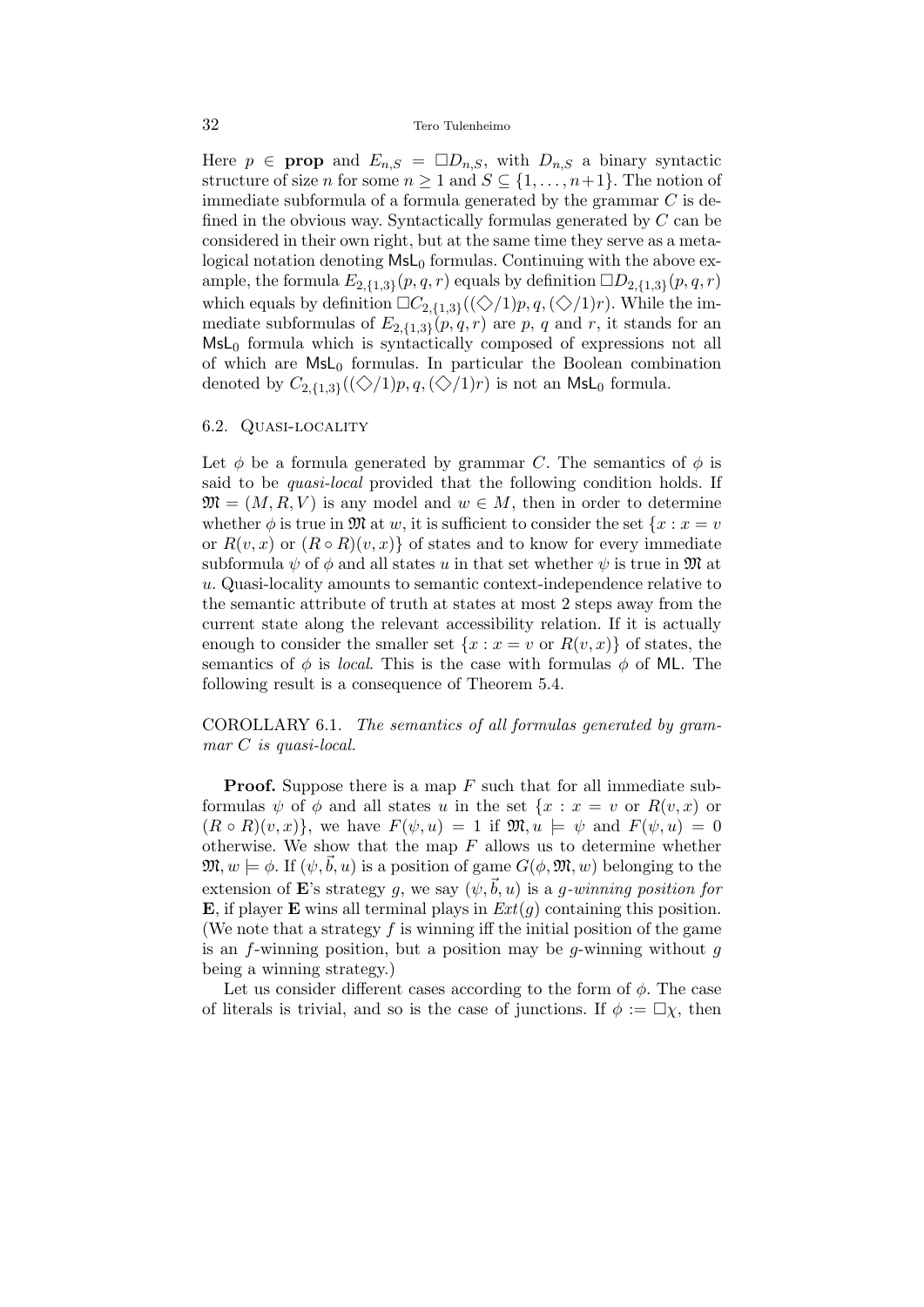Here $p \in$ **prop** and $E_{n,S} = \Box D_{n,S}$, with $D_{n,S}$ a binary syntactic structure of size $n$ for some $n \geq 1$ and $S \subseteq \{1, \ldots, n+1\}$. The notion of immediate subformula of a formula generated by the grammar $C$ is defined in the obvious way. Syntactically formulas generated by $C$ can be considered in their own right, but at the same time they serve as a metalogical notation denoting $\mathsf{MsL}_0$ formulas. Continuing with the above example, the formula $E_{2,\{1,3\}}(p, q, r)$ equals by definition $\Box D_{2,\{1,3\}}(p, q, r)$ which equals by definition $\Box C_{2,\{1,3\}}((\Diamond/1)p, q, (\Diamond/1)r)$. While the immediate subformulas of $E_{2,\{1,3\}}(p, q, r)$ are $p$, $q$ and $r$, it stands for an $\mathsf{MsL}_0$ formula which is syntactically composed of expressions not all of which are $\mathsf{MsL}_0$ formulas. In particular the Boolean combination denoted by $C_{2,\{1,3\}}((\Diamond/1)p, q, (\Diamond/1)r)$ is not an $\mathsf{MsL}_0$ formula.

### 6.2. Quasi-locality

Let $\phi$ be a formula generated by grammar $C$. The semantics of $\phi$ is said to be *quasi-local* provided that the following condition holds. If $\mathfrak{M} = (M, R, V)$ is any model and $w \in M$, then in order to determine whether $\phi$ is true in $\mathfrak{M}$ at $w$, it is sufficient to consider the set $\{x : x = v$ or $R(v, x)$ or $(R \circ R)(v, x)\}$ of states and to know for every immediate subformula $\psi$ of $\phi$ and all states $u$ in that set whether $\psi$ is true in $\mathfrak{M}$ at $u$. Quasi-locality amounts to semantic context-independence relative to the semantic attribute of truth at states at most 2 steps away from the current state along the relevant accessibility relation. If it is actually enough to consider the smaller set $\{x : x = v$ or $R(v, x)\}$ of states, the semantics of $\phi$ is *local*. This is the case with formulas $\phi$ of $\mathsf{ML}$. The following result is a consequence of Theorem 5.4.

COROLLARY 6.1. *The semantics of all formulas generated by grammar $C$ is quasi-local.*

**Proof.** Suppose there is a map $F$ such that for all immediate subformulas $\psi$ of $\phi$ and all states $u$ in the set $\{x : x = v$ or $R(v, x)$ or $(R \circ R)(v, x)\}$, we have $F(\psi, u) = 1$ if $\mathfrak{M}, u \models \psi$ and $F(\psi, u) = 0$ otherwise. We show that the map $F$ allows us to determine whether $\mathfrak{M}, w \models \phi$. If $(\psi, \vec{b}, u)$ is a position of game $G(\phi, \mathfrak{M}, w)$ belonging to the extension of **E**'s strategy $g$, we say $(\psi, \vec{b}, u)$ is a *$g$-winning position for* **E**, if player **E** wins all terminal plays in $Ext(g)$ containing this position. (We note that a strategy $f$ is winning iff the initial position of the game is an $f$-winning position, but a position may be $g$-winning without $g$ being a winning strategy.)

Let us consider different cases according to the form of $\phi$. The case of literals is trivial, and so is the case of junctions. If $\phi := \Box\chi$, then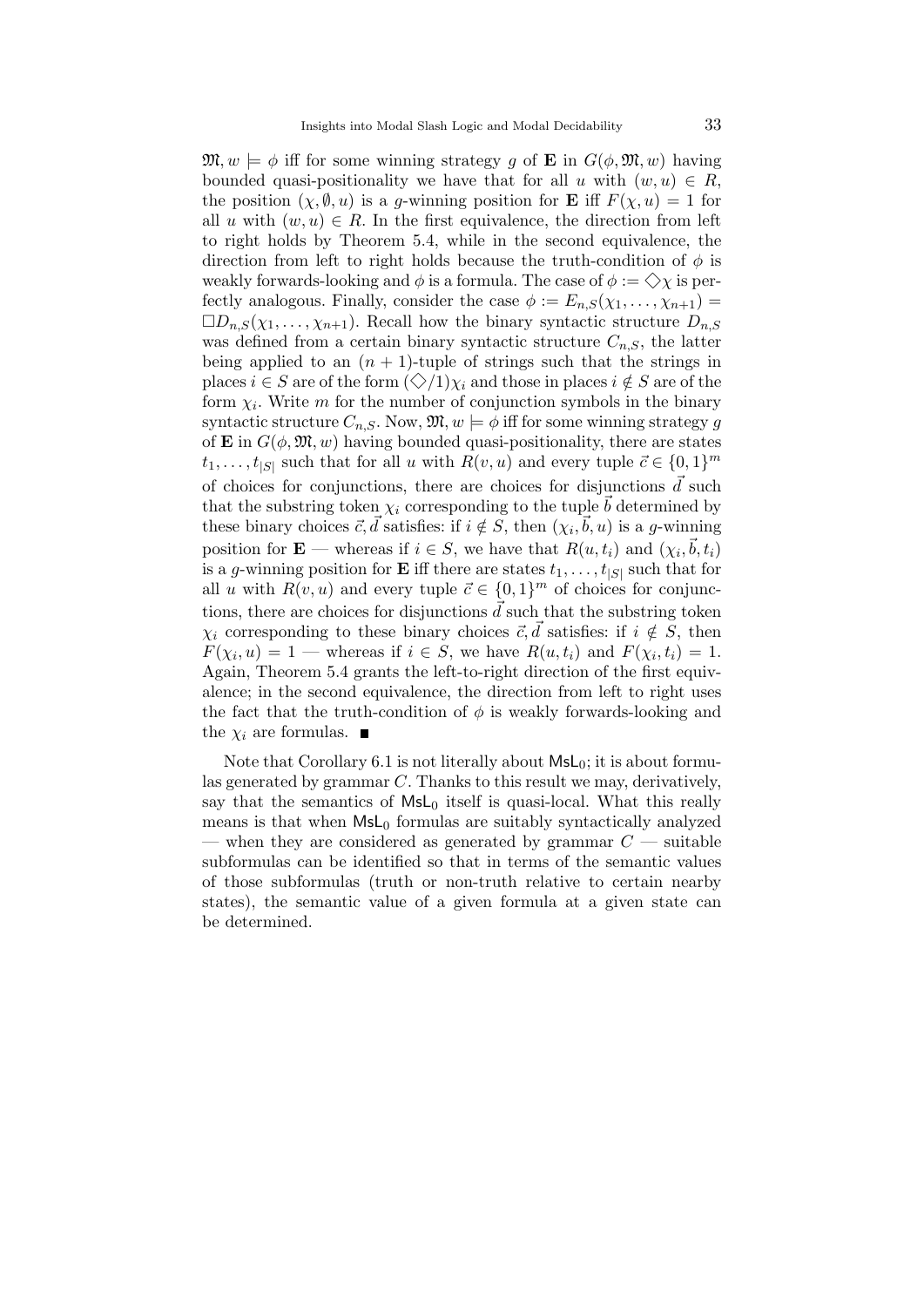$\mathfrak{M}, w \models \phi$ iff for some winning strategy $g$ of $\mathbf{E}$ in $G(\phi, \mathfrak{M}, w)$ having bounded quasi-positionality we have that for all $u$ with $(w, u) \in R$, the position $(\chi, \emptyset, u)$ is a $g$-winning position for $\mathbf{E}$ iff $F(\chi, u) = 1$ for all $u$ with $(w, u) \in R$. In the first equivalence, the direction from left to right holds by Theorem 5.4, while in the second equivalence, the direction from left to right holds because the truth-condition of $\phi$ is weakly forwards-looking and $\phi$ is a formula. The case of $\phi := \Diamond\chi$ is perfectly analogous. Finally, consider the case $\phi := E_{n,S}(\chi_1, \ldots, \chi_{n+1}) = \Box D_{n,S}(\chi_1, \ldots, \chi_{n+1})$. Recall how the binary syntactic structure $D_{n,S}$ was defined from a certain binary syntactic structure $C_{n,S}$, the latter being applied to an $(n+1)$-tuple of strings such that the strings in places $i \in S$ are of the form $(\Diamond/1)\chi_i$ and those in places $i \notin S$ are of the form $\chi_i$. Write $m$ for the number of conjunction symbols in the binary syntactic structure $C_{n,S}$. Now, $\mathfrak{M}, w \models \phi$ iff for some winning strategy $g$ of $\mathbf{E}$ in $G(\phi, \mathfrak{M}, w)$ having bounded quasi-positionality, there are states $t_1, \ldots, t_{|S|}$ such that for all $u$ with $R(v, u)$ and every tuple $\vec{c} \in \{0, 1\}^m$ of choices for conjunctions, there are choices for disjunctions $\vec{d}$ such that the substring token $\chi_i$ corresponding to the tuple $\vec{b}$ determined by these binary choices $\vec{c}, \vec{d}$ satisfies: if $i \notin S$, then $(\chi_i, \vec{b}, u)$ is a $g$-winning position for $\mathbf{E}$ — whereas if $i \in S$, we have that $R(u, t_i)$ and $(\chi_i, \vec{b}, t_i)$ is a $g$-winning position for $\mathbf{E}$ iff there are states $t_1, \ldots, t_{|S|}$ such that for all $u$ with $R(v, u)$ and every tuple $\vec{c} \in \{0, 1\}^m$ of choices for conjunctions, there are choices for disjunctions $\vec{d}$ such that the substring token $\chi_i$ corresponding to these binary choices $\vec{c}, \vec{d}$ satisfies: if $i \notin S$, then $F(\chi_i, u) = 1$ — whereas if $i \in S$, we have $R(u, t_i)$ and $F(\chi_i, t_i) = 1$. Again, Theorem 5.4 grants the left-to-right direction of the first equivalence; in the second equivalence, the direction from left to right uses the fact that the truth-condition of $\phi$ is weakly forwards-looking and the $\chi_i$ are formulas. ∎

Note that Corollary 6.1 is not literally about $\mathsf{MsL}_0$; it is about formulas generated by grammar $C$. Thanks to this result we may, derivatively, say that the semantics of $\mathsf{MsL}_0$ itself is quasi-local. What this really means is that when $\mathsf{MsL}_0$ formulas are suitably syntactically analyzed — when they are considered as generated by grammar $C$ — suitable subformulas can be identified so that in terms of the semantic values of those subformulas (truth or non-truth relative to certain nearby states), the semantic value of a given formula at a given state can be determined.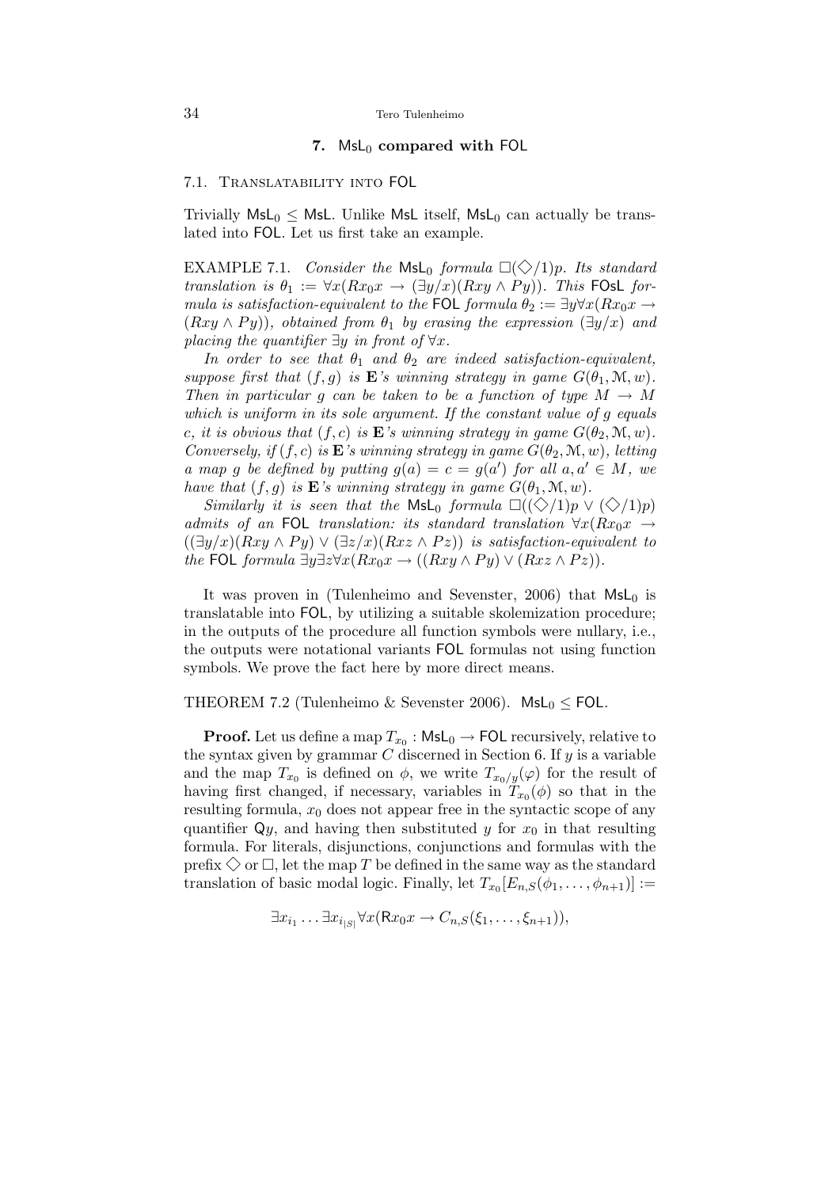## 7. $\mathsf{MsL}_0$ compared with $\mathsf{FOL}$

### 7.1. Translatability into $\mathsf{FOL}$

Trivially $\mathsf{MsL}_0 \leq \mathsf{MsL}$. Unlike $\mathsf{MsL}$ itself, $\mathsf{MsL}_0$ can actually be translated into $\mathsf{FOL}$. Let us first take an example.

EXAMPLE 7.1. *Consider the* $\mathsf{MsL}_0$ *formula* $\Box(\Diamond/1)p$. *Its standard translation is* $\theta_1 := \forall x(Rx_0x \to (\exists y/x)(Rxy \wedge Py))$. *This* $\mathsf{FOsL}$ *formula is satisfaction-equivalent to the* $\mathsf{FOL}$ *formula* $\theta_2 := \exists y \forall x(Rx_0x \to (Rxy \wedge Py))$, *obtained from* $\theta_1$ *by erasing the expression* $(\exists y/x)$ *and placing the quantifier* $\exists y$ *in front of* $\forall x$.

*In order to see that* $\theta_1$ *and* $\theta_2$ *are indeed satisfaction-equivalent, suppose first that* $(f, g)$ *is* $\mathbf{E}$*'s winning strategy in game* $G(\theta_1, \mathcal{M}, w)$. *Then in particular* $g$ *can be taken to be a function of type* $M \to M$ *which is uniform in its sole argument. If the constant value of* $g$ *equals* $c$, *it is obvious that* $(f, c)$ *is* $\mathbf{E}$*'s winning strategy in game* $G(\theta_2, \mathcal{M}, w)$. *Conversely, if* $(f, c)$ *is* $\mathbf{E}$*'s winning strategy in game* $G(\theta_2, \mathcal{M}, w)$, *letting a map* $g$ *be defined by putting* $g(a) = c = g(a')$ *for all* $a, a' \in M$, *we have that* $(f, g)$ *is* $\mathbf{E}$*'s winning strategy in game* $G(\theta_1, \mathcal{M}, w)$.

*Similarly it is seen that the* $\mathsf{MsL}_0$ *formula* $\Box((\Diamond/1)p \vee (\Diamond/1)p)$ *admits of an* $\mathsf{FOL}$ *translation: its standard translation* $\forall x(Rx_0x \to ((\exists y/x)(Rxy \wedge Py) \vee (\exists z/x)(Rxz \wedge Pz))$ *is satisfaction-equivalent to the* $\mathsf{FOL}$ *formula* $\exists y \exists z \forall x(Rx_0x \to ((Rxy \wedge Py) \vee (Rxz \wedge Pz))$.

It was proven in (Tulenheimo and Sevenster, 2006) that $\mathsf{MsL}_0$ is translatable into $\mathsf{FOL}$, by utilizing a suitable skolemization procedure; in the outputs of the procedure all function symbols were nullary, i.e., the outputs were notational variants $\mathsf{FOL}$ formulas not using function symbols. We prove the fact here by more direct means.

THEOREM 7.2 (Tulenheimo & Sevenster 2006). $\mathsf{MsL}_0 \leq \mathsf{FOL}$.

**Proof.** Let us define a map $T_{x_0} : \mathsf{MsL}_0 \to \mathsf{FOL}$ recursively, relative to the syntax given by grammar $C$ discerned in Section 6. If $y$ is a variable and the map $T_{x_0}$ is defined on $\phi$, we write $T_{x_0/y}(\varphi)$ for the result of having first changed, if necessary, variables in $T_{x_0}(\phi)$ so that in the resulting formula, $x_0$ does not appear free in the syntactic scope of any quantifier $\mathsf{Q}y$, and having then substituted $y$ for $x_0$ in that resulting formula. For literals, disjunctions, conjunctions and formulas with the prefix $\Diamond$ or $\Box$, let the map $T$ be defined in the same way as the standard translation of basic modal logic. Finally, let $T_{x_0}[E_{n,S}(\phi_1, \ldots, \phi_{n+1})] :=$

$$\exists x_{i_1} \ldots \exists x_{i_{|S|}} \forall x(\mathsf{R}x_0x \to C_{n,S}(\xi_1, \ldots, \xi_{n+1})),$$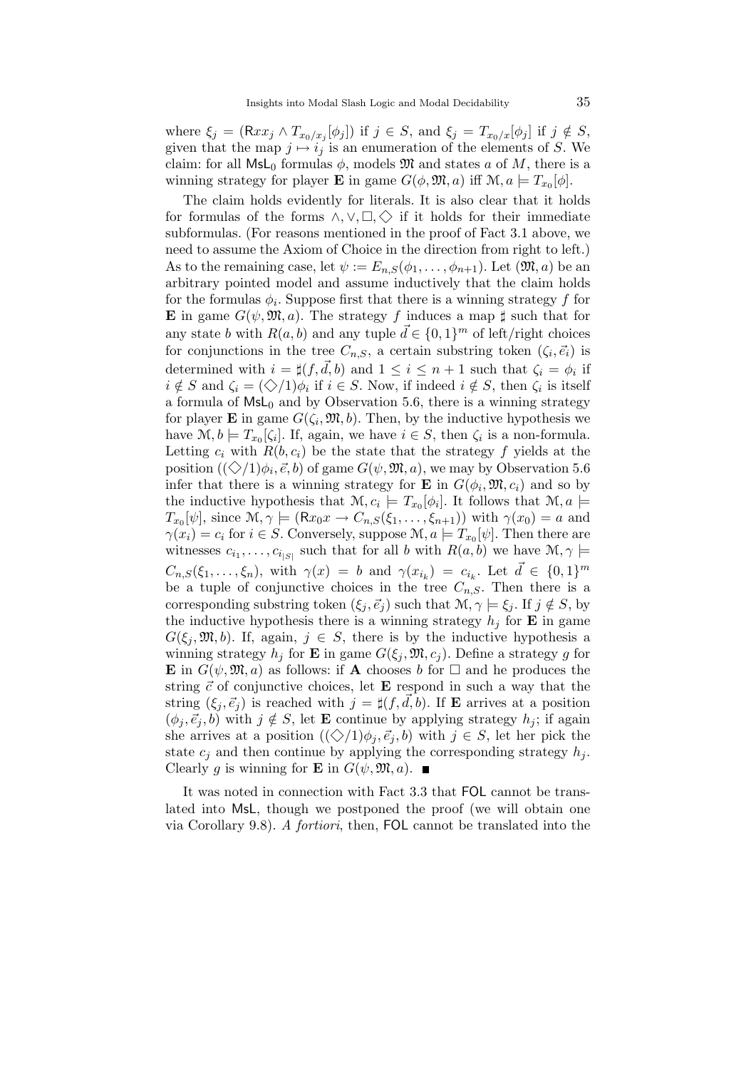where $\xi_j = (\mathsf{R}xx_j \wedge T_{x_0/x_j}[\phi_j])$ if $j \in S$, and $\xi_j = T_{x_0/x}[\phi_j]$ if $j \notin S$, given that the map $j \mapsto i_j$ is an enumeration of the elements of $S$. We claim: for all $\mathsf{MsL}_0$ formulas $\phi$, models $\mathfrak{M}$ and states $a$ of $M$, there is a winning strategy for player **E** in game $G(\phi, \mathfrak{M}, a)$ iff $\mathcal{M}, a \models T_{x_0}[\phi]$.

The claim holds evidently for literals. It is also clear that it holds for formulas of the forms $\wedge, \vee, \Box, \Diamond$ if it holds for their immediate subformulas. (For reasons mentioned in the proof of Fact 3.1 above, we need to assume the Axiom of Choice in the direction from right to left.) As to the remaining case, let $\psi := E_{n,S}(\phi_1, \ldots, \phi_{n+1})$. Let $(\mathfrak{M}, a)$ be an arbitrary pointed model and assume inductively that the claim holds for the formulas $\phi_i$. Suppose first that there is a winning strategy $f$ for **E** in game $G(\psi, \mathfrak{M}, a)$. The strategy $f$ induces a map $\sharp$ such that for any state $b$ with $R(a, b)$ and any tuple $\vec{d} \in \{0,1\}^m$ of left/right choices for conjunctions in the tree $C_{n,S}$, a certain substring token $(\zeta_i, \vec{e_i})$ is determined with $i = \sharp(f, \vec{d}, b)$ and $1 \leq i \leq n+1$ such that $\zeta_i = \phi_i$ if $i \notin S$ and $\zeta_i = (\Diamond/1)\phi_i$ if $i \in S$. Now, if indeed $i \notin S$, then $\zeta_i$ is itself a formula of $\mathsf{MsL}_0$ and by Observation 5.6, there is a winning strategy for player **E** in game $G(\zeta_i, \mathfrak{M}, b)$. Then, by the inductive hypothesis we have $\mathcal{M}, b \models T_{x_0}[\zeta_i]$. If, again, we have $i \in S$, then $\zeta_i$ is a non-formula. Letting $c_i$ with $R(b, c_i)$ be the state that the strategy $f$ yields at the position $((\Diamond/1)\phi_i, \vec{e}, b)$ of game $G(\psi, \mathfrak{M}, a)$, we may by Observation 5.6 infer that there is a winning strategy for **E** in $G(\phi_i, \mathfrak{M}, c_i)$ and so by the inductive hypothesis that $\mathcal{M}, c_i \models T_{x_0}[\phi_i]$. It follows that $\mathcal{M}, a \models T_{x_0}[\psi]$, since $\mathcal{M}, \gamma \models (\mathsf{R}x_0x \rightarrow C_{n,S}(\xi_1, \ldots, \xi_{n+1}))$ with $\gamma(x_0) = a$ and $\gamma(x_i) = c_i$ for $i \in S$. Conversely, suppose $\mathcal{M}, a \models T_{x_0}[\psi]$. Then there are witnesses $c_{i_1}, \ldots, c_{i_{|S|}}$ such that for all $b$ with $R(a, b)$ we have $\mathcal{M}, \gamma \models C_{n,S}(\xi_1, \ldots, \xi_n)$, with $\gamma(x) = b$ and $\gamma(x_{i_k}) = c_{i_k}$. Let $\vec{d} \in \{0,1\}^m$ be a tuple of conjunctive choices in the tree $C_{n,S}$. Then there is a corresponding substring token $(\xi_j, \vec{e_j})$ such that $\mathcal{M}, \gamma \models \xi_j$. If $j \notin S$, by the inductive hypothesis there is a winning strategy $h_j$ for **E** in game $G(\xi_j, \mathfrak{M}, b)$. If, again, $j \in S$, there is by the inductive hypothesis a winning strategy $h_j$ for **E** in game $G(\xi_j, \mathfrak{M}, c_j)$. Define a strategy $g$ for **E** in $G(\psi, \mathfrak{M}, a)$ as follows: if **A** chooses $b$ for $\Box$ and he produces the string $\vec{c}$ of conjunctive choices, let **E** respond in such a way that the string $(\xi_j, \vec{e_j})$ is reached with $j = \sharp(f, \vec{d}, b)$. If **E** arrives at a position $(\phi_j, \vec{e}_j, b)$ with $j \notin S$, let **E** continue by applying strategy $h_j$; if again she arrives at a position $((\Diamond/1)\phi_j, \vec{e}_j, b)$ with $j \in S$, let her pick the state $c_j$ and then continue by applying the corresponding strategy $h_j$. Clearly $g$ is winning for **E** in $G(\psi, \mathfrak{M}, a)$. ■

It was noted in connection with Fact 3.3 that FOL cannot be translated into MsL, though we postponed the proof (we will obtain one via Corollary 9.8). *A fortiori*, then, FOL cannot be translated into the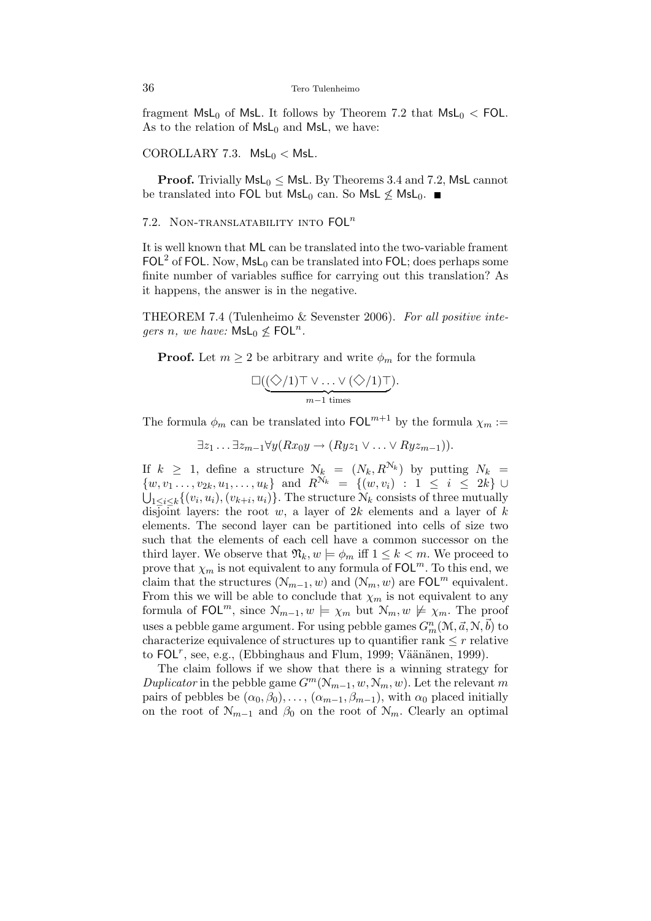fragment $\mathsf{MsL}_0$ of $\mathsf{MsL}$. It follows by Theorem 7.2 that $\mathsf{MsL}_0 < \mathsf{FOL}$. As to the relation of $\mathsf{MsL}_0$ and $\mathsf{MsL}$, we have:

COROLLARY 7.3. $\mathsf{MsL}_0 < \mathsf{MsL}$.

**Proof.** Trivially $\mathsf{MsL}_0 \leq \mathsf{MsL}$. By Theorems 3.4 and 7.2, $\mathsf{MsL}$ cannot be translated into $\mathsf{FOL}$ but $\mathsf{MsL}_0$ can. So $\mathsf{MsL} \not\leq \mathsf{MsL}_0$. ■

## 7.2. Non-translatability into $\mathsf{FOL}^n$

It is well known that $\mathsf{ML}$ can be translated into the two-variable frament $\mathsf{FOL}^2$ of $\mathsf{FOL}$. Now, $\mathsf{MsL}_0$ can be translated into $\mathsf{FOL}$; does perhaps some finite number of variables suffice for carrying out this translation? As it happens, the answer is in the negative.

THEOREM 7.4 (Tulenheimo & Sevenster 2006). *For all positive integers $n$, we have:* $\mathsf{MsL}_0 \not\leq \mathsf{FOL}^n$.

**Proof.** Let $m \geq 2$ be arbitrary and write $\phi_m$ for the formula

$$\Box(\underbrace{(\Diamond/1)\top \vee \ldots \vee (\Diamond/1)\top}_{m-1 \text{ times}}).$$

The formula $\phi_m$ can be translated into $\mathsf{FOL}^{m+1}$ by the formula $\chi_m :=$

$$\exists z_1 \ldots \exists z_{m-1} \forall y (Rx_0 y \to (Ryz_1 \vee \ldots \vee Ryz_{m-1})).$$

If $k \geq 1$, define a structure $\mathcal{N}_k = (N_k, R^{\mathcal{N}_k})$ by putting $N_k = \{w, v_1 \ldots, v_{2k}, u_1, \ldots, u_k\}$ and $R^{\mathcal{N}_k} = \{(w, v_i) : 1 \leq i \leq 2k\} \cup \bigcup_{1 \leq i \leq k} \{(v_i, u_i), (v_{k+i}, u_i)\}$. The structure $\mathcal{N}_k$ consists of three mutually disjoint layers: the root $w$, a layer of $2k$ elements and a layer of $k$ elements. The second layer can be partitioned into cells of size two such that the elements of each cell have a common successor on the third layer. We observe that $\mathfrak{N}_k, w \models \phi_m$ iff $1 \leq k < m$. We proceed to prove that $\chi_m$ is not equivalent to any formula of $\mathsf{FOL}^m$. To this end, we claim that the structures $(\mathcal{N}_{m-1}, w)$ and $(\mathcal{N}_m, w)$ are $\mathsf{FOL}^m$ equivalent. From this we will be able to conclude that $\chi_m$ is not equivalent to any formula of $\mathsf{FOL}^m$, since $\mathcal{N}_{m-1}, w \models \chi_m$ but $\mathcal{N}_m, w \not\models \chi_m$. The proof uses a pebble game argument. For using pebble games $G^n_m(\mathcal{M}, \vec{a}, \mathcal{N}, \vec{b})$ to characterize equivalence of structures up to quantifier rank $\leq r$ relative to $\mathsf{FOL}^r$, see, e.g., (Ebbinghaus and Flum, 1999; Väänänen, 1999).

The claim follows if we show that there is a winning strategy for *Duplicator* in the pebble game $G^m(\mathcal{N}_{m-1}, w, \mathcal{N}_m, w)$. Let the relevant $m$ pairs of pebbles be $(\alpha_0, \beta_0), \ldots, (\alpha_{m-1}, \beta_{m-1})$, with $\alpha_0$ placed initially on the root of $\mathcal{N}_{m-1}$ and $\beta_0$ on the root of $\mathcal{N}_m$. Clearly an optimal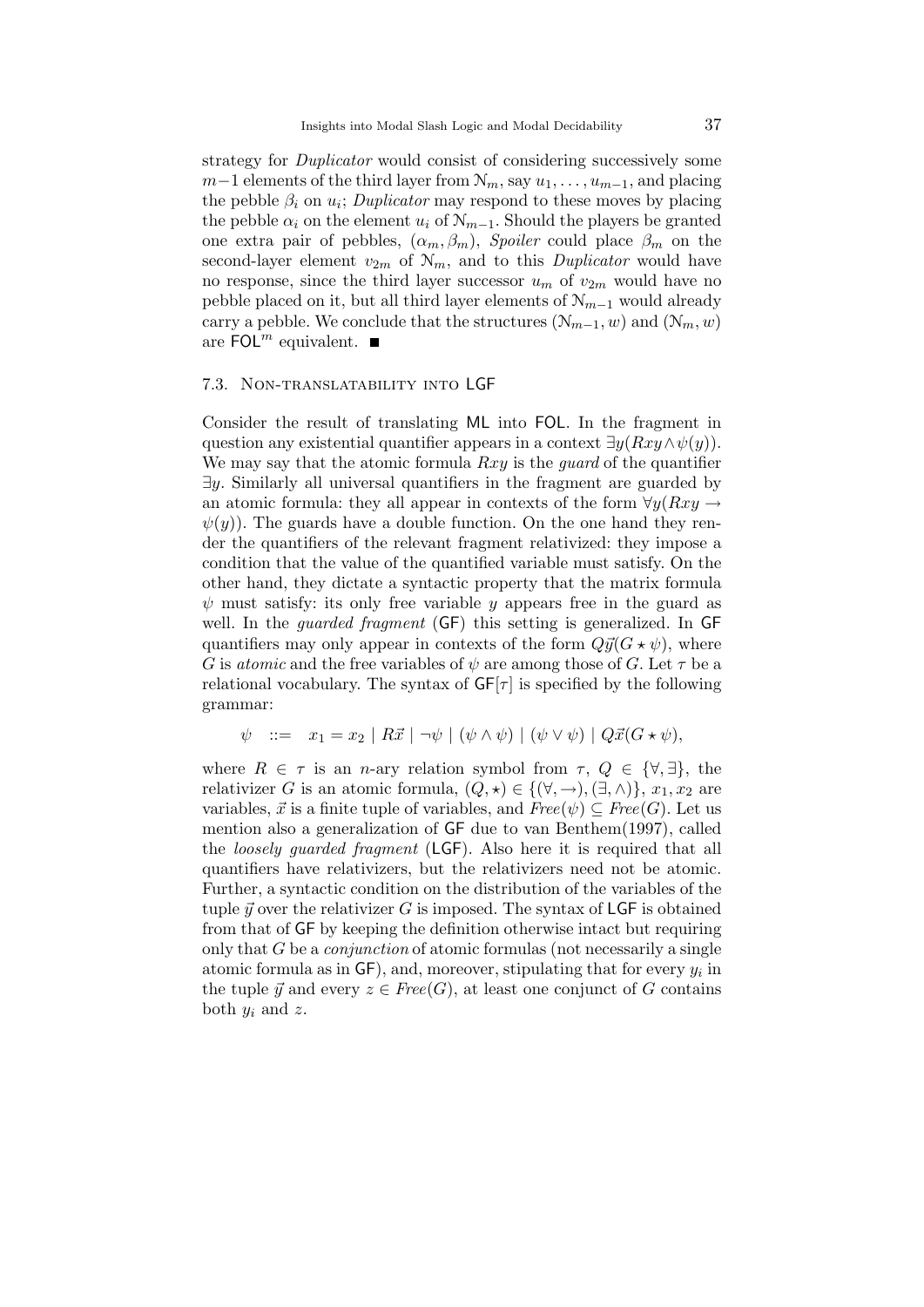strategy for *Duplicator* would consist of considering successively some $m-1$ elements of the third layer from $\mathcal{N}_m$, say $u_1, \ldots, u_{m-1}$, and placing the pebble $\beta_i$ on $u_i$; *Duplicator* may respond to these moves by placing the pebble $\alpha_i$ on the element $u_i$ of $\mathcal{N}_{m-1}$. Should the players be granted one extra pair of pebbles, $(\alpha_m, \beta_m)$, *Spoiler* could place $\beta_m$ on the second-layer element $v_{2m}$ of $\mathcal{N}_m$, and to this *Duplicator* would have no response, since the third layer successor $u_m$ of $v_{2m}$ would have no pebble placed on it, but all third layer elements of $\mathcal{N}_{m-1}$ would already carry a pebble. We conclude that the structures $(\mathcal{N}_{m-1}, w)$ and $(\mathcal{N}_m, w)$ are $\mathsf{FOL}^m$ equivalent. ■

### 7.3. Non-translatability into LGF

Consider the result of translating ML into FOL. In the fragment in question any existential quantifier appears in a context $\exists y(Rxy \wedge \psi(y))$. We may say that the atomic formula $Rxy$ is the *guard* of the quantifier $\exists y$. Similarly all universal quantifiers in the fragment are guarded by an atomic formula: they all appear in contexts of the form $\forall y(Rxy \rightarrow \psi(y))$. The guards have a double function. On the one hand they render the quantifiers of the relevant fragment relativized: they impose a condition that the value of the quantified variable must satisfy. On the other hand, they dictate a syntactic property that the matrix formula $\psi$ must satisfy: its only free variable $y$ appears free in the guard as well. In the *guarded fragment* (GF) this setting is generalized. In GF quantifiers may only appear in contexts of the form $Q\vec{y}(G \star \psi)$, where $G$ is *atomic* and the free variables of $\psi$ are among those of $G$. Let $\tau$ be a relational vocabulary. The syntax of $\mathsf{GF}[\tau]$ is specified by the following grammar:

$$\psi \quad ::= \quad x_1 = x_2 \mid R\vec{x} \mid \neg\psi \mid (\psi \wedge \psi) \mid (\psi \vee \psi) \mid Q\vec{x}(G \star \psi),$$

where $R \in \tau$ is an $n$-ary relation symbol from $\tau$, $Q \in \{\forall, \exists\}$, the relativizer $G$ is an atomic formula, $(Q, \star) \in \{(\forall, \rightarrow), (\exists, \wedge)\}$, $x_1, x_2$ are variables, $\vec{x}$ is a finite tuple of variables, and $Free(\psi) \subseteq Free(G)$. Let us mention also a generalization of GF due to van Benthem(1997), called the *loosely guarded fragment* (LGF). Also here it is required that all quantifiers have relativizers, but the relativizers need not be atomic. Further, a syntactic condition on the distribution of the variables of the tuple $\vec{y}$ over the relativizer $G$ is imposed. The syntax of LGF is obtained from that of GF by keeping the definition otherwise intact but requiring only that $G$ be a *conjunction* of atomic formulas (not necessarily a single atomic formula as in GF), and, moreover, stipulating that for every $y_i$ in the tuple $\vec{y}$ and every $z \in Free(G)$, at least one conjunct of $G$ contains both $y_i$ and $z$.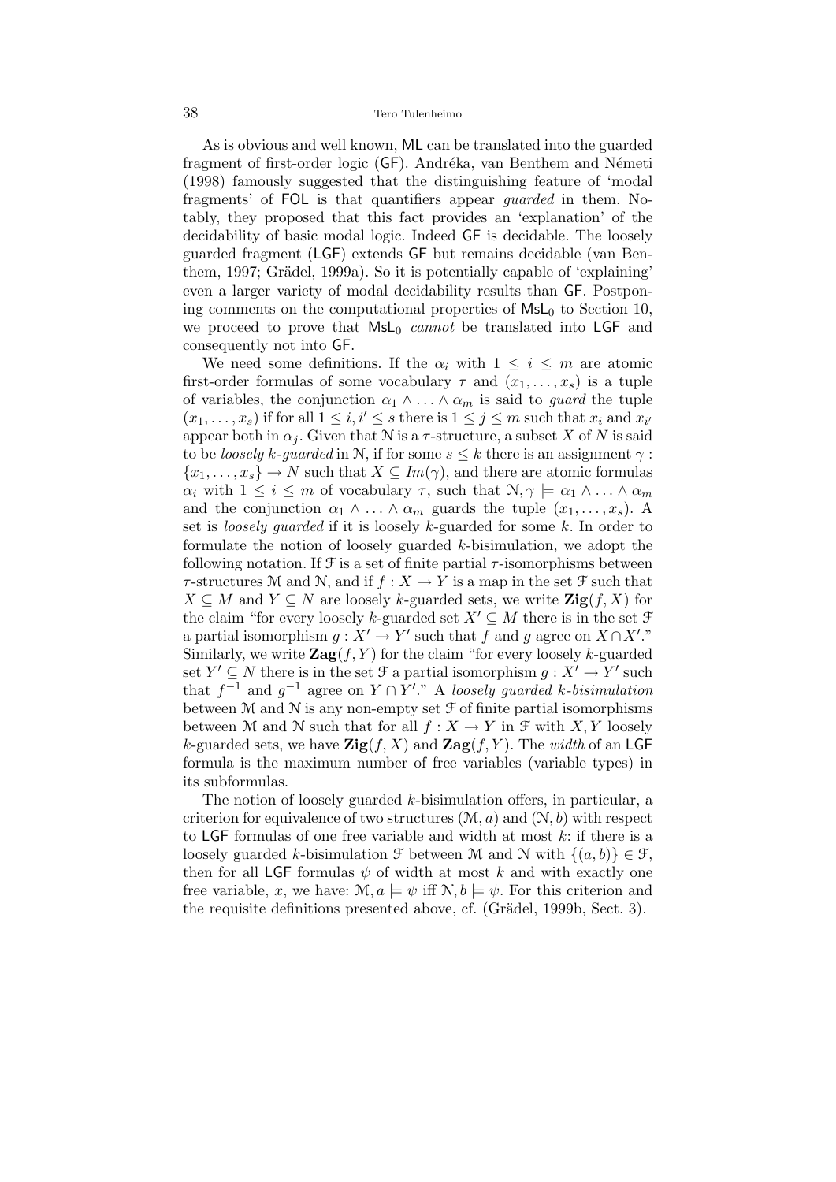As is obvious and well known, ML can be translated into the guarded fragment of first-order logic (GF). Andréka, van Benthem and Németi (1998) famously suggested that the distinguishing feature of 'modal fragments' of FOL is that quantifiers appear *guarded* in them. Notably, they proposed that this fact provides an 'explanation' of the decidability of basic modal logic. Indeed GF is decidable. The loosely guarded fragment (LGF) extends GF but remains decidable (van Benthem, 1997; Grädel, 1999a). So it is potentially capable of 'explaining' even a larger variety of modal decidability results than GF. Postponing comments on the computational properties of $\mathsf{MsL}_0$ to Section 10, we proceed to prove that $\mathsf{MsL}_0$ *cannot* be translated into LGF and consequently not into GF.

We need some definitions. If the $\alpha_i$ with $1 \leq i \leq m$ are atomic first-order formulas of some vocabulary $\tau$ and $(x_1, \ldots, x_s)$ is a tuple of variables, the conjunction $\alpha_1 \wedge \ldots \wedge \alpha_m$ is said to *guard* the tuple $(x_1, \ldots, x_s)$ if for all $1 \leq i, i' \leq s$ there is $1 \leq j \leq m$ such that $x_i$ and $x_{i'}$ appear both in $\alpha_j$. Given that $\mathcal{N}$ is a $\tau$-structure, a subset $X$ of $N$ is said to be *loosely $k$-guarded* in $\mathcal{N}$, if for some $s \leq k$ there is an assignment $\gamma : \{x_1, \ldots, x_s\} \to N$ such that $X \subseteq Im(\gamma)$, and there are atomic formulas $\alpha_i$ with $1 \leq i \leq m$ of vocabulary $\tau$, such that $\mathcal{N}, \gamma \models \alpha_1 \wedge \ldots \wedge \alpha_m$ and the conjunction $\alpha_1 \wedge \ldots \wedge \alpha_m$ guards the tuple $(x_1, \ldots, x_s)$. A set is *loosely guarded* if it is loosely $k$-guarded for some $k$. In order to formulate the notion of loosely guarded $k$-bisimulation, we adopt the following notation. If $\mathcal{F}$ is a set of finite partial $\tau$-isomorphisms between $\tau$-structures $\mathcal{M}$ and $\mathcal{N}$, and if $f : X \to Y$ is a map in the set $\mathcal{F}$ such that $X \subseteq M$ and $Y \subseteq N$ are loosely $k$-guarded sets, we write $\mathbf{Zig}(f, X)$ for the claim "for every loosely $k$-guarded set $X' \subseteq M$ there is in the set $\mathcal{F}$ a partial isomorphism $g : X' \to Y'$ such that $f$ and $g$ agree on $X \cap X'$." Similarly, we write $\mathbf{Zag}(f, Y)$ for the claim "for every loosely $k$-guarded set $Y' \subseteq N$ there is in the set $\mathcal{F}$ a partial isomorphism $g : X' \to Y'$ such that $f^{-1}$ and $g^{-1}$ agree on $Y \cap Y'$." A *loosely guarded $k$-bisimulation* between $\mathcal{M}$ and $\mathcal{N}$ is any non-empty set $\mathcal{F}$ of finite partial isomorphisms between $\mathcal{M}$ and $\mathcal{N}$ such that for all $f : X \to Y$ in $\mathcal{F}$ with $X, Y$ loosely $k$-guarded sets, we have $\mathbf{Zig}(f, X)$ and $\mathbf{Zag}(f, Y)$. The *width* of an LGF formula is the maximum number of free variables (variable types) in its subformulas.

The notion of loosely guarded $k$-bisimulation offers, in particular, a criterion for equivalence of two structures $(\mathcal{M}, a)$ and $(\mathcal{N}, b)$ with respect to LGF formulas of one free variable and width at most $k$: if there is a loosely guarded $k$-bisimulation $\mathcal{F}$ between $\mathcal{M}$ and $\mathcal{N}$ with $\{(a, b)\} \in \mathcal{F}$, then for all LGF formulas $\psi$ of width at most $k$ and with exactly one free variable, $x$, we have: $\mathcal{M}, a \models \psi$ iff $\mathcal{N}, b \models \psi$. For this criterion and the requisite definitions presented above, cf. (Grädel, 1999b, Sect. 3).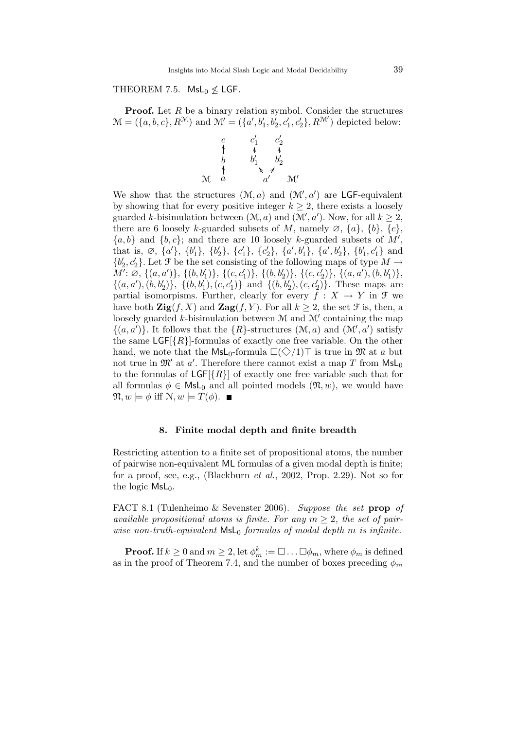THEOREM 7.5. $\mathsf{MsL}_0 \not\leq \mathsf{LGF}$.

**Proof.** Let $R$ be a binary relation symbol. Consider the structures $\mathcal{M} = (\{a, b, c\}, R^{\mathcal{M}})$ and $\mathcal{M}' = (\{a', b'_1, b'_2, c'_1, c'_2\}, R^{\mathcal{M}'})$ depicted below:

$$\begin{array}{cccccc} & c & & c'_1 & & c'_2 \\ & \uparrow & & \uparrow & & \uparrow \\ & b & & b'_1 & & b'_2 \\ & \uparrow & & & \nwarrow \; \nearrow & \\ \mathcal{M} & a & & & a' & \quad \mathcal{M}' \end{array}$$

We show that the structures $(\mathcal{M}, a)$ and $(\mathcal{M}', a')$ are $\mathsf{LGF}$-equivalent by showing that for every positive integer $k \geq 2$, there exists a loosely guarded $k$-bisimulation between $(\mathcal{M}, a)$ and $(\mathcal{M}', a')$. Now, for all $k \geq 2$, there are 6 loosely $k$-guarded subsets of $M$, namely $\varnothing$, $\{a\}$, $\{b\}$, $\{c\}$, $\{a, b\}$ and $\{b, c\}$; and there are 10 loosely $k$-guarded subsets of $M'$, that is, $\varnothing$, $\{a'\}$, $\{b'_1\}$, $\{b'_2\}$, $\{c'_1\}$, $\{c'_2\}$, $\{a', b'_1\}$, $\{a', b'_2\}$, $\{b'_1, c'_1\}$ and $\{b'_2, c'_2\}$. Let $\mathcal{F}$ be the set consisting of the following maps of type $M \to M'$: $\varnothing$, $\{(a, a')\}$, $\{(b, b'_1)\}$, $\{(c, c'_1)\}$, $\{(b, b'_2)\}$, $\{(c, c'_2)\}$, $\{(a, a'), (b, b'_1)\}$, $\{(a, a'), (b, b'_2)\}$, $\{(b, b'_1), (c, c'_1)\}$ and $\{(b, b'_2), (c, c'_2)\}$. These maps are partial isomorpisms. Further, clearly for every $f : X \to Y$ in $\mathcal{F}$ we have both $\mathbf{Zig}(f, X)$ and $\mathbf{Zag}(f, Y)$. For all $k \geq 2$, the set $\mathcal{F}$ is, then, a loosely guarded $k$-bisimulation between $\mathcal{M}$ and $\mathcal{M}'$ containing the map $\{(a, a')\}$. It follows that the $\{R\}$-structures $(\mathcal{M}, a)$ and $(\mathcal{M}', a')$ satisfy the same $\mathsf{LGF}[\{R\}]$-formulas of exactly one free variable. On the other hand, we note that the $\mathsf{MsL}_0$-formula $\Box(\Diamond/1)\top$ is true in $\mathfrak{M}$ at $a$ but not true in $\mathfrak{M}'$ at $a'$. Therefore there cannot exist a map $T$ from $\mathsf{MsL}_0$ to the formulas of $\mathsf{LGF}[\{R\}]$ of exactly one free variable such that for all formulas $\phi \in \mathsf{MsL}_0$ and all pointed models $(\mathfrak{N}, w)$, we would have $\mathfrak{N}, w \models \phi$ iff $\mathcal{N}, w \models T(\phi)$. ∎

## 8. Finite modal depth and finite breadth

Restricting attention to a finite set of propositional atoms, the number of pairwise non-equivalent $\mathsf{ML}$ formulas of a given modal depth is finite; for a proof, see, e.g., (Blackburn *et al.*, 2002, Prop. 2.29). Not so for the logic $\mathsf{MsL}_0$.

FACT 8.1 (Tulenheimo & Sevenster 2006). *Suppose the set* **prop** *of available propositional atoms is finite. For any $m \geq 2$, the set of pairwise non-truth-equivalent $\mathsf{MsL}_0$ formulas of modal depth $m$ is infinite.*

**Proof.** If $k \geq 0$ and $m \geq 2$, let $\phi^k_m := \Box \ldots \Box \phi_m$, where $\phi_m$ is defined as in the proof of Theorem 7.4, and the number of boxes preceding $\phi_m$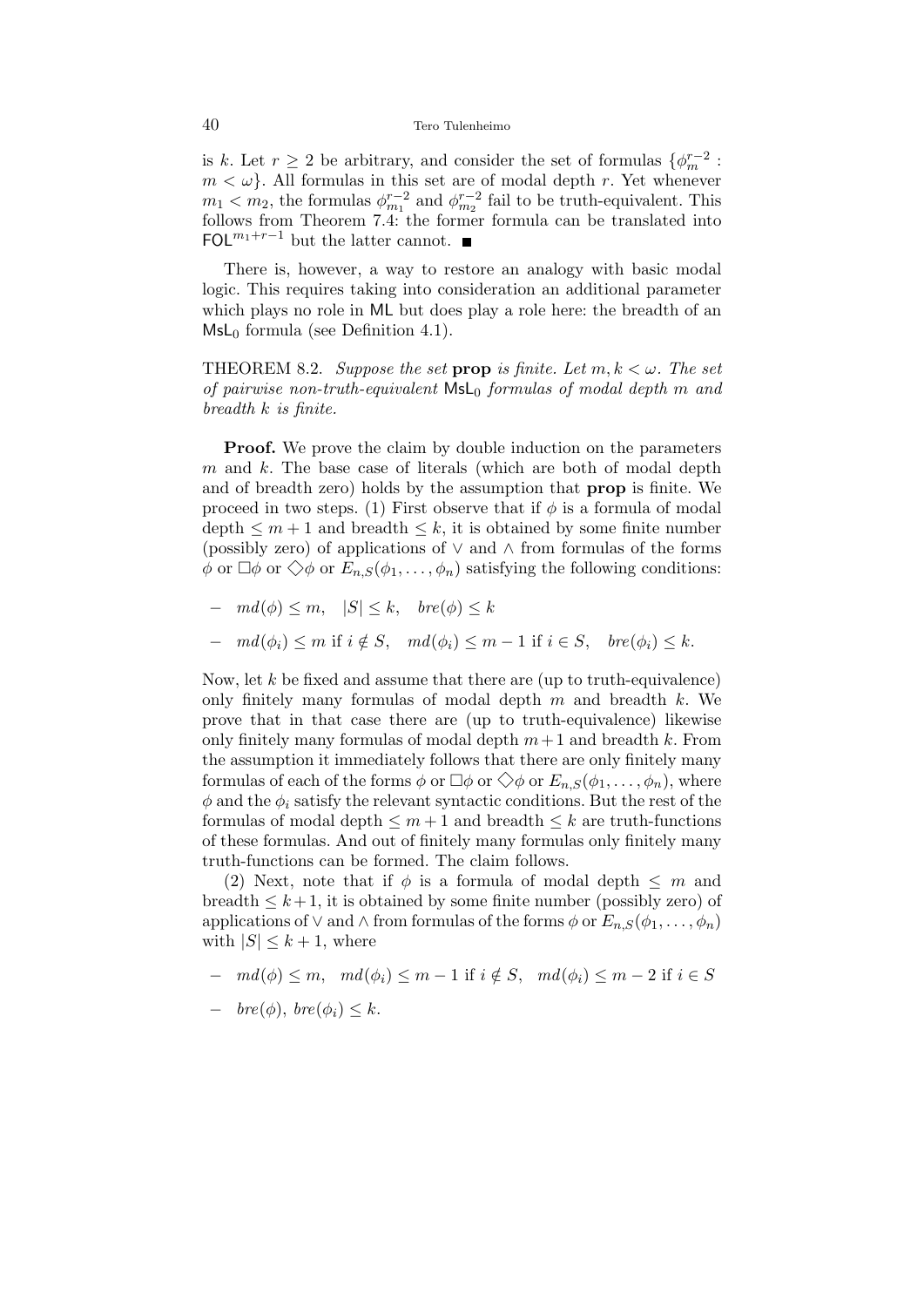is $k$. Let $r \geq 2$ be arbitrary, and consider the set of formulas $\{\phi^{r-2}_m : m < \omega\}$. All formulas in this set are of modal depth $r$. Yet whenever $m_1 < m_2$, the formulas $\phi^{r-2}_{m_1}$ and $\phi^{r-2}_{m_2}$ fail to be truth-equivalent. This follows from Theorem 7.4: the former formula can be translated into $\mathsf{FOL}^{m_1+r-1}$ but the latter cannot. ■

There is, however, a way to restore an analogy with basic modal logic. This requires taking into consideration an additional parameter which plays no role in $\mathsf{ML}$ but does play a role here: the breadth of an $\mathsf{MsL}_0$ formula (see Definition 4.1).

THEOREM 8.2. *Suppose the set* **prop** *is finite. Let $m, k < \omega$. The set of pairwise non-truth-equivalent $\mathsf{MsL}_0$ formulas of modal depth $m$ and breadth $k$ is finite.*

**Proof.** We prove the claim by double induction on the parameters $m$ and $k$. The base case of literals (which are both of modal depth and of breadth zero) holds by the assumption that **prop** is finite. We proceed in two steps. (1) First observe that if $\phi$ is a formula of modal depth $\leq m+1$ and breadth $\leq k$, it is obtained by some finite number (possibly zero) of applications of $\vee$ and $\wedge$ from formulas of the forms $\phi$ or $\Box\phi$ or $\Diamond\phi$ or $E_{n,S}(\phi_1, \ldots, \phi_n)$ satisfying the following conditions:

- $md(\phi) \leq m, \quad |S| \leq k, \quad bre(\phi) \leq k$
- $md(\phi_i) \leq m$ if $i \notin S, \quad md(\phi_i) \leq m-1$ if $i \in S, \quad bre(\phi_i) \leq k$.

Now, let $k$ be fixed and assume that there are (up to truth-equivalence) only finitely many formulas of modal depth $m$ and breadth $k$. We prove that in that case there are (up to truth-equivalence) likewise only finitely many formulas of modal depth $m+1$ and breadth $k$. From the assumption it immediately follows that there are only finitely many formulas of each of the forms $\phi$ or $\Box\phi$ or $\Diamond\phi$ or $E_{n,S}(\phi_1, \ldots, \phi_n)$, where $\phi$ and the $\phi_i$ satisfy the relevant syntactic conditions. But the rest of the formulas of modal depth $\leq m+1$ and breadth $\leq k$ are truth-functions of these formulas. And out of finitely many formulas only finitely many truth-functions can be formed. The claim follows.

(2) Next, note that if $\phi$ is a formula of modal depth $\leq m$ and breadth $\leq k+1$, it is obtained by some finite number (possibly zero) of applications of $\vee$ and $\wedge$ from formulas of the forms $\phi$ or $E_{n,S}(\phi_1, \ldots, \phi_n)$ with $|S| \leq k+1$, where

- $md(\phi) \leq m, \quad md(\phi_i) \leq m-1$ if $i \notin S, \quad md(\phi_i) \leq m-2$ if $i \in S$
- $bre(\phi), \ bre(\phi_i) \leq k$.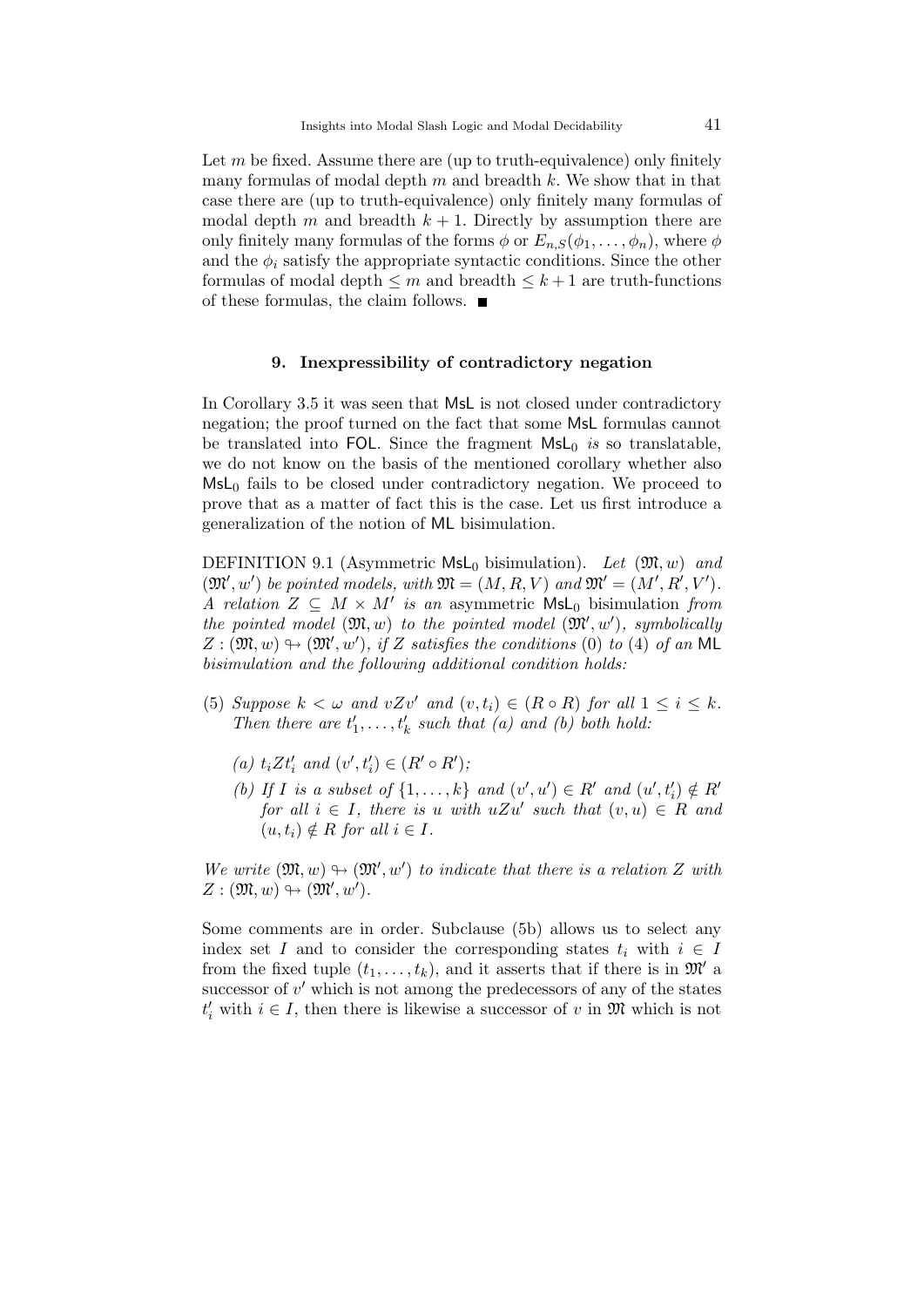Let $m$ be fixed. Assume there are (up to truth-equivalence) only finitely many formulas of modal depth $m$ and breadth $k$. We show that in that case there are (up to truth-equivalence) only finitely many formulas of modal depth $m$ and breadth $k+1$. Directly by assumption there are only finitely many formulas of the forms $\phi$ or $E_{n,S}(\phi_1, \ldots, \phi_n)$, where $\phi$ and the $\phi_i$ satisfy the appropriate syntactic conditions. Since the other formulas of modal depth $\leq m$ and breadth $\leq k+1$ are truth-functions of these formulas, the claim follows. ∎

## 9. Inexpressibility of contradictory negation

In Corollary 3.5 it was seen that MsL is not closed under contradictory negation; the proof turned on the fact that some MsL formulas cannot be translated into FOL. Since the fragment $\mathsf{MsL}_0$ *is* so translatable, we do not know on the basis of the mentioned corollary whether also $\mathsf{MsL}_0$ fails to be closed under contradictory negation. We proceed to prove that as a matter of fact this is the case. Let us first introduce a generalization of the notion of ML bisimulation.

DEFINITION 9.1 (Asymmetric $\mathsf{MsL}_0$ bisimulation). *Let $(\mathfrak{M}, w)$ and $(\mathfrak{M}', w')$ be pointed models, with $\mathfrak{M} = (M, R, V)$ and $\mathfrak{M}' = (M', R', V')$. A relation $Z \subseteq M \times M'$ is an* asymmetric $\mathsf{MsL}_0$ bisimulation *from the pointed model $(\mathfrak{M}, w)$ to the pointed model $(\mathfrak{M}', w')$, symbolically $Z : (\mathfrak{M}, w) \looparrowright (\mathfrak{M}', w')$, if $Z$ satisfies the conditions (0) to (4) of an ML bisimulation and the following additional condition holds:*

(5) *Suppose $k < \omega$ and $vZv'$ and $(v, t_i) \in (R \circ R)$ for all $1 \leq i \leq k$. Then there are $t'_1, \ldots, t'_k$ such that (a) and (b) both hold:*

   *(a) $t_i Z t'_i$ and $(v', t'_i) \in (R' \circ R')$;*

   *(b) If $I$ is a subset of $\{1, \ldots, k\}$ and $(v', u') \in R'$ and $(u', t'_i) \notin R'$ for all $i \in I$, there is $u$ with $uZu'$ such that $(v, u) \in R$ and $(u, t_i) \notin R$ for all $i \in I$.*

*We write $(\mathfrak{M}, w) \looparrowright (\mathfrak{M}', w')$ to indicate that there is a relation $Z$ with $Z : (\mathfrak{M}, w) \looparrowright (\mathfrak{M}', w')$.*

Some comments are in order. Subclause (5b) allows us to select any index set $I$ and to consider the corresponding states $t_i$ with $i \in I$ from the fixed tuple $(t_1, \ldots, t_k)$, and it asserts that if there is in $\mathfrak{M}'$ a successor of $v'$ which is not among the predecessors of any of the states $t'_i$ with $i \in I$, then there is likewise a successor of $v$ in $\mathfrak{M}$ which is not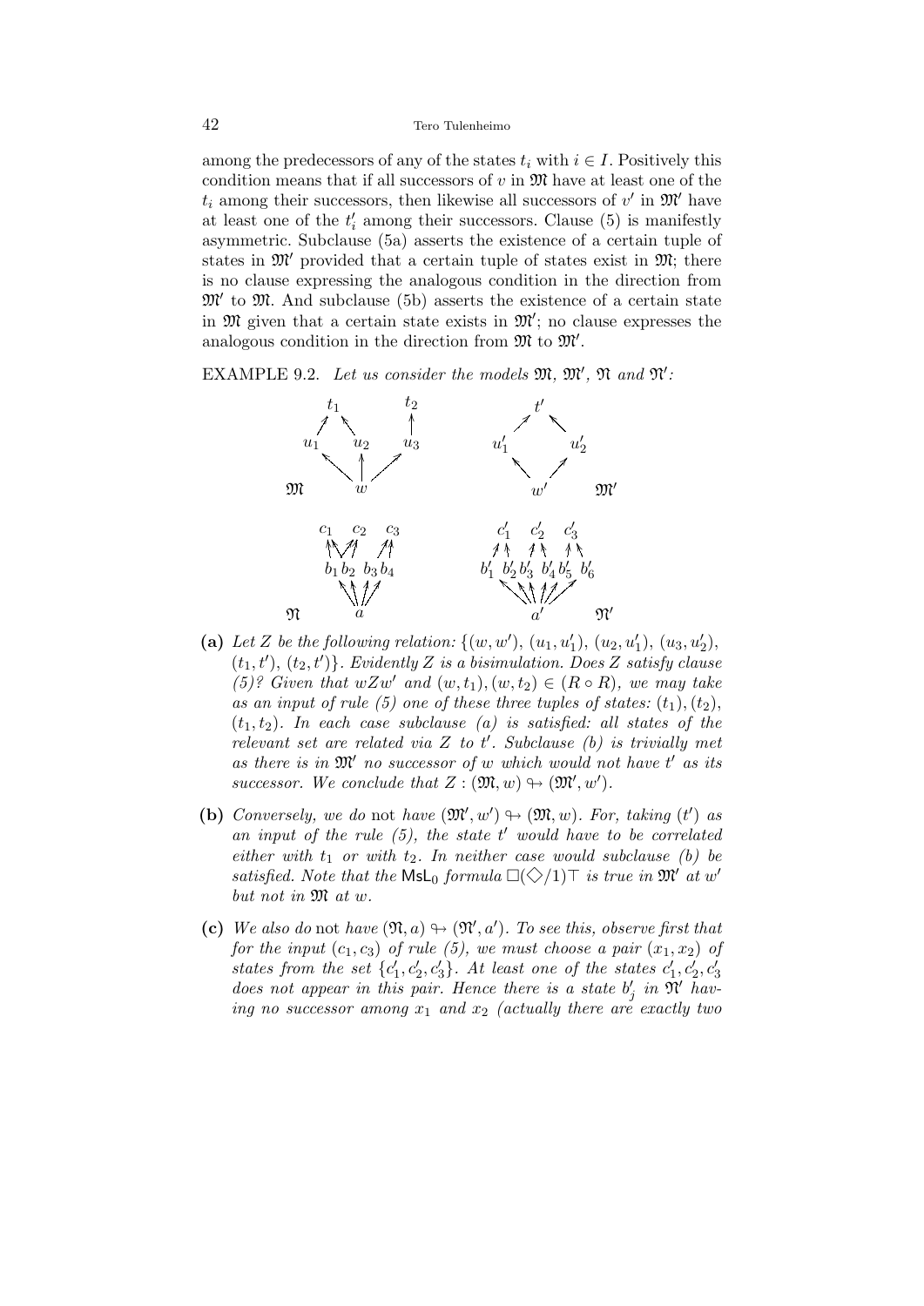among the predecessors of any of the states $t_i$ with $i \in I$. Positively this condition means that if all successors of $v$ in $\mathfrak{M}$ have at least one of the $t_i$ among their successors, then likewise all successors of $v'$ in $\mathfrak{M}'$ have at least one of the $t'_i$ among their successors. Clause (5) is manifestly asymmetric. Subclause (5a) asserts the existence of a certain tuple of states in $\mathfrak{M}'$ provided that a certain tuple of states exist in $\mathfrak{M}$; there is no clause expressing the analogous condition in the direction from $\mathfrak{M}'$ to $\mathfrak{M}$. And subclause (5b) asserts the existence of a certain state in $\mathfrak{M}$ given that a certain state exists in $\mathfrak{M}'$; no clause expresses the analogous condition in the direction from $\mathfrak{M}$ to $\mathfrak{M}'$.

EXAMPLE 9.2. *Let us consider the models $\mathfrak{M}$, $\mathfrak{M}'$, $\mathfrak{N}$ and $\mathfrak{N}'$:*

- **(a)** *Let $Z$ be the following relation: $\{(w, w'), (u_1, u'_1), (u_2, u'_1), (u_3, u'_2), (t_1, t'), (t_2, t')\}$. Evidently $Z$ is a bisimulation. Does $Z$ satisfy clause (5)? Given that $wZw'$ and $(w, t_1), (w, t_2) \in (R \circ R)$, we may take as an input of rule (5) one of these three tuples of states: $(t_1), (t_2)$, $(t_1, t_2)$. In each case subclause (a) is satisfied: all states of the relevant set are related via $Z$ to $t'$. Subclause (b) is trivially met as there is in $\mathfrak{M}'$ no successor of $w$ which would not have $t'$ as its successor. We conclude that $Z : (\mathfrak{M}, w) \leftrightarrow (\mathfrak{M}', w')$.*

- **(b)** *Conversely, we do* not *have $(\mathfrak{M}', w') \leftrightarrow (\mathfrak{M}, w)$. For, taking $(t')$ as an input of the rule (5), the state $t'$ would have to be correlated either with $t_1$ or with $t_2$. In neither case would subclause (b) be satisfied. Note that the $\mathsf{MsL}_0$ formula $\Box(\Diamond/1)\top$ is true in $\mathfrak{M}'$ at $w'$ but not in $\mathfrak{M}$ at $w$.*

- **(c)** *We also do* not *have $(\mathfrak{N}, a) \leftrightarrow (\mathfrak{N}', a')$. To see this, observe first that for the input $(c_1, c_3)$ of rule (5), we must choose a pair $(x_1, x_2)$ of states from the set $\{c'_1, c'_2, c'_3\}$. At least one of the states $c'_1, c'_2, c'_3$ does not appear in this pair. Hence there is a state $b'_j$ in $\mathfrak{N}'$ having no successor among $x_1$ and $x_2$ (actually there are exactly two*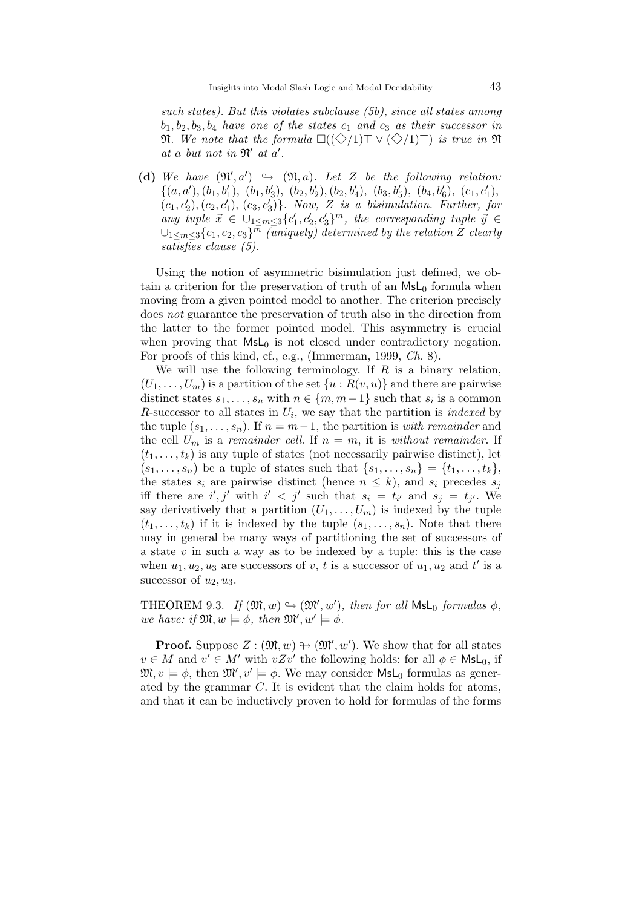*such states). But this violates subclause (5b), since all states among $b_1, b_2, b_3, b_4$ have one of the states $c_1$ and $c_3$ as their successor in $\mathfrak{N}$. We note that the formula $\Box((\Diamond/1)\top \vee (\Diamond/1)\top)$ is true in $\mathfrak{N}$ at $a$ but not in $\mathfrak{N}'$ at $a'$.*

**(d)** *We have $(\mathfrak{N}', a') \nleftrightarrow (\mathfrak{N}, a)$. Let $Z$ be the following relation: $\{(a, a'), (b_1, b_1'), (b_1, b_3'), (b_2, b_2'), (b_2, b_4'), (b_3, b_5'), (b_4, b_6'), (c_1, c_1'), (c_1, c_2'), (c_2, c_1'), (c_3, c_3')\}$. Now, $Z$ is a bisimulation. Further, for any tuple $\vec{x} \in \cup_{1 \le m \le 3}\{c_1', c_2', c_3'\}^m$, the corresponding tuple $\vec{y} \in \cup_{1 \le m \le 3}\{c_1, c_2, c_3\}^m$ (uniquely) determined by the relation $Z$ clearly satisfies clause (5).*

Using the notion of asymmetric bisimulation just defined, we obtain a criterion for the preservation of truth of an $\mathsf{MsL}_0$ formula when moving from a given pointed model to another. The criterion precisely does *not* guarantee the preservation of truth also in the direction from the latter to the former pointed model. This asymmetry is crucial when proving that $\mathsf{MsL}_0$ is not closed under contradictory negation. For proofs of this kind, cf., e.g., (Immerman, 1999, *Ch.* 8).

We will use the following terminology. If $R$ is a binary relation, $(U_1, \ldots, U_m)$ is a partition of the set $\{u : R(v, u)\}$ and there are pairwise distinct states $s_1, \ldots, s_n$ with $n \in \{m, m-1\}$ such that $s_i$ is a common $R$-successor to all states in $U_i$, we say that the partition is *indexed* by the tuple $(s_1, \ldots, s_n)$. If $n = m-1$, the partition is *with remainder* and the cell $U_m$ is a *remainder cell*. If $n = m$, it is *without remainder*. If $(t_1, \ldots, t_k)$ is any tuple of states (not necessarily pairwise distinct), let $(s_1, \ldots, s_n)$ be a tuple of states such that $\{s_1, \ldots, s_n\} = \{t_1, \ldots, t_k\}$, the states $s_i$ are pairwise distinct (hence $n \le k$), and $s_i$ precedes $s_j$ iff there are $i', j'$ with $i' < j'$ such that $s_i = t_{i'}$ and $s_j = t_{j'}$. We say derivatively that a partition $(U_1, \ldots, U_m)$ is indexed by the tuple $(t_1, \ldots, t_k)$ if it is indexed by the tuple $(s_1, \ldots, s_n)$. Note that there may in general be many ways of partitioning the set of successors of a state $v$ in such a way as to be indexed by a tuple: this is the case when $u_1, u_2, u_3$ are successors of $v$, $t$ is a successor of $u_1, u_2$ and $t'$ is a successor of $u_2, u_3$.

THEOREM 9.3. *If $(\mathfrak{M}, w) \nleftrightarrow (\mathfrak{M}', w')$, then for all $\mathsf{MsL}_0$ formulas $\phi$, we have: if $\mathfrak{M}, w \models \phi$, then $\mathfrak{M}', w' \models \phi$.*

**Proof.** Suppose $Z : (\mathfrak{M}, w) \nleftrightarrow (\mathfrak{M}', w')$. We show that for all states $v \in M$ and $v' \in M'$ with $vZv'$ the following holds: for all $\phi \in \mathsf{MsL}_0$, if $\mathfrak{M}, v \models \phi$, then $\mathfrak{M}', v' \models \phi$. We may consider $\mathsf{MsL}_0$ formulas as generated by the grammar $C$. It is evident that the claim holds for atoms, and that it can be inductively proven to hold for formulas of the forms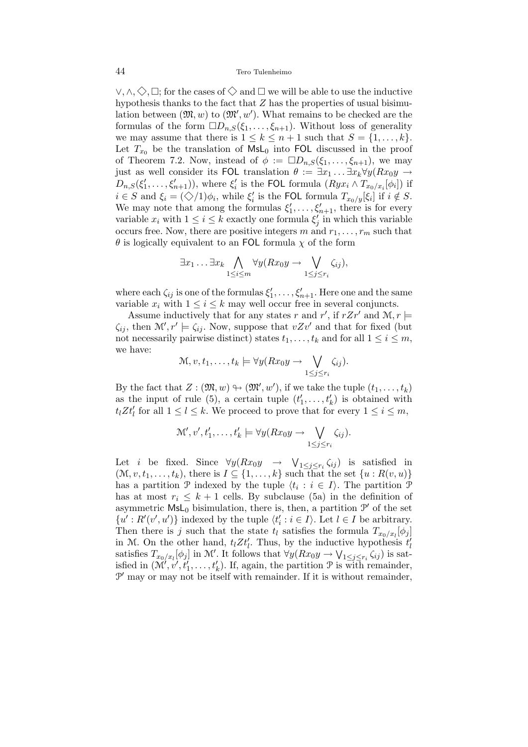$\vee, \wedge, \Diamond, \Box$; for the cases of $\Diamond$ and $\Box$ we will be able to use the inductive hypothesis thanks to the fact that $Z$ has the properties of usual bisimulation between $(\mathfrak{M}, w)$ to $(\mathfrak{M}', w')$. What remains to be checked are the formulas of the form $\Box D_{n,S}(\xi_1, \ldots, \xi_{n+1})$. Without loss of generality we may assume that there is $1 \leq k \leq n+1$ such that $S = \{1, \ldots, k\}$. Let $T_{x_0}$ be the translation of $\mathsf{MsL}_0$ into FOL discussed in the proof of Theorem 7.2. Now, instead of $\phi := \Box D_{n,S}(\xi_1, \ldots, \xi_{n+1})$, we may just as well consider its FOL translation $\theta := \exists x_1 \ldots \exists x_k \forall y (Rx_0 y \rightarrow D_{n,S}(\xi'_1, \ldots, \xi'_{n+1}))$, where $\xi'_i$ is the FOL formula $(Ryx_i \wedge T_{x_0/x_i}[\phi_i])$ if $i \in S$ and $\xi_i = (\Diamond/1)\phi_i$, while $\xi'_i$ is the FOL formula $T_{x_0/y}[\xi_i]$ if $i \notin S$. We may note that among the formulas $\xi'_1, \ldots, \xi'_{n+1}$, there is for every variable $x_i$ with $1 \leq i \leq k$ exactly one formula $\xi'_j$ in which this variable occurs free. Now, there are positive integers $m$ and $r_1, \ldots, r_m$ such that $\theta$ is logically equivalent to an FOL formula $\chi$ of the form

$$\exists x_1 \ldots \exists x_k \bigwedge_{1 \leq i \leq m} \forall y (Rx_0 y \rightarrow \bigvee_{1 \leq j \leq r_i} \zeta_{ij}),$$

where each $\zeta_{ij}$ is one of the formulas $\xi'_1, \ldots, \xi'_{n+1}$. Here one and the same variable $x_i$ with $1 \leq i \leq k$ may well occur free in several conjuncts.

Assume inductively that for any states $r$ and $r'$, if $rZr'$ and $\mathcal{M}, r \models \zeta_{ij}$, then $\mathcal{M}', r' \models \zeta_{ij}$. Now, suppose that $vZv'$ and that for fixed (but not necessarily pairwise distinct) states $t_1, \ldots, t_k$ and for all $1 \leq i \leq m$, we have:

$$\mathcal{M}, v, t_1, \ldots, t_k \models \forall y (Rx_0 y \rightarrow \bigvee_{1 \leq j \leq r_i} \zeta_{ij}).$$

By the fact that $Z : (\mathfrak{M}, w) \looparrowright (\mathfrak{M}', w')$, if we take the tuple $(t_1, \ldots, t_k)$ as the input of rule (5), a certain tuple $(t'_1, \ldots, t'_k)$ is obtained with $t_l Z t'_l$ for all $1 \leq l \leq k$. We proceed to prove that for every $1 \leq i \leq m$,

$$\mathcal{M}', v', t'_1, \ldots, t'_k \models \forall y (Rx_0 y \rightarrow \bigvee_{1 \leq j \leq r_i} \zeta_{ij}).$$

Let $i$ be fixed. Since $\forall y (Rx_0 y \rightarrow \bigvee_{1 \leq j \leq r_i} \zeta_{ij})$ is satisfied in $(\mathcal{M}, v, t_1, \ldots, t_k)$, there is $I \subseteq \{1, \ldots, k\}$ such that the set $\{u : R(v, u)\}$ has a partition $\mathcal{P}$ indexed by the tuple $\langle t_i : i \in I \rangle$. The partition $\mathcal{P}$ has at most $r_i \leq k+1$ cells. By subclause (5a) in the definition of asymmetric $\mathsf{MsL}_0$ bisimulation, there is, then, a partition $\mathcal{P}'$ of the set $\{u' : R'(v', u')\}$ indexed by the tuple $\langle t'_i : i \in I \rangle$. Let $l \in I$ be arbitrary. Then there is $j$ such that the state $t_l$ satisfies the formula $T_{x_0/x_l}[\phi_j]$ in $\mathcal{M}$. On the other hand, $t_l Z t'_l$. Thus, by the inductive hypothesis $t'_l$ satisfies $T_{x_0/x_l}[\phi_j]$ in $\mathcal{M}'$. It follows that $\forall y (Rx_0 y \rightarrow \bigvee_{1 \leq j \leq r_i} \zeta_{ij})$ is satisfied in $(\mathcal{M}', v', t'_1, \ldots, t'_k)$. If, again, the partition $\mathcal{P}$ is with remainder, $\mathcal{P}'$ may or may not be itself with remainder. If it is without remainder,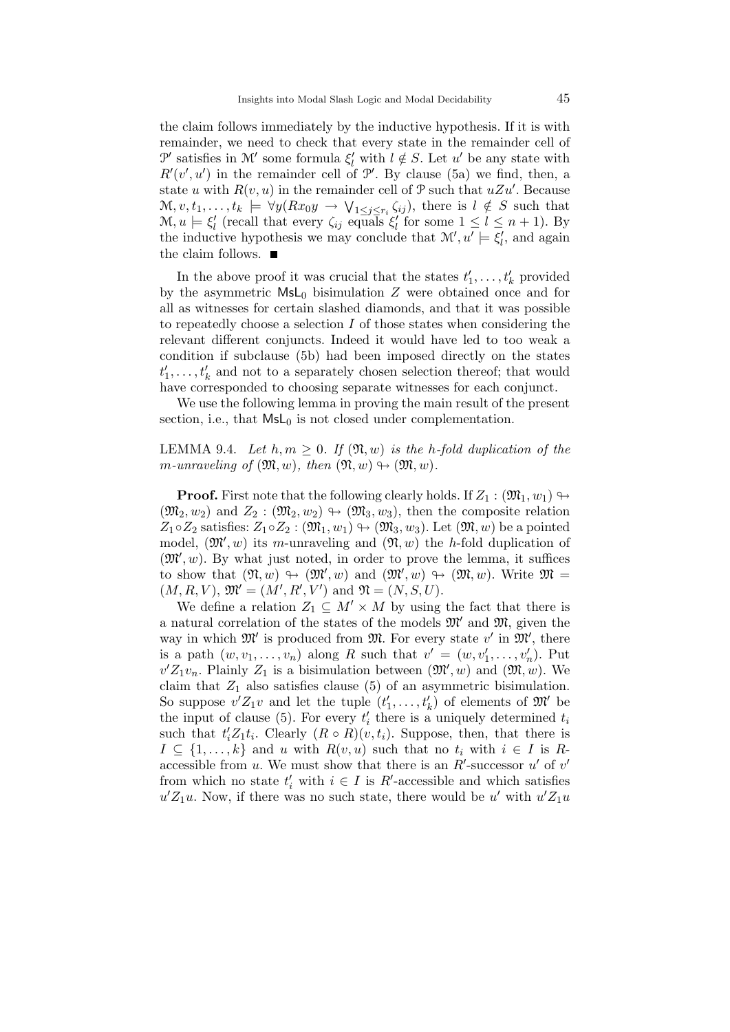the claim follows immediately by the inductive hypothesis. If it is with remainder, we need to check that every state in the remainder cell of $\mathcal{P}'$ satisfies in $\mathcal{M}'$ some formula $\xi'_l$ with $l \notin S$. Let $u'$ be any state with $R'(v', u')$ in the remainder cell of $\mathcal{P}'$. By clause (5a) we find, then, a state $u$ with $R(v, u)$ in the remainder cell of $\mathcal{P}$ such that $uZu'$. Because $\mathcal{M}, v, t_1, \ldots, t_k \models \forall y(Rx_0y \rightarrow \bigvee_{1 \leq j \leq r_i} \zeta_{ij})$, there is $l \notin S$ such that $\mathcal{M}, u \models \xi'_l$ (recall that every $\zeta_{ij}$ equals $\xi'_l$ for some $1 \leq l \leq n+1$). By the inductive hypothesis we may conclude that $\mathcal{M}', u' \models \xi'_l$, and again the claim follows. ■

In the above proof it was crucial that the states $t'_1, \ldots, t'_k$ provided by the asymmetric $\mathsf{MsL}_0$ bisimulation $Z$ were obtained once and for all as witnesses for certain slashed diamonds, and that it was possible to repeatedly choose a selection $I$ of those states when considering the relevant different conjuncts. Indeed it would have led to too weak a condition if subclause (5b) had been imposed directly on the states $t'_1, \ldots, t'_k$ and not to a separately chosen selection thereof; that would have corresponded to choosing separate witnesses for each conjunct.

We use the following lemma in proving the main result of the present section, i.e., that $\mathsf{MsL}_0$ is not closed under complementation.

LEMMA 9.4. *Let $h, m \geq 0$. If $(\mathfrak{N}, w)$ is the $h$-fold duplication of the $m$-unraveling of $(\mathfrak{M}, w)$, then $(\mathfrak{N}, w) \looparrowright (\mathfrak{M}, w)$.*

**Proof.** First note that the following clearly holds. If $Z_1 : (\mathfrak{M}_1, w_1) \looparrowright (\mathfrak{M}_2, w_2)$ and $Z_2 : (\mathfrak{M}_2, w_2) \looparrowright (\mathfrak{M}_3, w_3)$, then the composite relation $Z_1 \circ Z_2$ satisfies: $Z_1 \circ Z_2 : (\mathfrak{M}_1, w_1) \looparrowright (\mathfrak{M}_3, w_3)$. Let $(\mathfrak{M}, w)$ be a pointed model, $(\mathfrak{M}', w)$ its $m$-unraveling and $(\mathfrak{N}, w)$ the $h$-fold duplication of $(\mathfrak{M}', w)$. By what just noted, in order to prove the lemma, it suffices to show that $(\mathfrak{N}, w) \looparrowright (\mathfrak{M}', w)$ and $(\mathfrak{M}', w) \looparrowright (\mathfrak{M}, w)$. Write $\mathfrak{M} = (M, R, V)$, $\mathfrak{M}' = (M', R', V')$ and $\mathfrak{N} = (N, S, U)$.

We define a relation $Z_1 \subseteq M' \times M$ by using the fact that there is a natural correlation of the states of the models $\mathfrak{M}'$ and $\mathfrak{M}$, given the way in which $\mathfrak{M}'$ is produced from $\mathfrak{M}$. For every state $v'$ in $\mathfrak{M}'$, there is a path $(w, v_1, \ldots, v_n)$ along $R$ such that $v' = (w, v'_1, \ldots, v'_n)$. Put $v'Z_1v_n$. Plainly $Z_1$ is a bisimulation between $(\mathfrak{M}', w)$ and $(\mathfrak{M}, w)$. We claim that $Z_1$ also satisfies clause (5) of an asymmetric bisimulation. So suppose $v'Z_1v$ and let the tuple $(t'_1, \ldots, t'_k)$ of elements of $\mathfrak{M}'$ be the input of clause (5). For every $t'_i$ there is a uniquely determined $t_i$ such that $t'_iZ_1t_i$. Clearly $(R \circ R)(v, t_i)$. Suppose, then, that there is $I \subseteq \{1, \ldots, k\}$ and $u$ with $R(v, u)$ such that no $t_i$ with $i \in I$ is $R$-accessible from $u$. We must show that there is an $R'$-successor $u'$ of $v'$ from which no state $t'_i$ with $i \in I$ is $R'$-accessible and which satisfies $u'Z_1u$. Now, if there was no such state, there would be $u'$ with $u'Z_1u$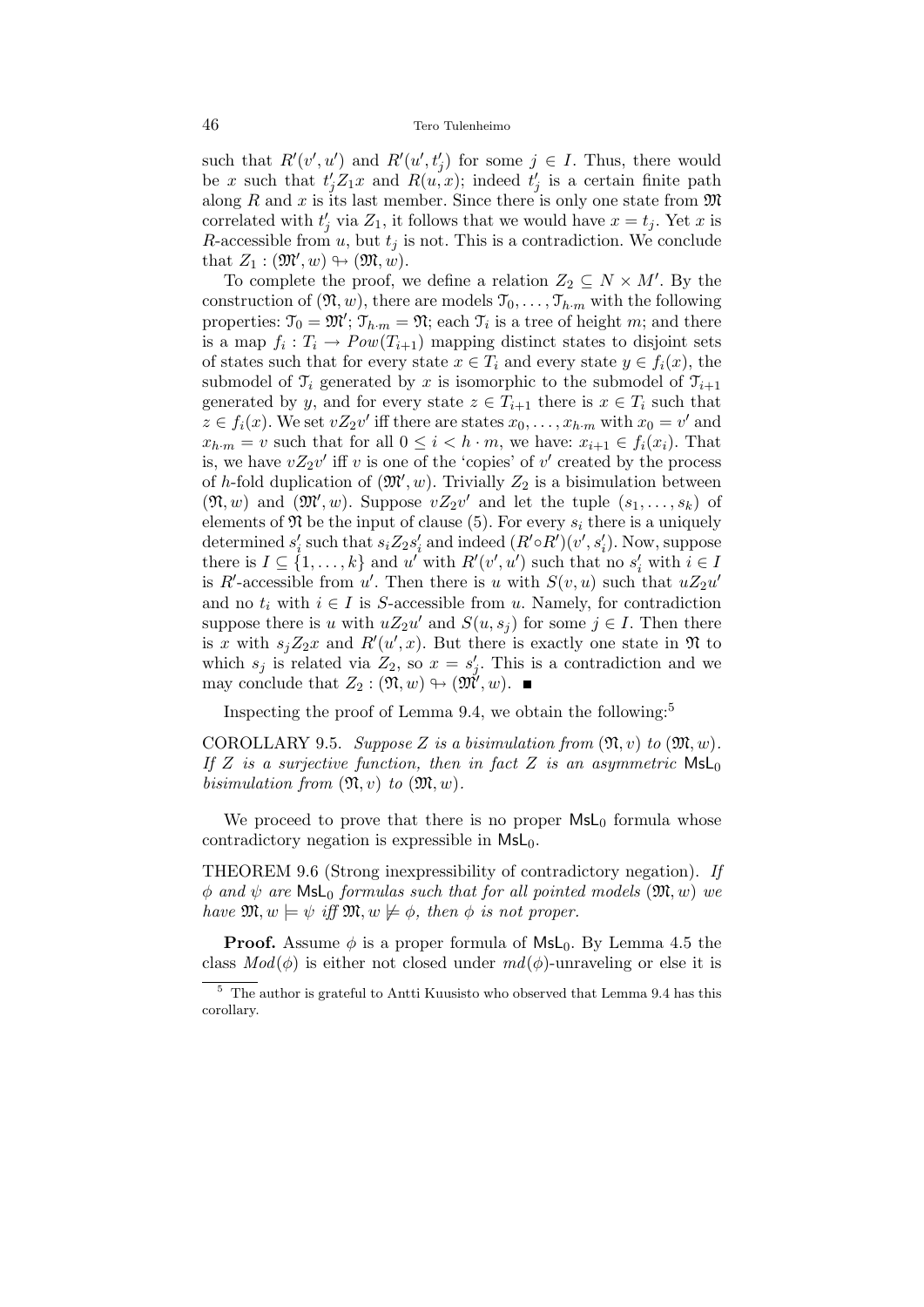such that $R'(v', u')$ and $R'(u', t'_j)$ for some $j \in I$. Thus, there would be $x$ such that $t'_j Z_1 x$ and $R(u, x)$; indeed $t'_j$ is a certain finite path along $R$ and $x$ is its last member. Since there is only one state from $\mathfrak{M}$ correlated with $t'_j$ via $Z_1$, it follows that we would have $x = t_j$. Yet $x$ is $R$-accessible from $u$, but $t_j$ is not. This is a contradiction. We conclude that $Z_1 : (\mathfrak{M}', w) \looparrowright (\mathfrak{M}, w)$.

To complete the proof, we define a relation $Z_2 \subseteq N \times M'$. By the construction of $(\mathfrak{N}, w)$, there are models $\mathfrak{T}_0, \ldots, \mathfrak{T}_{h \cdot m}$ with the following properties: $\mathfrak{T}_0 = \mathfrak{M}'$; $\mathfrak{T}_{h \cdot m} = \mathfrak{N}$; each $\mathfrak{T}_i$ is a tree of height $m$; and there is a map $f_i : T_i \to Pow(T_{i+1})$ mapping distinct states to disjoint sets of states such that for every state $x \in T_i$ and every state $y \in f_i(x)$, the submodel of $\mathfrak{T}_i$ generated by $x$ is isomorphic to the submodel of $\mathfrak{T}_{i+1}$ generated by $y$, and for every state $z \in T_{i+1}$ there is $x \in T_i$ such that $z \in f_i(x)$. We set $v Z_2 v'$ iff there are states $x_0, \ldots, x_{h \cdot m}$ with $x_0 = v'$ and $x_{h \cdot m} = v$ such that for all $0 \leq i < h \cdot m$, we have: $x_{i+1} \in f_i(x_i)$. That is, we have $v Z_2 v'$ iff $v$ is one of the 'copies' of $v'$ created by the process of $h$-fold duplication of $(\mathfrak{M}', w)$. Trivially $Z_2$ is a bisimulation between $(\mathfrak{N}, w)$ and $(\mathfrak{M}', w)$. Suppose $v Z_2 v'$ and let the tuple $(s_1, \ldots, s_k)$ of elements of $\mathfrak{N}$ be the input of clause (5). For every $s_i$ there is a uniquely determined $s'_i$ such that $s_i Z_2 s'_i$ and indeed $(R' \circ R')(v', s'_i)$. Now, suppose there is $I \subseteq \{1, \ldots, k\}$ and $u'$ with $R'(v', u')$ such that no $s'_i$ with $i \in I$ is $R'$-accessible from $u'$. Then there is $u$ with $S(v, u)$ such that $u Z_2 u'$ and no $t_i$ with $i \in I$ is $S$-accessible from $u$. Namely, for contradiction suppose there is $u$ with $u Z_2 u'$ and $S(u, s_j)$ for some $j \in I$. Then there is $x$ with $s_j Z_2 x$ and $R'(u', x)$. But there is exactly one state in $\mathfrak{N}$ to which $s_j$ is related via $Z_2$, so $x = s'_j$. This is a contradiction and we may conclude that $Z_2 : (\mathfrak{N}, w) \looparrowright (\mathfrak{M}', w)$. ∎

Inspecting the proof of Lemma 9.4, we obtain the following:[5]

COROLLARY 9.5. *Suppose $Z$ is a bisimulation from $(\mathfrak{N}, v)$ to $(\mathfrak{M}, w)$. If $Z$ is a surjective function, then in fact $Z$ is an asymmetric $\mathsf{MsL}_0$ bisimulation from $(\mathfrak{N}, v)$ to $(\mathfrak{M}, w)$.*

We proceed to prove that there is no proper $\mathsf{MsL}_0$ formula whose contradictory negation is expressible in $\mathsf{MsL}_0$.

THEOREM 9.6 (Strong inexpressibility of contradictory negation). *If $\phi$ and $\psi$ are $\mathsf{MsL}_0$ formulas such that for all pointed models $(\mathfrak{M}, w)$ we have $\mathfrak{M}, w \models \psi$ iff $\mathfrak{M}, w \not\models \phi$, then $\phi$ is not proper.*

**Proof.** Assume $\phi$ is a proper formula of $\mathsf{MsL}_0$. By Lemma 4.5 the class $Mod(\phi)$ is either not closed under $md(\phi)$-unraveling or else it is

---

[5] The author is grateful to Antti Kuusisto who observed that Lemma 9.4 has this corollary.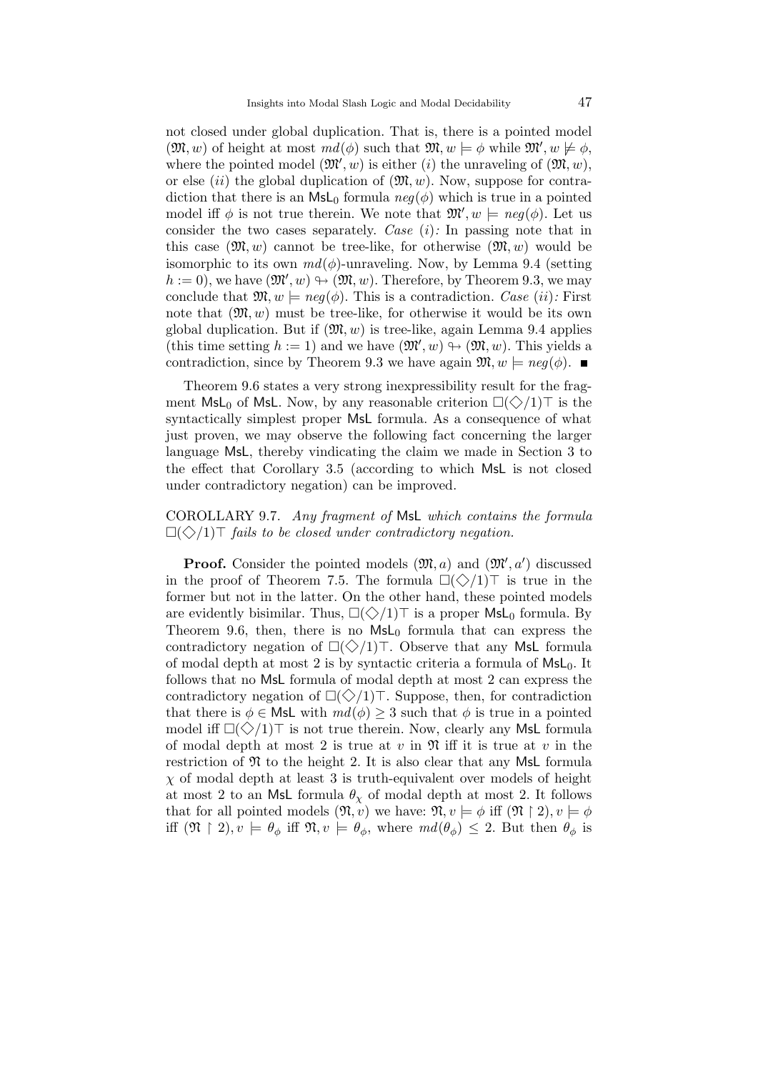not closed under global duplication. That is, there is a pointed model $(\mathfrak{M}, w)$ of height at most $md(\phi)$ such that $\mathfrak{M}, w \models \phi$ while $\mathfrak{M}', w \not\models \phi$, where the pointed model $(\mathfrak{M}', w)$ is either $(i)$ the unraveling of $(\mathfrak{M}, w)$, or else $(ii)$ the global duplication of $(\mathfrak{M}, w)$. Now, suppose for contradiction that there is an $\mathsf{MsL}_0$ formula $neg(\phi)$ which is true in a pointed model iff $\phi$ is not true therein. We note that $\mathfrak{M}', w \models neg(\phi)$. Let us consider the two cases separately. *Case* $(i)$*:* In passing note that in this case $(\mathfrak{M}, w)$ cannot be tree-like, for otherwise $(\mathfrak{M}, w)$ would be isomorphic to its own $md(\phi)$-unraveling. Now, by Lemma 9.4 (setting $h := 0$), we have $(\mathfrak{M}', w) \looparrowright (\mathfrak{M}, w)$. Therefore, by Theorem 9.3, we may conclude that $\mathfrak{M}, w \models neg(\phi)$. This is a contradiction. *Case* $(ii)$*:* First note that $(\mathfrak{M}, w)$ must be tree-like, for otherwise it would be its own global duplication. But if $(\mathfrak{M}, w)$ is tree-like, again Lemma 9.4 applies (this time setting $h := 1$) and we have $(\mathfrak{M}', w) \looparrowright (\mathfrak{M}, w)$. This yields a contradiction, since by Theorem 9.3 we have again $\mathfrak{M}, w \models neg(\phi)$. ■

Theorem 9.6 states a very strong inexpressibility result for the fragment $\mathsf{MsL}_0$ of $\mathsf{MsL}$. Now, by any reasonable criterion $\Box(\Diamond/1)\top$ is the syntactically simplest proper $\mathsf{MsL}$ formula. As a consequence of what just proven, we may observe the following fact concerning the larger language $\mathsf{MsL}$, thereby vindicating the claim we made in Section 3 to the effect that Corollary 3.5 (according to which $\mathsf{MsL}$ is not closed under contradictory negation) can be improved.

COROLLARY 9.7. *Any fragment of* $\mathsf{MsL}$ *which contains the formula* $\Box(\Diamond/1)\top$ *fails to be closed under contradictory negation.*

**Proof.** Consider the pointed models $(\mathfrak{M}, a)$ and $(\mathfrak{M}', a')$ discussed in the proof of Theorem 7.5. The formula $\Box(\Diamond/1)\top$ is true in the former but not in the latter. On the other hand, these pointed models are evidently bisimilar. Thus, $\Box(\Diamond/1)\top$ is a proper $\mathsf{MsL}_0$ formula. By Theorem 9.6, then, there is no $\mathsf{MsL}_0$ formula that can express the contradictory negation of $\Box(\Diamond/1)\top$. Observe that any $\mathsf{MsL}$ formula of modal depth at most 2 is by syntactic criteria a formula of $\mathsf{MsL}_0$. It follows that no $\mathsf{MsL}$ formula of modal depth at most 2 can express the contradictory negation of $\Box(\Diamond/1)\top$. Suppose, then, for contradiction that there is $\phi \in \mathsf{MsL}$ with $md(\phi) \geq 3$ such that $\phi$ is true in a pointed model iff $\Box(\Diamond/1)\top$ is not true therein. Now, clearly any $\mathsf{MsL}$ formula of modal depth at most 2 is true at $v$ in $\mathfrak{N}$ iff it is true at $v$ in the restriction of $\mathfrak{N}$ to the height 2. It is also clear that any $\mathsf{MsL}$ formula $\chi$ of modal depth at least 3 is truth-equivalent over models of height at most 2 to an $\mathsf{MsL}$ formula $\theta_\chi$ of modal depth at most 2. It follows that for all pointed models $(\mathfrak{N}, v)$ we have: $\mathfrak{N}, v \models \phi$ iff $(\mathfrak{N} \restriction 2), v \models \phi$ iff $(\mathfrak{N} \restriction 2), v \models \theta_\phi$ iff $\mathfrak{N}, v \models \theta_\phi$, where $md(\theta_\phi) \leq 2$. But then $\theta_\phi$ is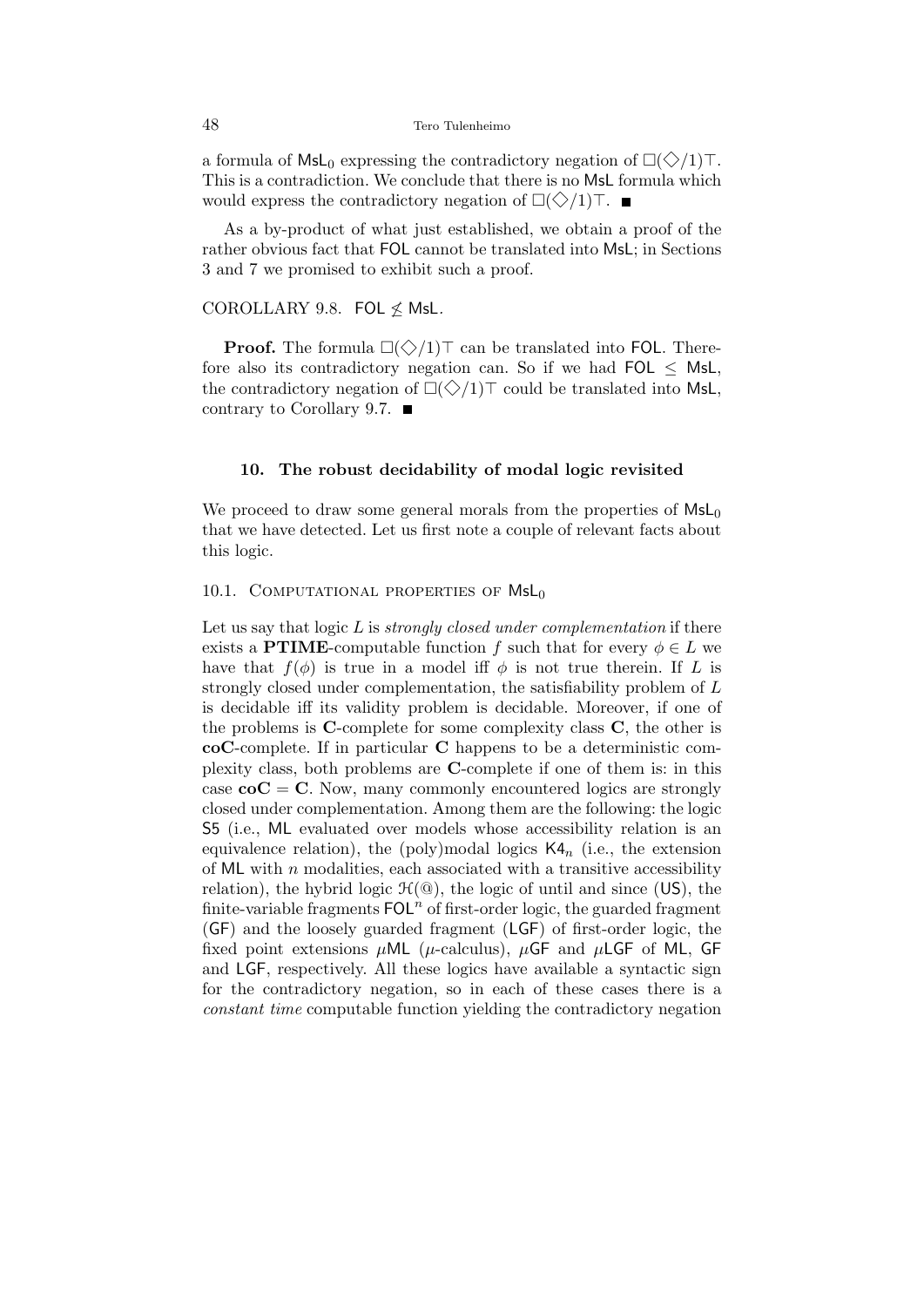a formula of $\mathsf{MsL}_0$ expressing the contradictory negation of $\Box(\diamondsuit/1)\top$. This is a contradiction. We conclude that there is no $\mathsf{MsL}$ formula which would express the contradictory negation of $\Box(\diamondsuit/1)\top$. ■

As a by-product of what just established, we obtain a proof of the rather obvious fact that $\mathsf{FOL}$ cannot be translated into $\mathsf{MsL}$; in Sections 3 and 7 we promised to exhibit such a proof.

COROLLARY 9.8. $\mathsf{FOL} \not\leq \mathsf{MsL}$.

**Proof.** The formula $\Box(\diamondsuit/1)\top$ can be translated into $\mathsf{FOL}$. Therefore also its contradictory negation can. So if we had $\mathsf{FOL} \leq \mathsf{MsL}$, the contradictory negation of $\Box(\diamondsuit/1)\top$ could be translated into $\mathsf{MsL}$, contrary to Corollary 9.7. ■

## 10. The robust decidability of modal logic revisited

We proceed to draw some general morals from the properties of $\mathsf{MsL}_0$ that we have detected. Let us first note a couple of relevant facts about this logic.

### 10.1. Computational properties of $\mathsf{MsL}_0$

Let us say that logic $L$ is *strongly closed under complementation* if there exists a **PTIME**-computable function $f$ such that for every $\phi \in L$ we have that $f(\phi)$ is true in a model iff $\phi$ is not true therein. If $L$ is strongly closed under complementation, the satisfiability problem of $L$ is decidable iff its validity problem is decidable. Moreover, if one of the problems is **C**-complete for some complexity class **C**, the other is **coC**-complete. If in particular **C** happens to be a deterministic complexity class, both problems are **C**-complete if one of them is: in this case $\mathbf{coC} = \mathbf{C}$. Now, many commonly encountered logics are strongly closed under complementation. Among them are the following: the logic $\mathsf{S5}$ (i.e., $\mathsf{ML}$ evaluated over models whose accessibility relation is an equivalence relation), the (poly)modal logics $\mathsf{K4}_n$ (i.e., the extension of $\mathsf{ML}$ with $n$ modalities, each associated with a transitive accessibility relation), the hybrid logic $\mathcal{H}(@)$, the logic of until and since ($\mathsf{US}$), the finite-variable fragments $\mathsf{FOL}^n$ of first-order logic, the guarded fragment ($\mathsf{GF}$) and the loosely guarded fragment ($\mathsf{LGF}$) of first-order logic, the fixed point extensions $\mu\mathsf{ML}$ ($\mu$-calculus), $\mu\mathsf{GF}$ and $\mu\mathsf{LGF}$ of $\mathsf{ML}$, $\mathsf{GF}$ and $\mathsf{LGF}$, respectively. All these logics have available a syntactic sign for the contradictory negation, so in each of these cases there is a *constant time* computable function yielding the contradictory negation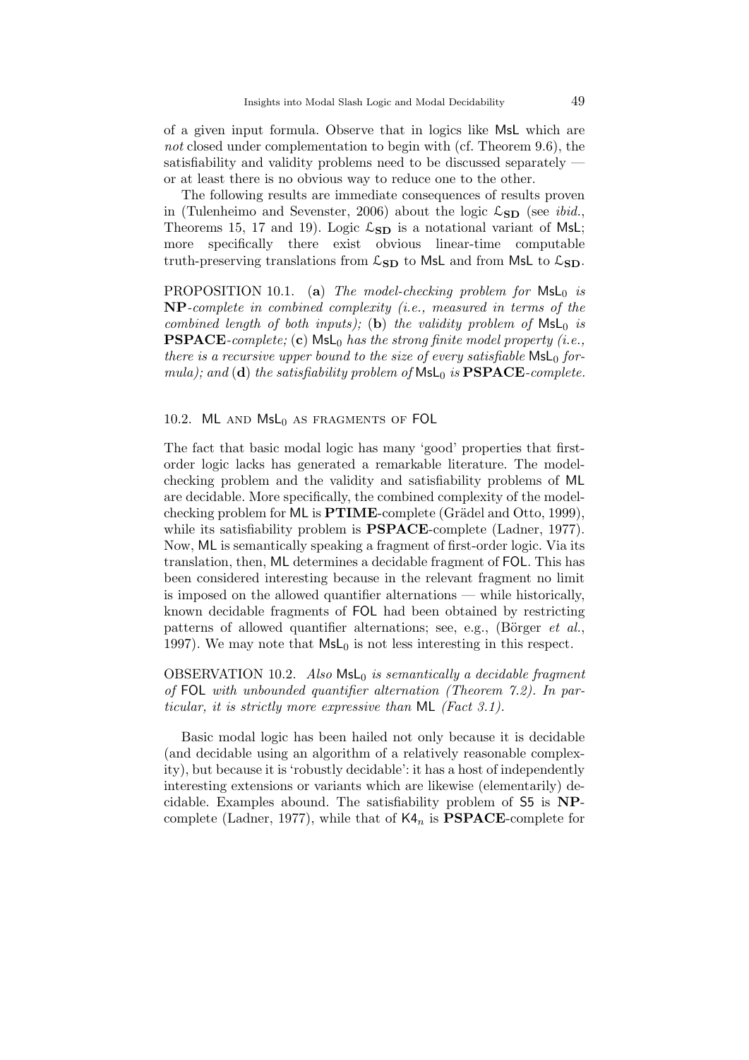of a given input formula. Observe that in logics like MsL which are *not* closed under complementation to begin with (cf. Theorem 9.6), the satisfiability and validity problems need to be discussed separately — or at least there is no obvious way to reduce one to the other.

The following results are immediate consequences of results proven in (Tulenheimo and Sevenster, 2006) about the logic $\mathcal{L}_{\mathbf{SD}}$ (see *ibid.*, Theorems 15, 17 and 19). Logic $\mathcal{L}_{\mathbf{SD}}$ is a notational variant of MsL; more specifically there exist obvious linear-time computable truth-preserving translations from $\mathcal{L}_{\mathbf{SD}}$ to MsL and from MsL to $\mathcal{L}_{\mathbf{SD}}$.

PROPOSITION 10.1. (**a**) *The model-checking problem for* $\mathsf{MsL}_0$ *is* **NP**-*complete in combined complexity (i.e., measured in terms of the combined length of both inputs);* (**b**) *the validity problem of* $\mathsf{MsL}_0$ *is* **PSPACE**-*complete;* (**c**) $\mathsf{MsL}_0$ *has the strong finite model property (i.e., there is a recursive upper bound to the size of every satisfiable* $\mathsf{MsL}_0$ *formula); and* (**d**) *the satisfiability problem of* $\mathsf{MsL}_0$ *is* **PSPACE**-*complete.*

## 10.2. ML and $\mathsf{MsL}_0$ as fragments of FOL

The fact that basic modal logic has many 'good' properties that first-order logic lacks has generated a remarkable literature. The model-checking problem and the validity and satisfiability problems of ML are decidable. More specifically, the combined complexity of the model-checking problem for ML is **PTIME**-complete (Grädel and Otto, 1999), while its satisfiability problem is **PSPACE**-complete (Ladner, 1977). Now, ML is semantically speaking a fragment of first-order logic. Via its translation, then, ML determines a decidable fragment of FOL. This has been considered interesting because in the relevant fragment no limit is imposed on the allowed quantifier alternations — while historically, known decidable fragments of FOL had been obtained by restricting patterns of allowed quantifier alternations; see, e.g., (Börger *et al.*, 1997). We may note that $\mathsf{MsL}_0$ is not less interesting in this respect.

OBSERVATION 10.2. *Also* $\mathsf{MsL}_0$ *is semantically a decidable fragment of* FOL *with unbounded quantifier alternation (Theorem 7.2). In particular, it is strictly more expressive than* ML *(Fact 3.1).*

Basic modal logic has been hailed not only because it is decidable (and decidable using an algorithm of a relatively reasonable complexity), but because it is 'robustly decidable': it has a host of independently interesting extensions or variants which are likewise (elementarily) decidable. Examples abound. The satisfiability problem of S5 is **NP**-complete (Ladner, 1977), while that of $\mathsf{K4}_n$ is **PSPACE**-complete for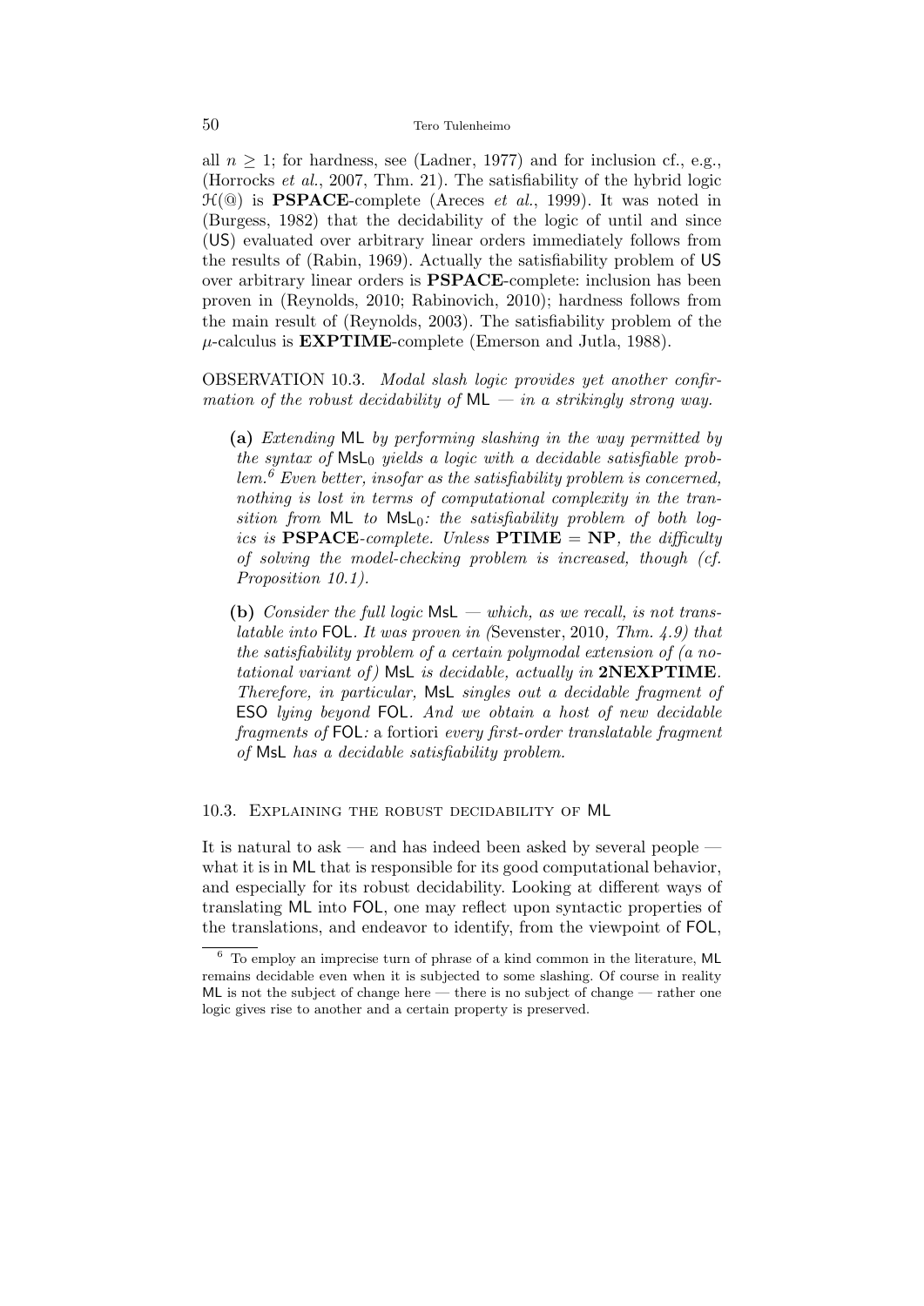all $n \geq 1$; for hardness, see (Ladner, 1977) and for inclusion cf., e.g., (Horrocks *et al.*, 2007, Thm. 21). The satisfiability of the hybrid logic $\mathcal{H}(@)$ is **PSPACE**-complete (Areces *et al.*, 1999). It was noted in (Burgess, 1982) that the decidability of the logic of until and since (US) evaluated over arbitrary linear orders immediately follows from the results of (Rabin, 1969). Actually the satisfiability problem of US over arbitrary linear orders is **PSPACE**-complete: inclusion has been proven in (Reynolds, 2010; Rabinovich, 2010); hardness follows from the main result of (Reynolds, 2003). The satisfiability problem of the $\mu$-calculus is **EXPTIME**-complete (Emerson and Jutla, 1988).

OBSERVATION 10.3. *Modal slash logic provides yet another confirmation of the robust decidability of* ML *— in a strikingly strong way.*

**(a)** *Extending* ML *by performing slashing in the way permitted by the syntax of* $\mathsf{MsL}_0$ *yields a logic with a decidable satisfiable problem.*[6] *Even better, insofar as the satisfiability problem is concerned, nothing is lost in terms of computational complexity in the transition from* ML *to* $\mathsf{MsL}_0$*: the satisfiability problem of both logics is* **PSPACE**-*complete. Unless* **PTIME** = **NP**, *the difficulty of solving the model-checking problem is increased, though (cf. Proposition 10.1).*

**(b)** *Consider the full logic* MsL *— which, as we recall, is not translatable into* FOL. *It was proven in (*Sevenster, 2010*, Thm. 4.9) that the satisfiability problem of a certain polymodal extension of (a notational variant of)* MsL *is decidable, actually in* **2NEXPTIME**. *Therefore, in particular,* MsL *singles out a decidable fragment of* ESO *lying beyond* FOL. *And we obtain a host of new decidable fragments of* FOL*:* a fortiori *every first-order translatable fragment of* MsL *has a decidable satisfiability problem.*

## 10.3. Explaining the robust decidability of ML

It is natural to ask — and has indeed been asked by several people — what it is in ML that is responsible for its good computational behavior, and especially for its robust decidability. Looking at different ways of translating ML into FOL, one may reflect upon syntactic properties of the translations, and endeavor to identify, from the viewpoint of FOL,

[6] To employ an imprecise turn of phrase of a kind common in the literature, ML remains decidable even when it is subjected to some slashing. Of course in reality ML is not the subject of change here — there is no subject of change — rather one logic gives rise to another and a certain property is preserved.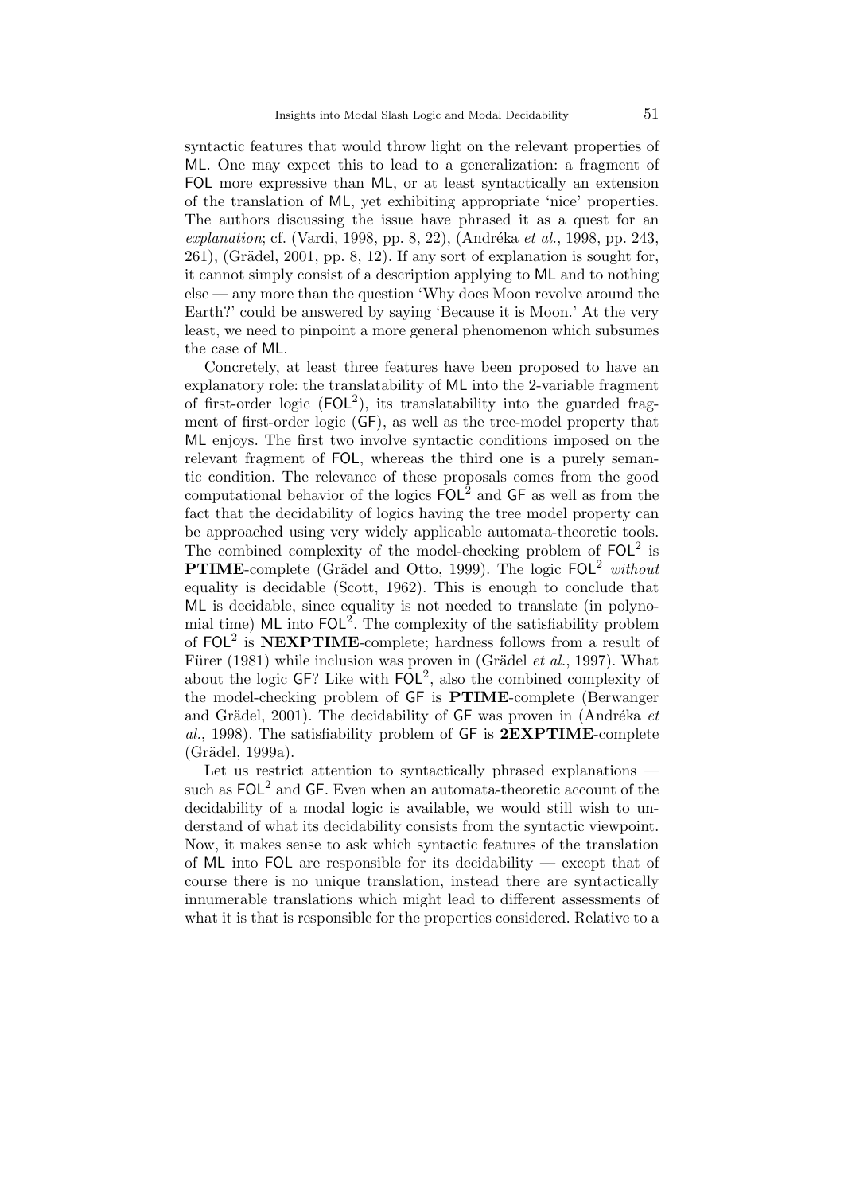syntactic features that would throw light on the relevant properties of ML. One may expect this to lead to a generalization: a fragment of FOL more expressive than ML, or at least syntactically an extension of the translation of ML, yet exhibiting appropriate 'nice' properties. The authors discussing the issue have phrased it as a quest for an *explanation*; cf. (Vardi, 1998, pp. 8, 22), (Andréka *et al.*, 1998, pp. 243, 261), (Grädel, 2001, pp. 8, 12). If any sort of explanation is sought for, it cannot simply consist of a description applying to ML and to nothing else — any more than the question 'Why does Moon revolve around the Earth?' could be answered by saying 'Because it is Moon.' At the very least, we need to pinpoint a more general phenomenon which subsumes the case of ML.

Concretely, at least three features have been proposed to have an explanatory role: the translatability of ML into the 2-variable fragment of first-order logic ($\mathsf{FOL}^2$), its translatability into the guarded fragment of first-order logic (GF), as well as the tree-model property that ML enjoys. The first two involve syntactic conditions imposed on the relevant fragment of FOL, whereas the third one is a purely semantic condition. The relevance of these proposals comes from the good computational behavior of the logics $\mathsf{FOL}^2$ and GF as well as from the fact that the decidability of logics having the tree model property can be approached using very widely applicable automata-theoretic tools. The combined complexity of the model-checking problem of $\mathsf{FOL}^2$ is **PTIME**-complete (Grädel and Otto, 1999). The logic $\mathsf{FOL}^2$ *without* equality is decidable (Scott, 1962). This is enough to conclude that ML is decidable, since equality is not needed to translate (in polynomial time) ML into $\mathsf{FOL}^2$. The complexity of the satisfiability problem of $\mathsf{FOL}^2$ is **NEXPTIME**-complete; hardness follows from a result of Fürer (1981) while inclusion was proven in (Grädel *et al.*, 1997). What about the logic GF? Like with $\mathsf{FOL}^2$, also the combined complexity of the model-checking problem of GF is **PTIME**-complete (Berwanger and Grädel, 2001). The decidability of GF was proven in (Andréka *et al.*, 1998). The satisfiability problem of GF is **2EXPTIME**-complete (Grädel, 1999a).

Let us restrict attention to syntactically phrased explanations — such as $\mathsf{FOL}^2$ and GF. Even when an automata-theoretic account of the decidability of a modal logic is available, we would still wish to understand of what its decidability consists from the syntactic viewpoint. Now, it makes sense to ask which syntactic features of the translation of ML into FOL are responsible for its decidability — except that of course there is no unique translation, instead there are syntactically innumerable translations which might lead to different assessments of what it is that is responsible for the properties considered. Relative to a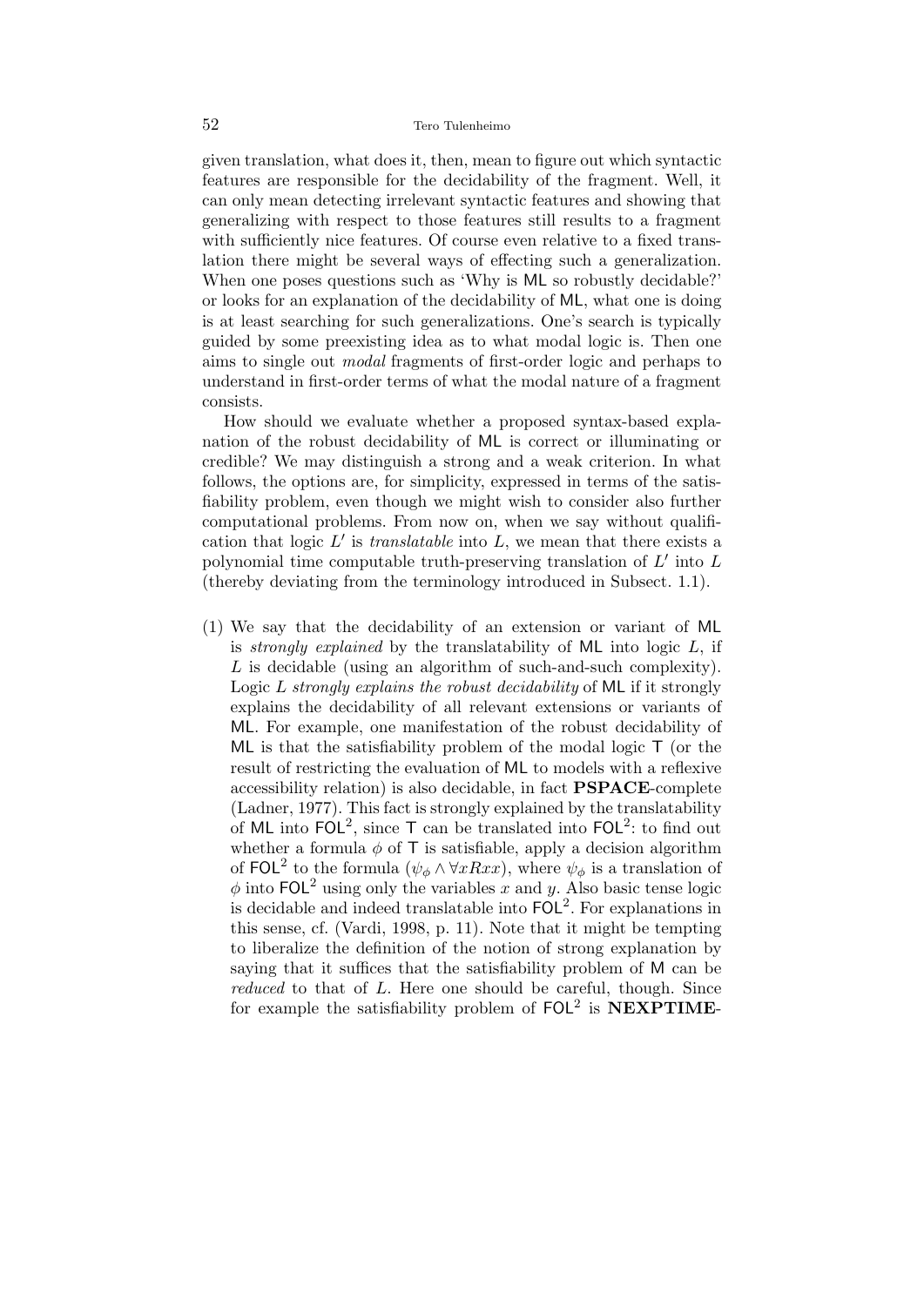given translation, what does it, then, mean to figure out which syntactic features are responsible for the decidability of the fragment. Well, it can only mean detecting irrelevant syntactic features and showing that generalizing with respect to those features still results to a fragment with sufficiently nice features. Of course even relative to a fixed translation there might be several ways of effecting such a generalization. When one poses questions such as 'Why is ML so robustly decidable?' or looks for an explanation of the decidability of ML, what one is doing is at least searching for such generalizations. One's search is typically guided by some preexisting idea as to what modal logic is. Then one aims to single out *modal* fragments of first-order logic and perhaps to understand in first-order terms of what the modal nature of a fragment consists.

How should we evaluate whether a proposed syntax-based explanation of the robust decidability of ML is correct or illuminating or credible? We may distinguish a strong and a weak criterion. In what follows, the options are, for simplicity, expressed in terms of the satisfiability problem, even though we might wish to consider also further computational problems. From now on, when we say without qualification that logic $L'$ is *translatable* into $L$, we mean that there exists a polynomial time computable truth-preserving translation of $L'$ into $L$ (thereby deviating from the terminology introduced in Subsect. 1.1).

(1) We say that the decidability of an extension or variant of ML is *strongly explained* by the translatability of ML into logic $L$, if $L$ is decidable (using an algorithm of such-and-such complexity). Logic $L$ *strongly explains the robust decidability* of ML if it strongly explains the decidability of all relevant extensions or variants of ML. For example, one manifestation of the robust decidability of ML is that the satisfiability problem of the modal logic T (or the result of restricting the evaluation of ML to models with a reflexive accessibility relation) is also decidable, in fact **PSPACE**-complete (Ladner, 1977). This fact is strongly explained by the translatability of ML into $\mathsf{FOL}^2$, since T can be translated into $\mathsf{FOL}^2$: to find out whether a formula $\phi$ of T is satisfiable, apply a decision algorithm of $\mathsf{FOL}^2$ to the formula $(\psi_\phi \wedge \forall x Rxx)$, where $\psi_\phi$ is a translation of $\phi$ into $\mathsf{FOL}^2$ using only the variables $x$ and $y$. Also basic tense logic is decidable and indeed translatable into $\mathsf{FOL}^2$. For explanations in this sense, cf. (Vardi, 1998, p. 11). Note that it might be tempting to liberalize the definition of the notion of strong explanation by saying that it suffices that the satisfiability problem of M can be *reduced* to that of $L$. Here one should be careful, though. Since for example the satisfiability problem of $\mathsf{FOL}^2$ is **NEXPTIME**-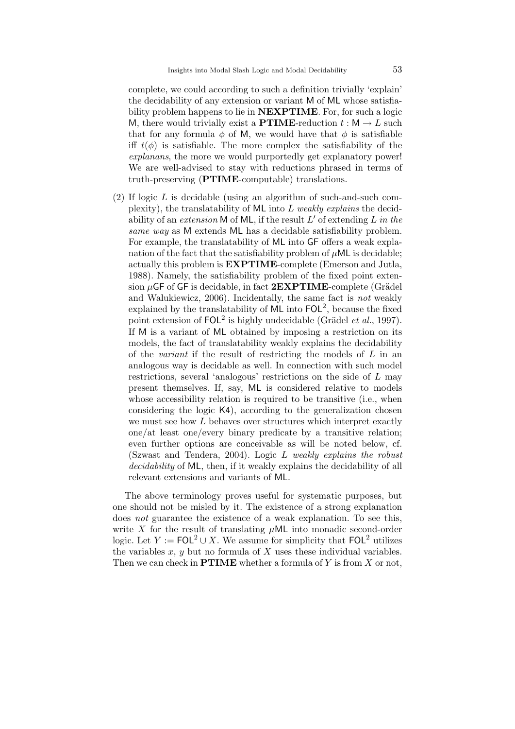complete, we could according to such a definition trivially 'explain' the decidability of any extension or variant M of ML whose satisfiability problem happens to lie in **NEXPTIME**. For, for such a logic M, there would trivially exist a **PTIME**-reduction $t : \mathsf{M} \to L$ such that for any formula $\phi$ of M, we would have that $\phi$ is satisfiable iff $t(\phi)$ is satisfiable. The more complex the satisfiability of the *explanans*, the more we would purportedly get explanatory power! We are well-advised to stay with reductions phrased in terms of truth-preserving (**PTIME**-computable) translations.

(2) If logic $L$ is decidable (using an algorithm of such-and-such complexity), the translatability of ML into $L$ *weakly explains* the decidability of an *extension* M of ML, if the result $L'$ of extending $L$ *in the same way* as M extends ML has a decidable satisfiability problem. For example, the translatability of ML into GF offers a weak explanation of the fact that the satisfiability problem of $\mu$ML is decidable; actually this problem is **EXPTIME**-complete (Emerson and Jutla, 1988). Namely, the satisfiability problem of the fixed point extension $\mu$GF of GF is decidable, in fact **2EXPTIME**-complete (Grädel and Walukiewicz, 2006). Incidentally, the same fact is *not* weakly explained by the translatability of ML into $\mathsf{FOL}^2$, because the fixed point extension of $\mathsf{FOL}^2$ is highly undecidable (Grädel *et al.*, 1997). If M is a variant of ML obtained by imposing a restriction on its models, the fact of translatability weakly explains the decidability of the *variant* if the result of restricting the models of $L$ in an analogous way is decidable as well. In connection with such model restrictions, several 'analogous' restrictions on the side of $L$ may present themselves. If, say, ML is considered relative to models whose accessibility relation is required to be transitive (i.e., when considering the logic K4), according to the generalization chosen we must see how $L$ behaves over structures which interpret exactly one/at least one/every binary predicate by a transitive relation; even further options are conceivable as will be noted below, cf. (Szwast and Tendera, 2004). Logic $L$ *weakly explains the robust decidability* of ML, then, if it weakly explains the decidability of all relevant extensions and variants of ML.

The above terminology proves useful for systematic purposes, but one should not be misled by it. The existence of a strong explanation does *not* guarantee the existence of a weak explanation. To see this, write $X$ for the result of translating $\mu$ML into monadic second-order logic. Let $Y := \mathsf{FOL}^2 \cup X$. We assume for simplicity that $\mathsf{FOL}^2$ utilizes the variables $x$, $y$ but no formula of $X$ uses these individual variables. Then we can check in **PTIME** whether a formula of $Y$ is from $X$ or not,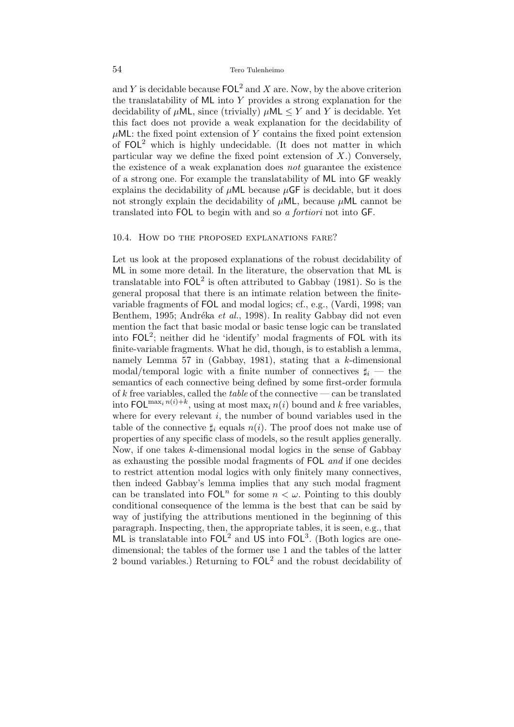and $Y$ is decidable because $\mathsf{FOL}^2$ and $X$ are. Now, by the above criterion the translatability of $\mathsf{ML}$ into $Y$ provides a strong explanation for the decidability of $\mu\mathsf{ML}$, since (trivially) $\mu\mathsf{ML} \leq Y$ and $Y$ is decidable. Yet this fact does not provide a weak explanation for the decidability of $\mu\mathsf{ML}$: the fixed point extension of $Y$ contains the fixed point extension of $\mathsf{FOL}^2$ which is highly undecidable. (It does not matter in which particular way we define the fixed point extension of $X$.) Conversely, the existence of a weak explanation does *not* guarantee the existence of a strong one. For example the translatability of $\mathsf{ML}$ into $\mathsf{GF}$ weakly explains the decidability of $\mu\mathsf{ML}$ because $\mu\mathsf{GF}$ is decidable, but it does not strongly explain the decidability of $\mu\mathsf{ML}$, because $\mu\mathsf{ML}$ cannot be translated into $\mathsf{FOL}$ to begin with and so *a fortiori* not into $\mathsf{GF}$.

### 10.4. How do the proposed explanations fare?

Let us look at the proposed explanations of the robust decidability of $\mathsf{ML}$ in some more detail. In the literature, the observation that $\mathsf{ML}$ is translatable into $\mathsf{FOL}^2$ is often attributed to Gabbay (1981). So is the general proposal that there is an intimate relation between the finite-variable fragments of $\mathsf{FOL}$ and modal logics; cf., e.g., (Vardi, 1998; van Benthem, 1995; Andréka *et al.*, 1998). In reality Gabbay did not even mention the fact that basic modal or basic tense logic can be translated into $\mathsf{FOL}^2$; neither did he 'identify' modal fragments of $\mathsf{FOL}$ with its finite-variable fragments. What he did, though, is to establish a lemma, namely Lemma 57 in (Gabbay, 1981), stating that a $k$-dimensional modal/temporal logic with a finite number of connectives $\sharp_i$ — the semantics of each connective being defined by some first-order formula of $k$ free variables, called the *table* of the connective — can be translated into $\mathsf{FOL}^{\max_i n(i)+k}$, using at most $\max_i n(i)$ bound and $k$ free variables, where for every relevant $i$, the number of bound variables used in the table of the connective $\sharp_i$ equals $n(i)$. The proof does not make use of properties of any specific class of models, so the result applies generally. Now, if one takes $k$-dimensional modal logics in the sense of Gabbay as exhausting the possible modal fragments of $\mathsf{FOL}$ *and* if one decides to restrict attention modal logics with only finitely many connectives, then indeed Gabbay's lemma implies that any such modal fragment can be translated into $\mathsf{FOL}^n$ for some $n < \omega$. Pointing to this doubly conditional consequence of the lemma is the best that can be said by way of justifying the attributions mentioned in the beginning of this paragraph. Inspecting, then, the appropriate tables, it is seen, e.g., that $\mathsf{ML}$ is translatable into $\mathsf{FOL}^2$ and $\mathsf{US}$ into $\mathsf{FOL}^3$. (Both logics are one-dimensional; the tables of the former use 1 and the tables of the latter 2 bound variables.) Returning to $\mathsf{FOL}^2$ and the robust decidability of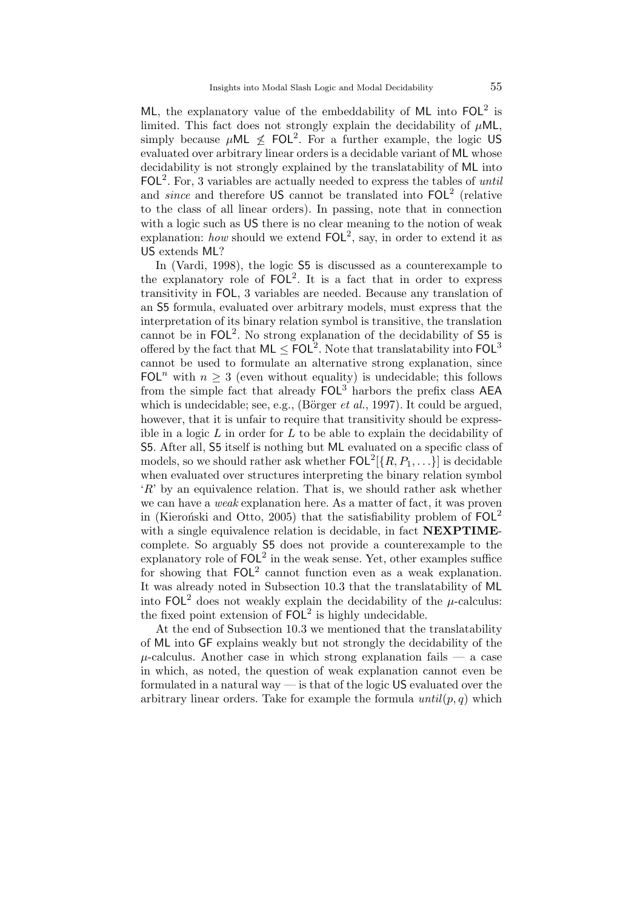ML, the explanatory value of the embeddability of ML into $\mathsf{FOL}^2$ is limited. This fact does not strongly explain the decidability of $\mu$ML, simply because $\mu\mathsf{ML} \not\leq \mathsf{FOL}^2$. For a further example, the logic US evaluated over arbitrary linear orders is a decidable variant of ML whose decidability is not strongly explained by the translatability of ML into $\mathsf{FOL}^2$. For, 3 variables are actually needed to express the tables of *until* and *since* and therefore US cannot be translated into $\mathsf{FOL}^2$ (relative to the class of all linear orders). In passing, note that in connection with a logic such as US there is no clear meaning to the notion of weak explanation: *how* should we extend $\mathsf{FOL}^2$, say, in order to extend it as US extends ML?

In (Vardi, 1998), the logic S5 is discussed as a counterexample to the explanatory role of $\mathsf{FOL}^2$. It is a fact that in order to express transitivity in FOL, 3 variables are needed. Because any translation of an S5 formula, evaluated over arbitrary models, must express that the interpretation of its binary relation symbol is transitive, the translation cannot be in $\mathsf{FOL}^2$. No strong explanation of the decidability of S5 is offered by the fact that $\mathsf{ML} \leq \mathsf{FOL}^2$. Note that translatability into $\mathsf{FOL}^3$ cannot be used to formulate an alternative strong explanation, since $\mathsf{FOL}^n$ with $n \geq 3$ (even without equality) is undecidable; this follows from the simple fact that already $\mathsf{FOL}^3$ harbors the prefix class AEA which is undecidable; see, e.g., (Börger *et al.*, 1997). It could be argued, however, that it is unfair to require that transitivity should be expressible in a logic $L$ in order for $L$ to be able to explain the decidability of S5. After all, S5 itself is nothing but ML evaluated on a specific class of models, so we should rather ask whether $\mathsf{FOL}^2[\{R, P_1, \ldots\}]$ is decidable when evaluated over structures interpreting the binary relation symbol '$R$' by an equivalence relation. That is, we should rather ask whether we can have a *weak* explanation here. As a matter of fact, it was proven in (Kieroński and Otto, 2005) that the satisfiability problem of $\mathsf{FOL}^2$ with a single equivalence relation is decidable, in fact **NEXPTIME**-complete. So arguably S5 does not provide a counterexample to the explanatory role of $\mathsf{FOL}^2$ in the weak sense. Yet, other examples suffice for showing that $\mathsf{FOL}^2$ cannot function even as a weak explanation. It was already noted in Subsection 10.3 that the translatability of ML into $\mathsf{FOL}^2$ does not weakly explain the decidability of the $\mu$-calculus: the fixed point extension of $\mathsf{FOL}^2$ is highly undecidable.

At the end of Subsection 10.3 we mentioned that the translatability of ML into GF explains weakly but not strongly the decidability of the $\mu$-calculus. Another case in which strong explanation fails — a case in which, as noted, the question of weak explanation cannot even be formulated in a natural way — is that of the logic US evaluated over the arbitrary linear orders. Take for example the formula *until*$(p, q)$ which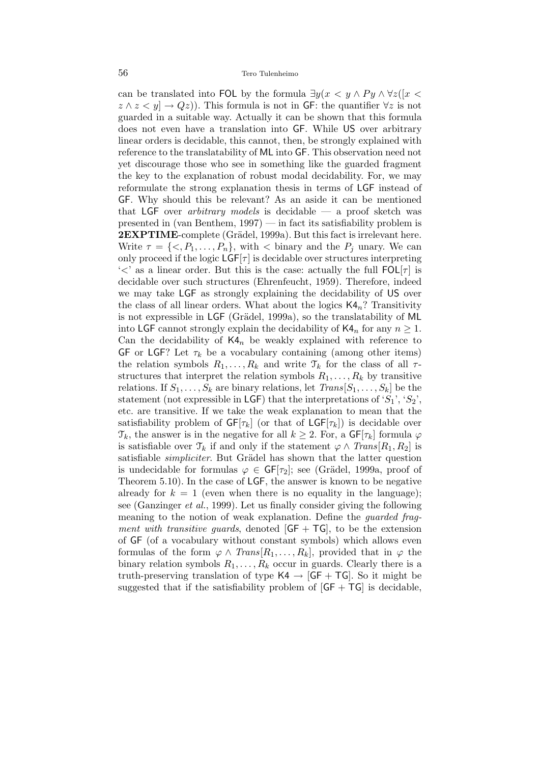can be translated into FOL by the formula $\exists y(x < y \wedge Py \wedge \forall z([x < z \wedge z < y] \rightarrow Qz))$. This formula is not in GF: the quantifier $\forall z$ is not guarded in a suitable way. Actually it can be shown that this formula does not even have a translation into GF. While US over arbitrary linear orders is decidable, this cannot, then, be strongly explained with reference to the translatability of ML into GF. This observation need not yet discourage those who see in something like the guarded fragment the key to the explanation of robust modal decidability. For, we may reformulate the strong explanation thesis in terms of LGF instead of GF. Why should this be relevant? As an aside it can be mentioned that LGF over *arbitrary models* is decidable — a proof sketch was presented in (van Benthem, 1997) — in fact its satisfiability problem is **2EXPTIME**-complete (Grädel, 1999a). But this fact is irrelevant here. Write $\tau = \{<, P_1, \ldots, P_n\}$, with $<$ binary and the $P_j$ unary. We can only proceed if the logic $\mathsf{LGF}[\tau]$ is decidable over structures interpreting '$<$' as a linear order. But this is the case: actually the full $\mathsf{FOL}[\tau]$ is decidable over such structures (Ehrenfeucht, 1959). Therefore, indeed we may take LGF as strongly explaining the decidability of US over the class of all linear orders. What about the logics $\mathsf{K4}_n$? Transitivity is not expressible in LGF (Grädel, 1999a), so the translatability of ML into LGF cannot strongly explain the decidability of $\mathsf{K4}_n$ for any $n \geq 1$. Can the decidability of $\mathsf{K4}_n$ be weakly explained with reference to GF or LGF? Let $\tau_k$ be a vocabulary containing (among other items) the relation symbols $R_1, \ldots, R_k$ and write $\mathfrak{T}_k$ for the class of all $\tau$-structures that interpret the relation symbols $R_1, \ldots, R_k$ by transitive relations. If $S_1, \ldots, S_k$ are binary relations, let $Trans[S_1, \ldots, S_k]$ be the statement (not expressible in LGF) that the interpretations of '$S_1$', '$S_2$', etc. are transitive. If we take the weak explanation to mean that the satisfiability problem of $\mathsf{GF}[\tau_k]$ (or that of $\mathsf{LGF}[\tau_k]$) is decidable over $\mathfrak{T}_k$, the answer is in the negative for all $k \geq 2$. For, a $\mathsf{GF}[\tau_k]$ formula $\varphi$ is satisfiable over $\mathfrak{T}_k$ if and only if the statement $\varphi \wedge Trans[R_1, R_2]$ is satisfiable *simpliciter*. But Grädel has shown that the latter question is undecidable for formulas $\varphi \in \mathsf{GF}[\tau_2]$; see (Grädel, 1999a, proof of Theorem 5.10). In the case of LGF, the answer is known to be negative already for $k = 1$ (even when there is no equality in the language); see (Ganzinger *et al.*, 1999). Let us finally consider giving the following meaning to the notion of weak explanation. Define the *guarded fragment with transitive guards*, denoted $[\mathsf{GF} + \mathsf{TG}]$, to be the extension of GF (of a vocabulary without constant symbols) which allows even formulas of the form $\varphi \wedge Trans[R_1, \ldots, R_k]$, provided that in $\varphi$ the binary relation symbols $R_1, \ldots, R_k$ occur in guards. Clearly there is a truth-preserving translation of type $\mathsf{K4} \rightarrow [\mathsf{GF} + \mathsf{TG}]$. So it might be suggested that if the satisfiability problem of $[\mathsf{GF} + \mathsf{TG}]$ is decidable,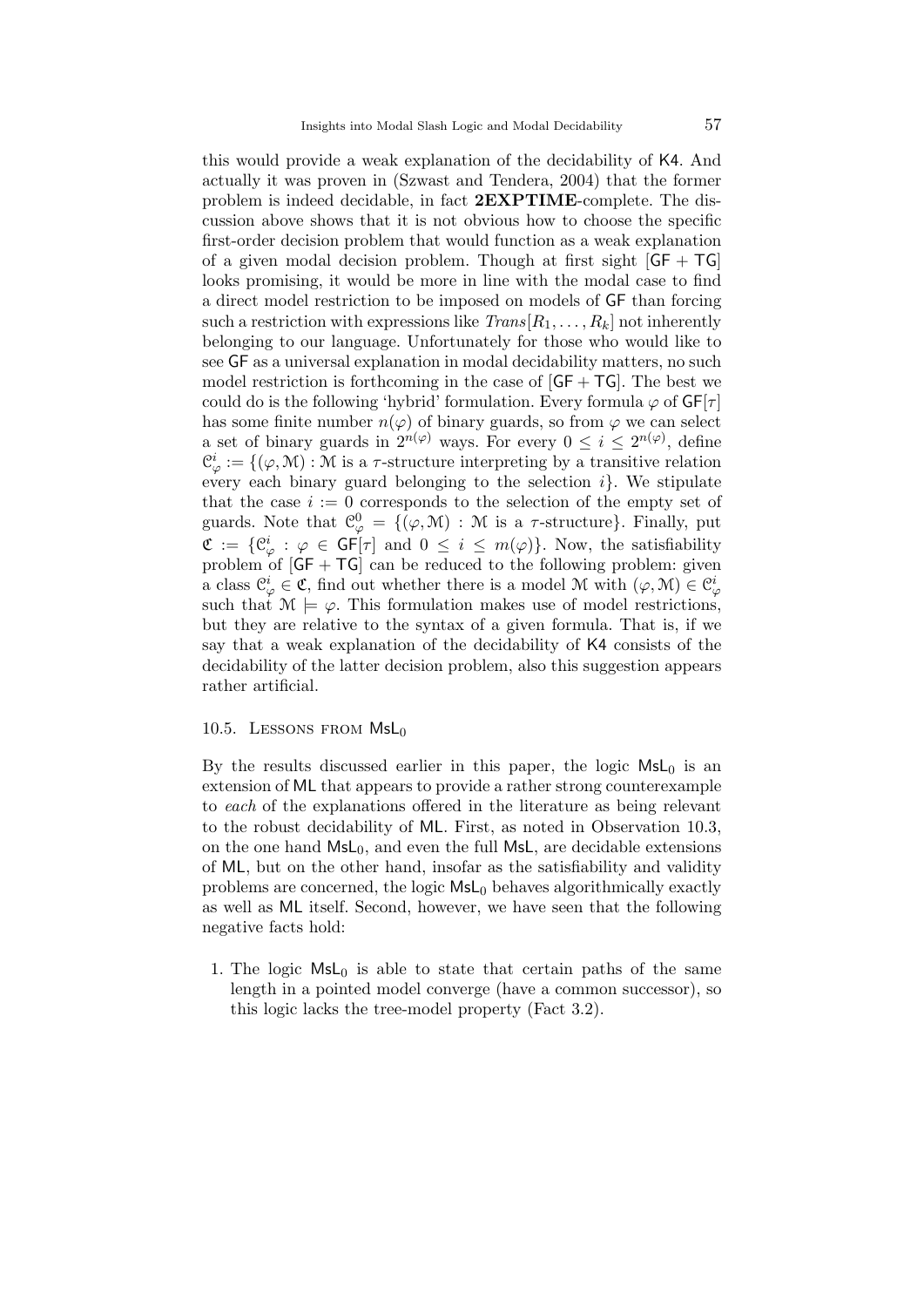this would provide a weak explanation of the decidability of K4. And actually it was proven in (Szwast and Tendera, 2004) that the former problem is indeed decidable, in fact **2EXPTIME**-complete. The discussion above shows that it is not obvious how to choose the specific first-order decision problem that would function as a weak explanation of a given modal decision problem. Though at first sight $[\mathsf{GF} + \mathsf{TG}]$ looks promising, it would be more in line with the modal case to find a direct model restriction to be imposed on models of GF than forcing such a restriction with expressions like $Trans[R_1, \ldots, R_k]$ not inherently belonging to our language. Unfortunately for those who would like to see GF as a universal explanation in modal decidability matters, no such model restriction is forthcoming in the case of $[\mathsf{GF} + \mathsf{TG}]$. The best we could do is the following 'hybrid' formulation. Every formula $\varphi$ of $\mathsf{GF}[\tau]$ has some finite number $n(\varphi)$ of binary guards, so from $\varphi$ we can select a set of binary guards in $2^{n(\varphi)}$ ways. For every $0 \leq i \leq 2^{n(\varphi)}$, define $\mathcal{C}^i_\varphi := \{(\varphi, \mathcal{M}) : \mathcal{M}$ is a $\tau$-structure interpreting by a transitive relation every each binary guard belonging to the selection $i\}$. We stipulate that the case $i := 0$ corresponds to the selection of the empty set of guards. Note that $\mathcal{C}^0_\varphi = \{(\varphi, \mathcal{M}) : \mathcal{M}$ is a $\tau$-structure$\}$. Finally, put $\mathfrak{C} := \{\mathcal{C}^i_\varphi : \varphi \in \mathsf{GF}[\tau]$ and $0 \leq i \leq m(\varphi)\}$. Now, the satisfiability problem of $[\mathsf{GF} + \mathsf{TG}]$ can be reduced to the following problem: given a class $\mathcal{C}^i_\varphi \in \mathfrak{C}$, find out whether there is a model $\mathcal{M}$ with $(\varphi, \mathcal{M}) \in \mathcal{C}^i_\varphi$ such that $\mathcal{M} \models \varphi$. This formulation makes use of model restrictions, but they are relative to the syntax of a given formula. That is, if we say that a weak explanation of the decidability of K4 consists of the decidability of the latter decision problem, also this suggestion appears rather artificial.

### 10.5. Lessons from $\mathsf{MsL}_0$

By the results discussed earlier in this paper, the logic $\mathsf{MsL}_0$ is an extension of ML that appears to provide a rather strong counterexample to *each* of the explanations offered in the literature as being relevant to the robust decidability of ML. First, as noted in Observation 10.3, on the one hand $\mathsf{MsL}_0$, and even the full MsL, are decidable extensions of ML, but on the other hand, insofar as the satisfiability and validity problems are concerned, the logic $\mathsf{MsL}_0$ behaves algorithmically exactly as well as ML itself. Second, however, we have seen that the following negative facts hold:

1. The logic $\mathsf{MsL}_0$ is able to state that certain paths of the same length in a pointed model converge (have a common successor), so this logic lacks the tree-model property (Fact 3.2).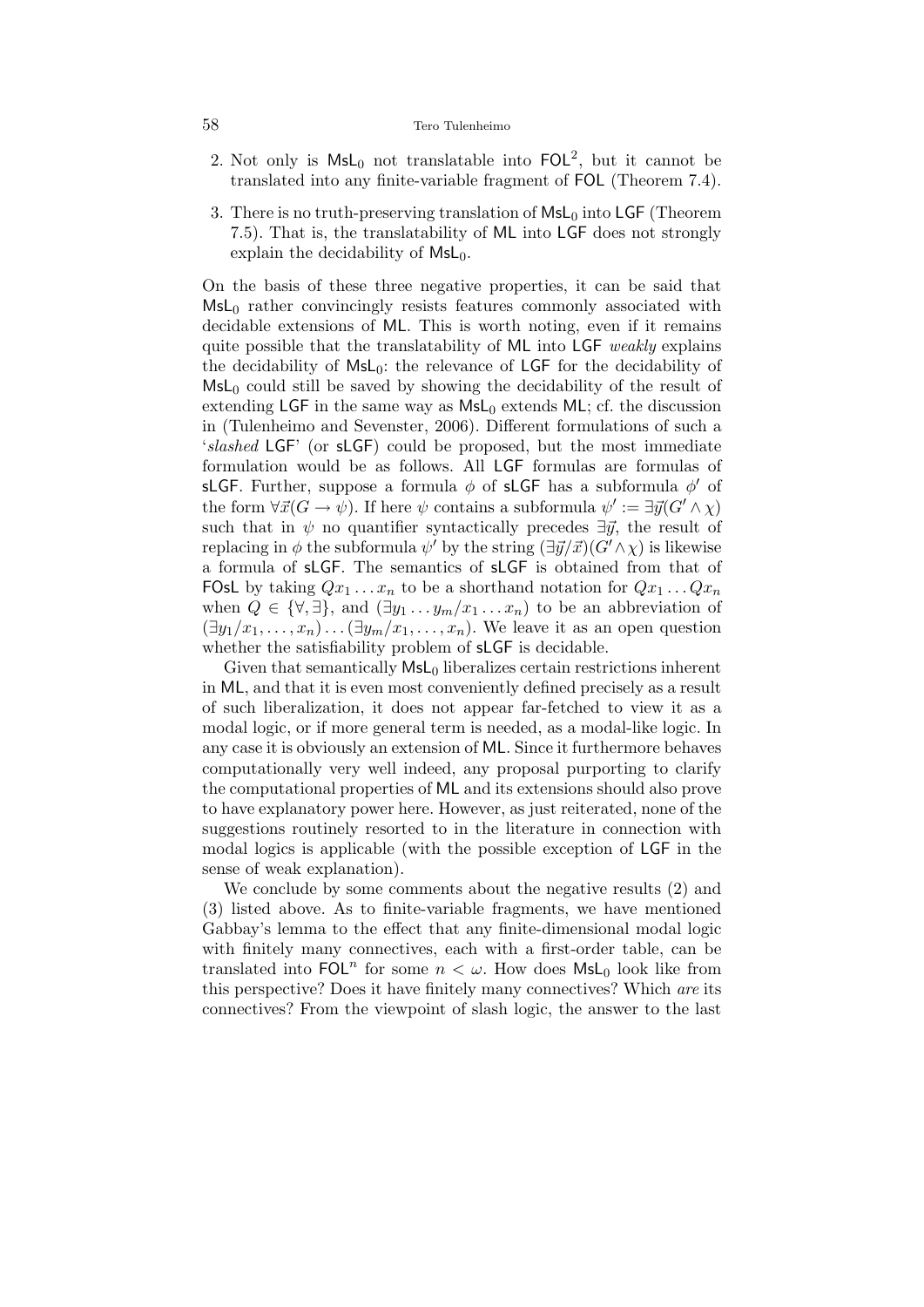2. Not only is $\mathsf{MsL}_0$ not translatable into $\mathsf{FOL}^2$, but it cannot be translated into any finite-variable fragment of $\mathsf{FOL}$ (Theorem 7.4).
3. There is no truth-preserving translation of $\mathsf{MsL}_0$ into $\mathsf{LGF}$ (Theorem 7.5). That is, the translatability of $\mathsf{ML}$ into $\mathsf{LGF}$ does not strongly explain the decidability of $\mathsf{MsL}_0$.

On the basis of these three negative properties, it can be said that $\mathsf{MsL}_0$ rather convincingly resists features commonly associated with decidable extensions of $\mathsf{ML}$. This is worth noting, even if it remains quite possible that the translatability of $\mathsf{ML}$ into $\mathsf{LGF}$ *weakly* explains the decidability of $\mathsf{MsL}_0$: the relevance of $\mathsf{LGF}$ for the decidability of $\mathsf{MsL}_0$ could still be saved by showing the decidability of the result of extending $\mathsf{LGF}$ in the same way as $\mathsf{MsL}_0$ extends $\mathsf{ML}$; cf. the discussion in (Tulenheimo and Sevenster, 2006). Different formulations of such a '*slashed* $\mathsf{LGF}$' (or $\mathsf{sLGF}$) could be proposed, but the most immediate formulation would be as follows. All $\mathsf{LGF}$ formulas are formulas of $\mathsf{sLGF}$. Further, suppose a formula $\phi$ of $\mathsf{sLGF}$ has a subformula $\phi'$ of the form $\forall\vec{x}(G \to \psi)$. If here $\psi$ contains a subformula $\psi' := \exists\vec{y}(G' \wedge \chi)$ such that in $\psi$ no quantifier syntactically precedes $\exists\vec{y}$, the result of replacing in $\phi$ the subformula $\psi'$ by the string $(\exists\vec{y}/\vec{x})(G' \wedge \chi)$ is likewise a formula of $\mathsf{sLGF}$. The semantics of $\mathsf{sLGF}$ is obtained from that of $\mathsf{FOsL}$ by taking $Qx_1 \dots x_n$ to be a shorthand notation for $Qx_1 \dots Qx_n$ when $Q \in \{\forall, \exists\}$, and $(\exists y_1 \dots y_m/x_1 \dots x_n)$ to be an abbreviation of $(\exists y_1/x_1, \dots, x_n) \dots (\exists y_m/x_1, \dots, x_n)$. We leave it as an open question whether the satisfiability problem of $\mathsf{sLGF}$ is decidable.

Given that semantically $\mathsf{MsL}_0$ liberalizes certain restrictions inherent in $\mathsf{ML}$, and that it is even most conveniently defined precisely as a result of such liberalization, it does not appear far-fetched to view it as a modal logic, or if more general term is needed, as a modal-like logic. In any case it is obviously an extension of $\mathsf{ML}$. Since it furthermore behaves computationally very well indeed, any proposal purporting to clarify the computational properties of $\mathsf{ML}$ and its extensions should also prove to have explanatory power here. However, as just reiterated, none of the suggestions routinely resorted to in the literature in connection with modal logics is applicable (with the possible exception of $\mathsf{LGF}$ in the sense of weak explanation).

We conclude by some comments about the negative results (2) and (3) listed above. As to finite-variable fragments, we have mentioned Gabbay's lemma to the effect that any finite-dimensional modal logic with finitely many connectives, each with a first-order table, can be translated into $\mathsf{FOL}^n$ for some $n < \omega$. How does $\mathsf{MsL}_0$ look like from this perspective? Does it have finitely many connectives? Which *are* its connectives? From the viewpoint of slash logic, the answer to the last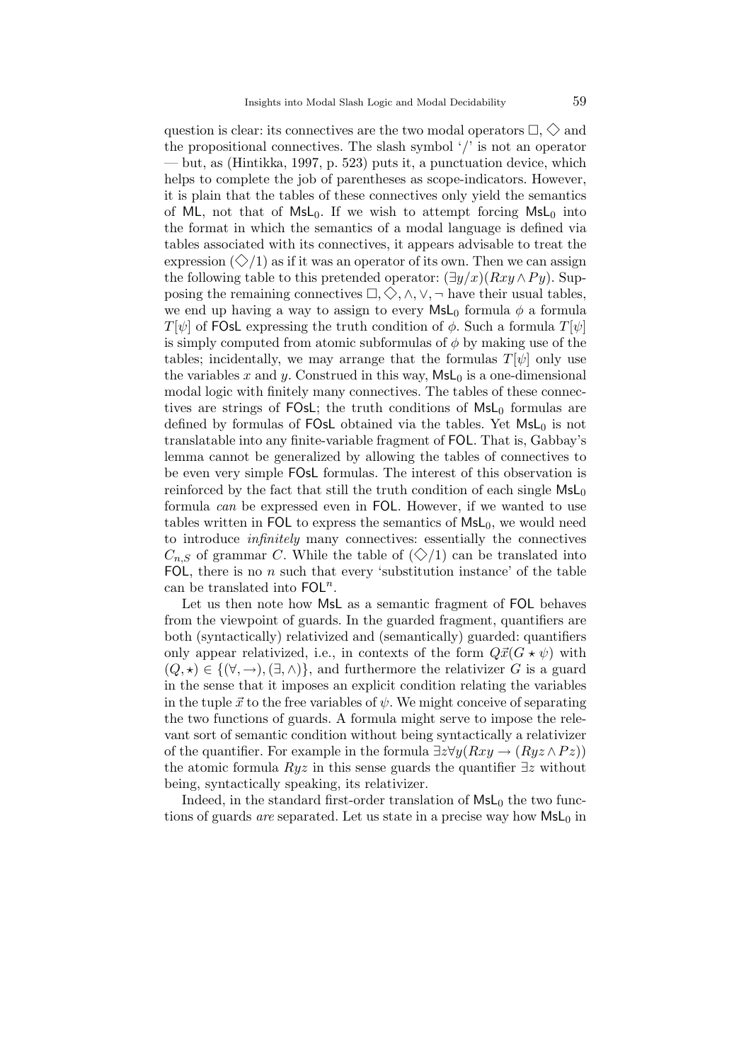question is clear: its connectives are the two modal operators $\Box$, $\Diamond$ and the propositional connectives. The slash symbol '/' is not an operator — but, as (Hintikka, 1997, p. 523) puts it, a punctuation device, which helps to complete the job of parentheses as scope-indicators. However, it is plain that the tables of these connectives only yield the semantics of ML, not that of $\mathsf{MsL}_0$. If we wish to attempt forcing $\mathsf{MsL}_0$ into the format in which the semantics of a modal language is defined via tables associated with its connectives, it appears advisable to treat the expression $(\Diamond/1)$ as if it was an operator of its own. Then we can assign the following table to this pretended operator: $(\exists y/x)(Rxy \wedge Py)$. Supposing the remaining connectives $\Box, \Diamond, \wedge, \vee, \neg$ have their usual tables, we end up having a way to assign to every $\mathsf{MsL}_0$ formula $\phi$ a formula $T[\psi]$ of FOsL expressing the truth condition of $\phi$. Such a formula $T[\psi]$ is simply computed from atomic subformulas of $\phi$ by making use of the tables; incidentally, we may arrange that the formulas $T[\psi]$ only use the variables $x$ and $y$. Construed in this way, $\mathsf{MsL}_0$ is a one-dimensional modal logic with finitely many connectives. The tables of these connectives are strings of FOsL; the truth conditions of $\mathsf{MsL}_0$ formulas are defined by formulas of FOsL obtained via the tables. Yet $\mathsf{MsL}_0$ is not translatable into any finite-variable fragment of FOL. That is, Gabbay's lemma cannot be generalized by allowing the tables of connectives to be even very simple FOsL formulas. The interest of this observation is reinforced by the fact that still the truth condition of each single $\mathsf{MsL}_0$ formula *can* be expressed even in FOL. However, if we wanted to use tables written in FOL to express the semantics of $\mathsf{MsL}_0$, we would need to introduce *infinitely* many connectives: essentially the connectives $C_{n,S}$ of grammar $C$. While the table of $(\Diamond/1)$ can be translated into FOL, there is no $n$ such that every 'substitution instance' of the table can be translated into $\mathsf{FOL}^n$.

Let us then note how MsL as a semantic fragment of FOL behaves from the viewpoint of guards. In the guarded fragment, quantifiers are both (syntactically) relativized and (semantically) guarded: quantifiers only appear relativized, i.e., in contexts of the form $Q\vec{x}(G \star \psi)$ with $(Q, \star) \in \{(\forall, \rightarrow), (\exists, \wedge)\}$, and furthermore the relativizer $G$ is a guard in the sense that it imposes an explicit condition relating the variables in the tuple $\vec{x}$ to the free variables of $\psi$. We might conceive of separating the two functions of guards. A formula might serve to impose the relevant sort of semantic condition without being syntactically a relativizer of the quantifier. For example in the formula $\exists z \forall y(Rxy \rightarrow (Ryz \wedge Pz))$ the atomic formula $Ryz$ in this sense guards the quantifier $\exists z$ without being, syntactically speaking, its relativizer.

Indeed, in the standard first-order translation of $\mathsf{MsL}_0$ the two functions of guards *are* separated. Let us state in a precise way how $\mathsf{MsL}_0$ in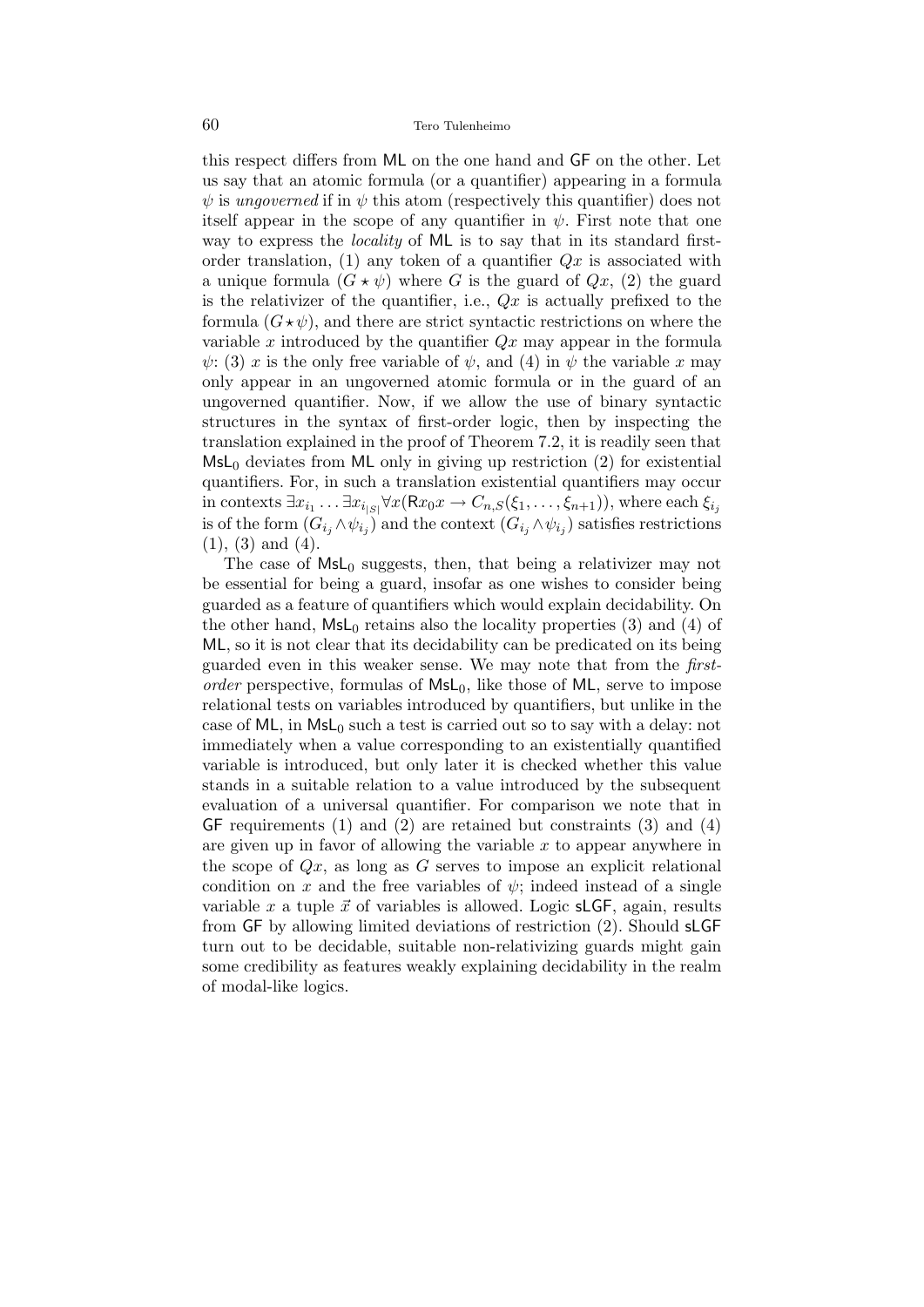this respect differs from ML on the one hand and GF on the other. Let us say that an atomic formula (or a quantifier) appearing in a formula $\psi$ is *ungoverned* if in $\psi$ this atom (respectively this quantifier) does not itself appear in the scope of any quantifier in $\psi$. First note that one way to express the *locality* of ML is to say that in its standard first-order translation, (1) any token of a quantifier $Qx$ is associated with a unique formula $(G \star \psi)$ where $G$ is the guard of $Qx$, (2) the guard is the relativizer of the quantifier, i.e., $Qx$ is actually prefixed to the formula $(G \star \psi)$, and there are strict syntactic restrictions on where the variable $x$ introduced by the quantifier $Qx$ may appear in the formula $\psi$: (3) $x$ is the only free variable of $\psi$, and (4) in $\psi$ the variable $x$ may only appear in an ungoverned atomic formula or in the guard of an ungoverned quantifier. Now, if we allow the use of binary syntactic structures in the syntax of first-order logic, then by inspecting the translation explained in the proof of Theorem 7.2, it is readily seen that $\mathsf{MsL}_0$ deviates from ML only in giving up restriction (2) for existential quantifiers. For, in such a translation existential quantifiers may occur in contexts $\exists x_{i_1} \dots \exists x_{i_{|S|}} \forall x(\mathsf{R}x_0 x \to C_{n,S}(\xi_1, \dots, \xi_{n+1}))$, where each $\xi_{i_j}$ is of the form $(G_{i_j} \wedge \psi_{i_j})$ and the context $(G_{i_j} \wedge \psi_{i_j})$ satisfies restrictions (1), (3) and (4).

The case of $\mathsf{MsL}_0$ suggests, then, that being a relativizer may not be essential for being a guard, insofar as one wishes to consider being guarded as a feature of quantifiers which would explain decidability. On the other hand, $\mathsf{MsL}_0$ retains also the locality properties (3) and (4) of ML, so it is not clear that its decidability can be predicated on its being guarded even in this weaker sense. We may note that from the *first-order* perspective, formulas of $\mathsf{MsL}_0$, like those of ML, serve to impose relational tests on variables introduced by quantifiers, but unlike in the case of ML, in $\mathsf{MsL}_0$ such a test is carried out so to say with a delay: not immediately when a value corresponding to an existentially quantified variable is introduced, but only later it is checked whether this value stands in a suitable relation to a value introduced by the subsequent evaluation of a universal quantifier. For comparison we note that in GF requirements (1) and (2) are retained but constraints (3) and (4) are given up in favor of allowing the variable $x$ to appear anywhere in the scope of $Qx$, as long as $G$ serves to impose an explicit relational condition on $x$ and the free variables of $\psi$; indeed instead of a single variable $x$ a tuple $\vec{x}$ of variables is allowed. Logic sLGF, again, results from GF by allowing limited deviations of restriction (2). Should sLGF turn out to be decidable, suitable non-relativizing guards might gain some credibility as features weakly explaining decidability in the realm of modal-like logics.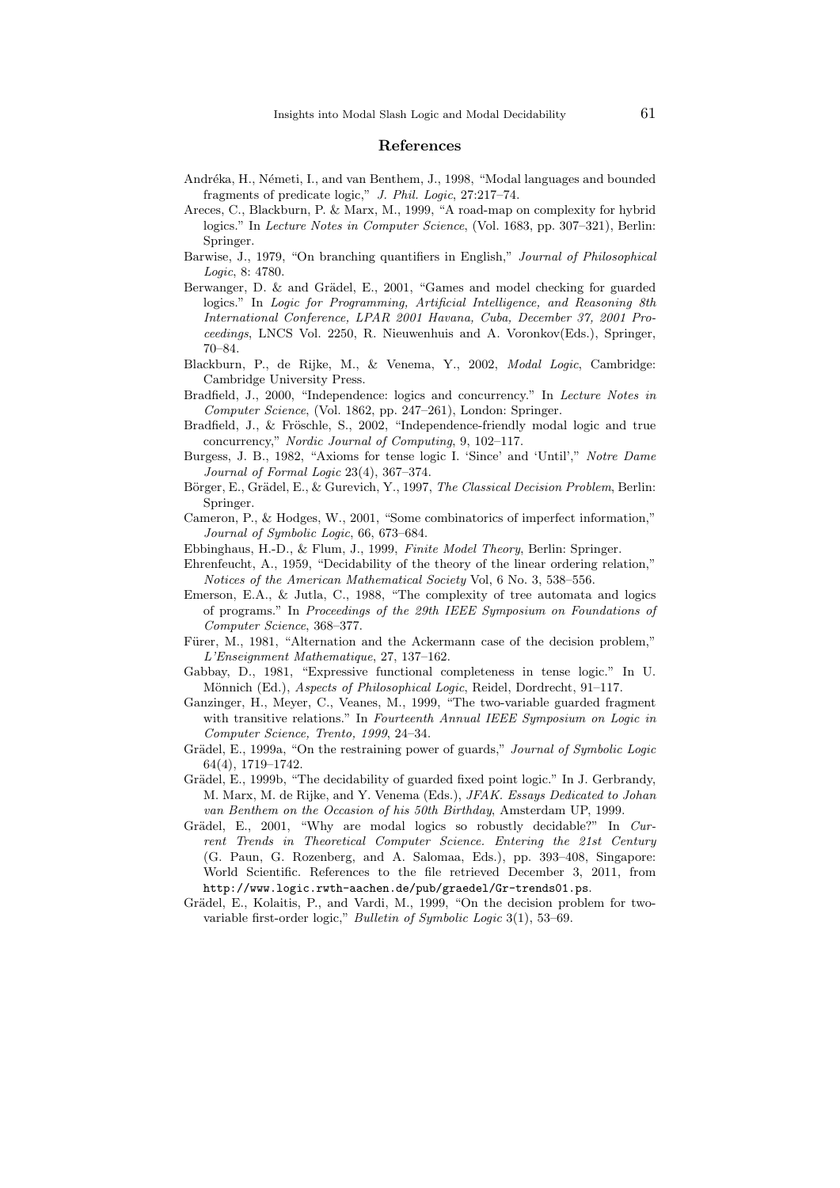## References

Andréka, H., Németi, I., and van Benthem, J., 1998, "Modal languages and bounded fragments of predicate logic," *J. Phil. Logic*, 27:217–74.

Areces, C., Blackburn, P. & Marx, M., 1999, "A road-map on complexity for hybrid logics." In *Lecture Notes in Computer Science*, (Vol. 1683, pp. 307–321), Berlin: Springer.

Barwise, J., 1979, "On branching quantifiers in English," *Journal of Philosophical Logic*, 8: 4780.

Berwanger, D. & and Grädel, E., 2001, "Games and model checking for guarded logics." In *Logic for Programming, Artificial Intelligence, and Reasoning 8th International Conference, LPAR 2001 Havana, Cuba, December 37, 2001 Proceedings*, LNCS Vol. 2250, R. Nieuwenhuis and A. Voronkov(Eds.), Springer, 70–84.

Blackburn, P., de Rijke, M., & Venema, Y., 2002, *Modal Logic*, Cambridge: Cambridge University Press.

Bradfield, J., 2000, "Independence: logics and concurrency." In *Lecture Notes in Computer Science*, (Vol. 1862, pp. 247–261), London: Springer.

Bradfield, J., & Fröschle, S., 2002, "Independence-friendly modal logic and true concurrency," *Nordic Journal of Computing*, 9, 102–117.

Burgess, J. B., 1982, "Axioms for tense logic I. 'Since' and 'Until'," *Notre Dame Journal of Formal Logic* 23(4), 367–374.

Börger, E., Grädel, E., & Gurevich, Y., 1997, *The Classical Decision Problem*, Berlin: Springer.

Cameron, P., & Hodges, W., 2001, "Some combinatorics of imperfect information," *Journal of Symbolic Logic*, 66, 673–684.

Ebbinghaus, H.-D., & Flum, J., 1999, *Finite Model Theory*, Berlin: Springer.

Ehrenfeucht, A., 1959, "Decidability of the theory of the linear ordering relation," *Notices of the American Mathematical Society* Vol, 6 No. 3, 538–556.

Emerson, E.A., & Jutla, C., 1988, "The complexity of tree automata and logics of programs." In *Proceedings of the 29th IEEE Symposium on Foundations of Computer Science*, 368–377.

Fürer, M., 1981, "Alternation and the Ackermann case of the decision problem," *L'Enseignment Mathematique*, 27, 137–162.

Gabbay, D., 1981, "Expressive functional completeness in tense logic." In U. Mönnich (Ed.), *Aspects of Philosophical Logic*, Reidel, Dordrecht, 91–117.

Ganzinger, H., Meyer, C., Veanes, M., 1999, "The two-variable guarded fragment with transitive relations." In *Fourteenth Annual IEEE Symposium on Logic in Computer Science, Trento, 1999*, 24–34.

Grädel, E., 1999a, "On the restraining power of guards," *Journal of Symbolic Logic* 64(4), 1719–1742.

Grädel, E., 1999b, "The decidability of guarded fixed point logic." In J. Gerbrandy, M. Marx, M. de Rijke, and Y. Venema (Eds.), *JFAK. Essays Dedicated to Johan van Benthem on the Occasion of his 50th Birthday*, Amsterdam UP, 1999.

Grädel, E., 2001, "Why are modal logics so robustly decidable?" In *Current Trends in Theoretical Computer Science. Entering the 21st Century* (G. Paun, G. Rozenberg, and A. Salomaa, Eds.), pp. 393–408, Singapore: World Scientific. References to the file retrieved December 3, 2011, from http://www.logic.rwth-aachen.de/pub/graedel/Gr-trends01.ps.

Grädel, E., Kolaitis, P., and Vardi, M., 1999, "On the decision problem for two-variable first-order logic," *Bulletin of Symbolic Logic* 3(1), 53–69.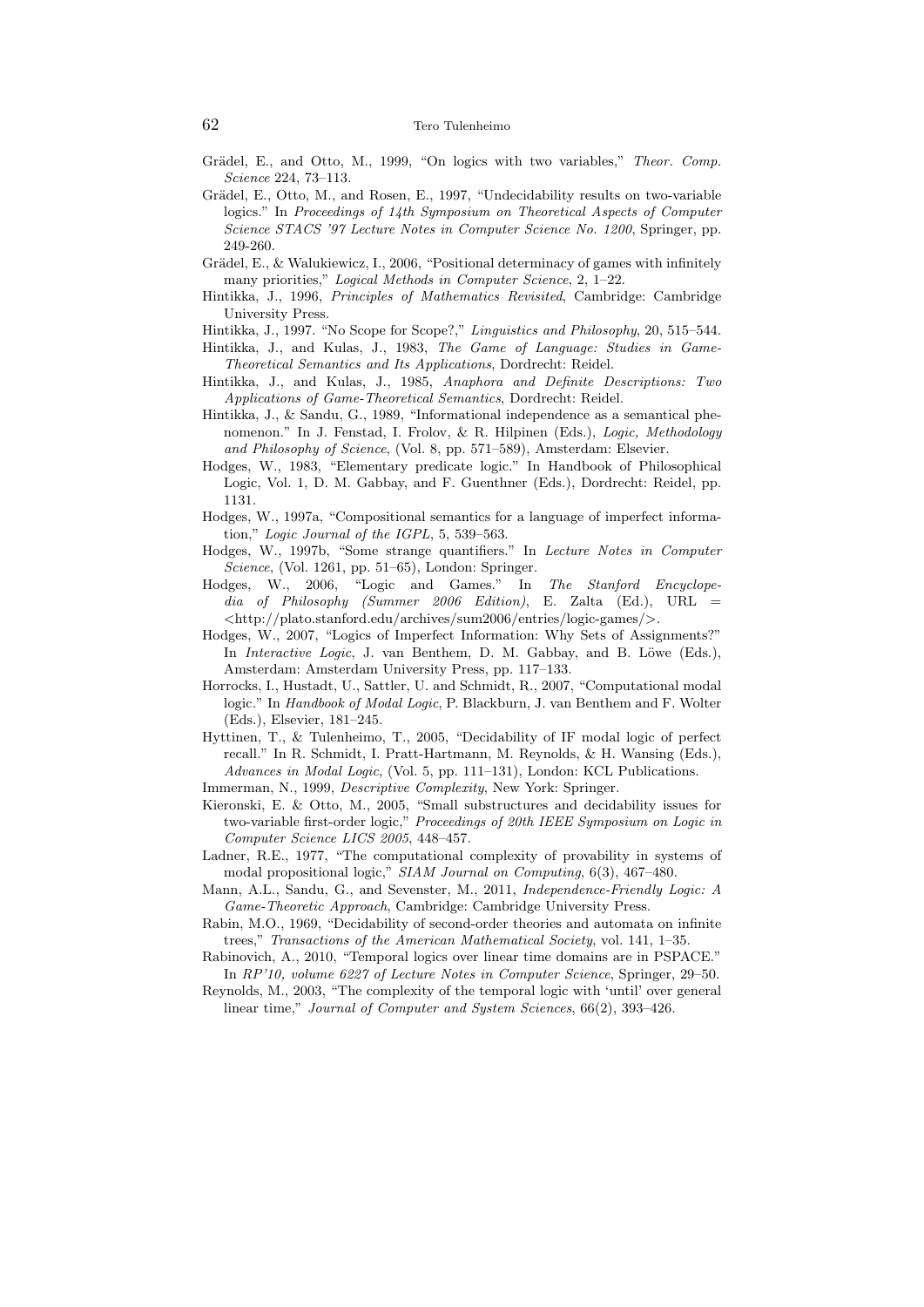Grädel, E., and Otto, M., 1999, "On logics with two variables," *Theor. Comp. Science* 224, 73–113.

Grädel, E., Otto, M., and Rosen, E., 1997, "Undecidability results on two-variable logics." In *Proceedings of 14th Symposium on Theoretical Aspects of Computer Science STACS '97 Lecture Notes in Computer Science No. 1200*, Springer, pp. 249-260.

Grädel, E., & Walukiewicz, I., 2006, "Positional determinacy of games with infinitely many priorities," *Logical Methods in Computer Science*, 2, 1–22.

Hintikka, J., 1996, *Principles of Mathematics Revisited*, Cambridge: Cambridge University Press.

Hintikka, J., 1997. "No Scope for Scope?," *Linguistics and Philosophy*, 20, 515–544.

Hintikka, J., and Kulas, J., 1983, *The Game of Language: Studies in Game-Theoretical Semantics and Its Applications*, Dordrecht: Reidel.

Hintikka, J., and Kulas, J., 1985, *Anaphora and Definite Descriptions: Two Applications of Game-Theoretical Semantics*, Dordrecht: Reidel.

Hintikka, J., & Sandu, G., 1989, "Informational independence as a semantical phenomenon." In J. Fenstad, I. Frolov, & R. Hilpinen (Eds.), *Logic, Methodology and Philosophy of Science*, (Vol. 8, pp. 571–589), Amsterdam: Elsevier.

Hodges, W., 1983, "Elementary predicate logic." In Handbook of Philosophical Logic, Vol. 1, D. M. Gabbay, and F. Guenthner (Eds.), Dordrecht: Reidel, pp. 1131.

Hodges, W., 1997a, "Compositional semantics for a language of imperfect information," *Logic Journal of the IGPL*, 5, 539–563.

Hodges, W., 1997b, "Some strange quantifiers." In *Lecture Notes in Computer Science*, (Vol. 1261, pp. 51–65), London: Springer.

Hodges, W., 2006, "Logic and Games." In *The Stanford Encyclopedia of Philosophy (Summer 2006 Edition)*, E. Zalta (Ed.), URL = <http://plato.stanford.edu/archives/sum2006/entries/logic-games/>.

Hodges, W., 2007, "Logics of Imperfect Information: Why Sets of Assignments?" In *Interactive Logic*, J. van Benthem, D. M. Gabbay, and B. Löwe (Eds.), Amsterdam: Amsterdam University Press, pp. 117–133.

Horrocks, I., Hustadt, U., Sattler, U. and Schmidt, R., 2007, "Computational modal logic." In *Handbook of Modal Logic*, P. Blackburn, J. van Benthem and F. Wolter (Eds.), Elsevier, 181–245.

Hyttinen, T., & Tulenheimo, T., 2005, "Decidability of IF modal logic of perfect recall." In R. Schmidt, I. Pratt-Hartmann, M. Reynolds, & H. Wansing (Eds.), *Advances in Modal Logic*, (Vol. 5, pp. 111–131), London: KCL Publications.

Immerman, N., 1999, *Descriptive Complexity*, New York: Springer.

Kieronski, E. & Otto, M., 2005, "Small substructures and decidability issues for two-variable first-order logic," *Proceedings of 20th IEEE Symposium on Logic in Computer Science LICS 2005*, 448–457.

Ladner, R.E., 1977, "The computational complexity of provability in systems of modal propositional logic," *SIAM Journal on Computing*, 6(3), 467–480.

Mann, A.L., Sandu, G., and Sevenster, M., 2011, *Independence-Friendly Logic: A Game-Theoretic Approach*, Cambridge: Cambridge University Press.

Rabin, M.O., 1969, "Decidability of second-order theories and automata on infinite trees," *Transactions of the American Mathematical Society*, vol. 141, 1–35.

Rabinovich, A., 2010, "Temporal logics over linear time domains are in PSPACE." In *RP'10, volume 6227 of Lecture Notes in Computer Science*, Springer, 29–50.

Reynolds, M., 2003, "The complexity of the temporal logic with 'until' over general linear time," *Journal of Computer and System Sciences*, 66(2), 393–426.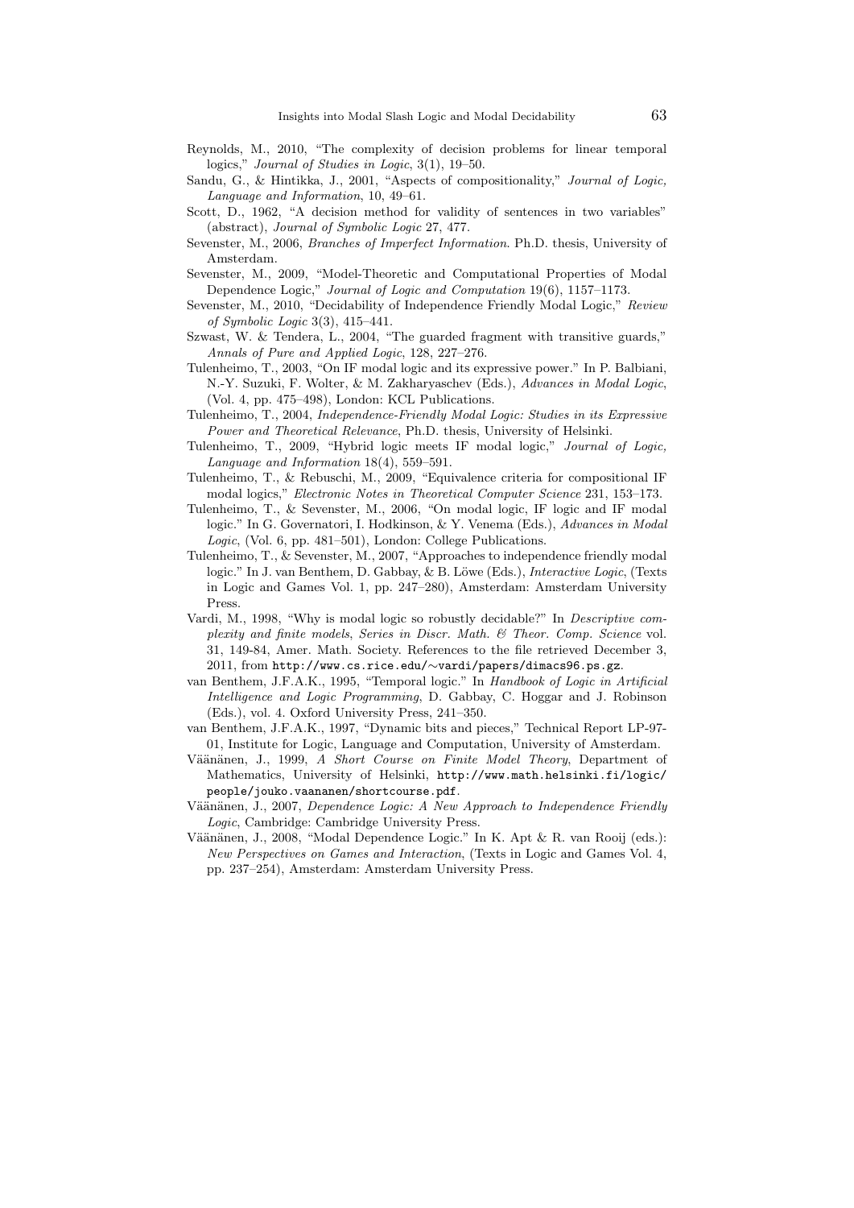Reynolds, M., 2010, "The complexity of decision problems for linear temporal logics," *Journal of Studies in Logic*, 3(1), 19–50.

Sandu, G., & Hintikka, J., 2001, "Aspects of compositionality," *Journal of Logic, Language and Information*, 10, 49–61.

Scott, D., 1962, "A decision method for validity of sentences in two variables" (abstract), *Journal of Symbolic Logic* 27, 477.

Sevenster, M., 2006, *Branches of Imperfect Information*. Ph.D. thesis, University of Amsterdam.

Sevenster, M., 2009, "Model-Theoretic and Computational Properties of Modal Dependence Logic," *Journal of Logic and Computation* 19(6), 1157–1173.

Sevenster, M., 2010, "Decidability of Independence Friendly Modal Logic," *Review of Symbolic Logic* 3(3), 415–441.

Szwast, W. & Tendera, L., 2004, "The guarded fragment with transitive guards," *Annals of Pure and Applied Logic*, 128, 227–276.

Tulenheimo, T., 2003, "On IF modal logic and its expressive power." In P. Balbiani, N.-Y. Suzuki, F. Wolter, & M. Zakharyaschev (Eds.), *Advances in Modal Logic*, (Vol. 4, pp. 475–498), London: KCL Publications.

Tulenheimo, T., 2004, *Independence-Friendly Modal Logic: Studies in its Expressive Power and Theoretical Relevance*, Ph.D. thesis, University of Helsinki.

Tulenheimo, T., 2009, "Hybrid logic meets IF modal logic," *Journal of Logic, Language and Information* 18(4), 559–591.

Tulenheimo, T., & Rebuschi, M., 2009, "Equivalence criteria for compositional IF modal logics," *Electronic Notes in Theoretical Computer Science* 231, 153–173.

Tulenheimo, T., & Sevenster, M., 2006, "On modal logic, IF logic and IF modal logic." In G. Governatori, I. Hodkinson, & Y. Venema (Eds.), *Advances in Modal Logic*, (Vol. 6, pp. 481–501), London: College Publications.

Tulenheimo, T., & Sevenster, M., 2007, "Approaches to independence friendly modal logic." In J. van Benthem, D. Gabbay, & B. Löwe (Eds.), *Interactive Logic*, (Texts in Logic and Games Vol. 1, pp. 247–280), Amsterdam: Amsterdam University Press.

Vardi, M., 1998, "Why is modal logic so robustly decidable?" In *Descriptive complexity and finite models*, *Series in Discr. Math. & Theor. Comp. Science* vol. 31, 149-84, Amer. Math. Society. References to the file retrieved December 3, 2011, from http://www.cs.rice.edu/∼vardi/papers/dimacs96.ps.gz.

van Benthem, J.F.A.K., 1995, "Temporal logic." In *Handbook of Logic in Artificial Intelligence and Logic Programming*, D. Gabbay, C. Hoggar and J. Robinson (Eds.), vol. 4. Oxford University Press, 241–350.

van Benthem, J.F.A.K., 1997, "Dynamic bits and pieces," Technical Report LP-97-01, Institute for Logic, Language and Computation, University of Amsterdam.

Väänänen, J., 1999, *A Short Course on Finite Model Theory*, Department of Mathematics, University of Helsinki, http://www.math.helsinki.fi/logic/people/jouko.vaananen/shortcourse.pdf.

Väänänen, J., 2007, *Dependence Logic: A New Approach to Independence Friendly Logic*, Cambridge: Cambridge University Press.

Väänänen, J., 2008, "Modal Dependence Logic." In K. Apt & R. van Rooij (eds.): *New Perspectives on Games and Interaction*, (Texts in Logic and Games Vol. 4, pp. 237–254), Amsterdam: Amsterdam University Press.